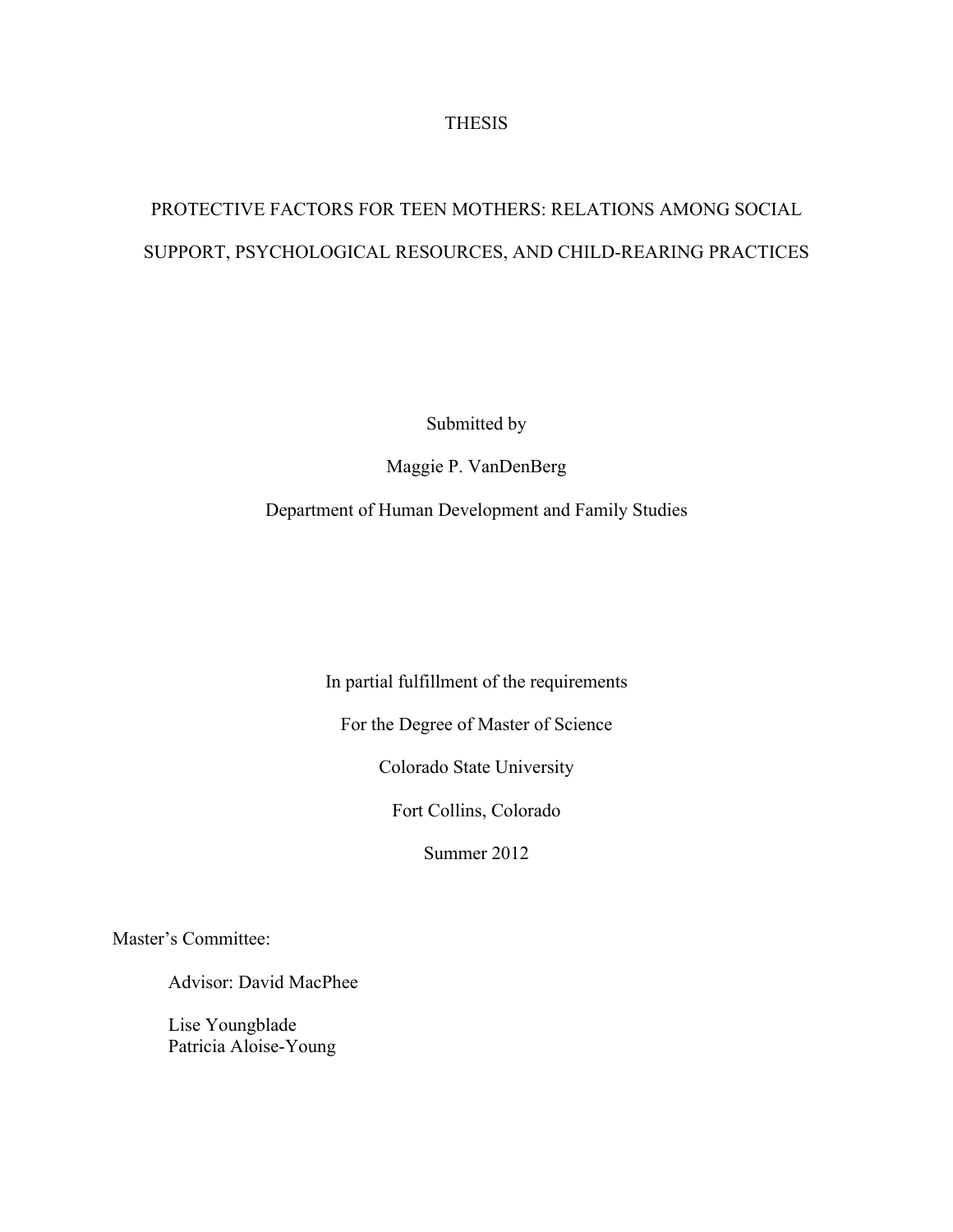THESIS

# PROTECTIVE FACTORS FOR TEEN MOTHERS: RELATIONS AMONG SOCIAL SUPPORT, PSYCHOLOGICAL RESOURCES, AND CHILD-REARING PRACTICES

Submitted by

Maggie P. VanDenBerg

Department of Human Development and Family Studies

In partial fulfillment of the requirements

For the Degree of Master of Science

Colorado State University

Fort Collins, Colorado

Summer 2012

Master's Committee:

Advisor: David MacPhee

Lise Youngblade
Patricia Aloise-Young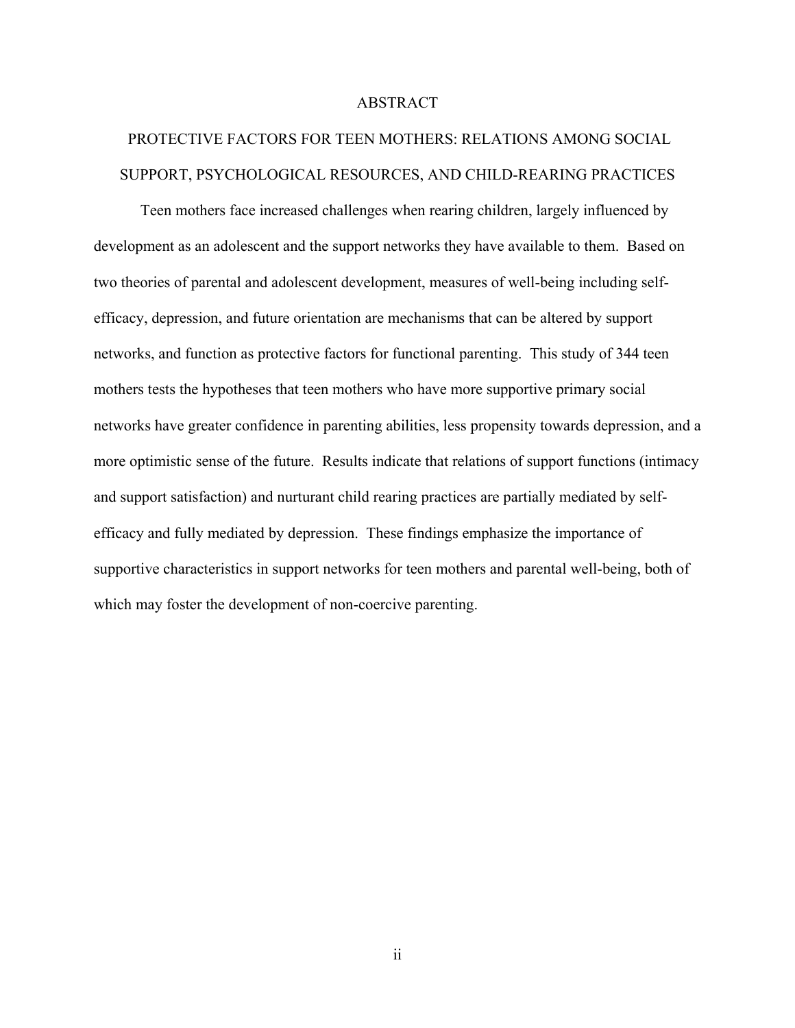# ABSTRACT

## PROTECTIVE FACTORS FOR TEEN MOTHERS: RELATIONS AMONG SOCIAL SUPPORT, PSYCHOLOGICAL RESOURCES, AND CHILD-REARING PRACTICES

Teen mothers face increased challenges when rearing children, largely influenced by development as an adolescent and the support networks they have available to them. Based on two theories of parental and adolescent development, measures of well-being including self-efficacy, depression, and future orientation are mechanisms that can be altered by support networks, and function as protective factors for functional parenting. This study of 344 teen mothers tests the hypotheses that teen mothers who have more supportive primary social networks have greater confidence in parenting abilities, less propensity towards depression, and a more optimistic sense of the future. Results indicate that relations of support functions (intimacy and support satisfaction) and nurturant child rearing practices are partially mediated by self-efficacy and fully mediated by depression. These findings emphasize the importance of supportive characteristics in support networks for teen mothers and parental well-being, both of which may foster the development of non-coercive parenting.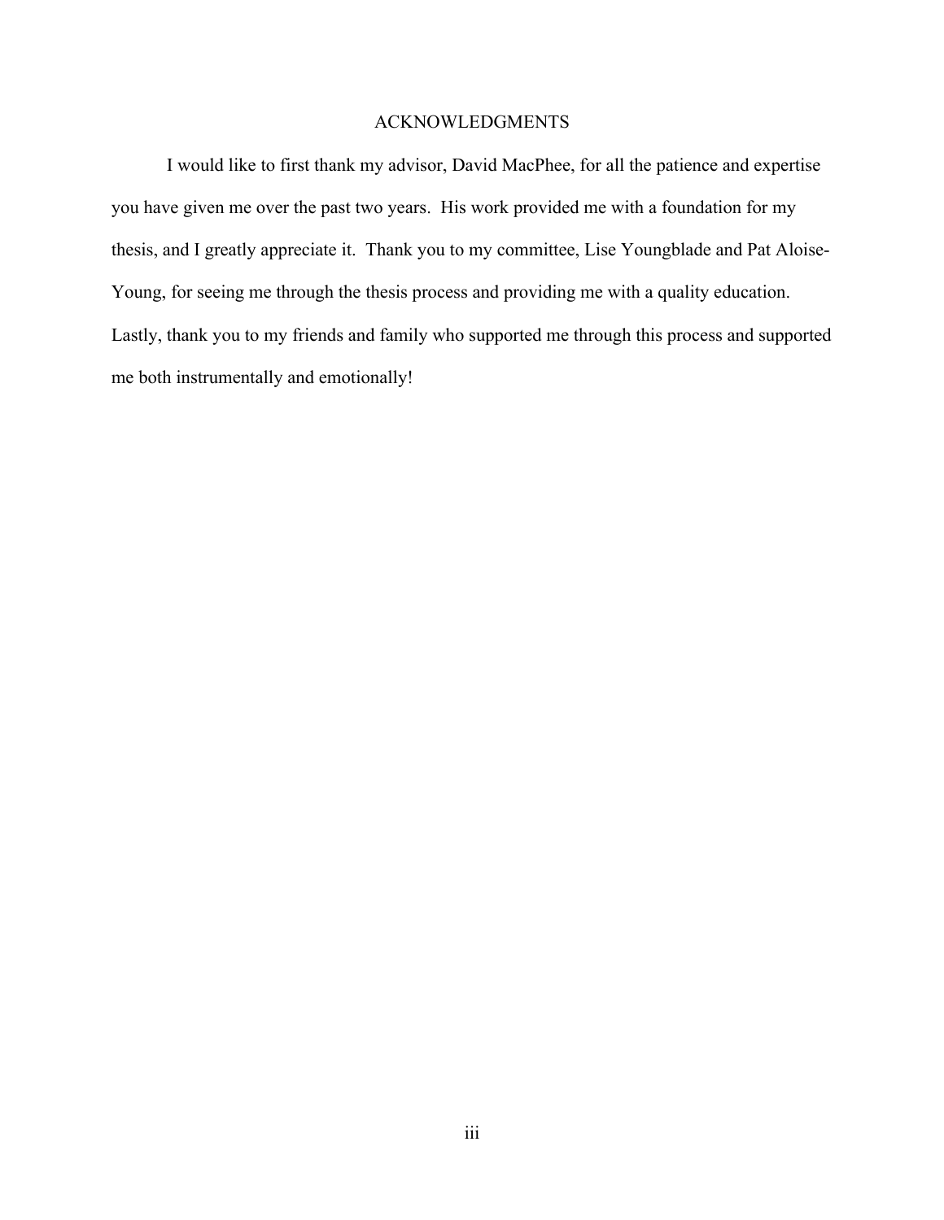# ACKNOWLEDGMENTS

I would like to first thank my advisor, David MacPhee, for all the patience and expertise you have given me over the past two years. His work provided me with a foundation for my thesis, and I greatly appreciate it. Thank you to my committee, Lise Youngblade and Pat Aloise-Young, for seeing me through the thesis process and providing me with a quality education. Lastly, thank you to my friends and family who supported me through this process and supported me both instrumentally and emotionally!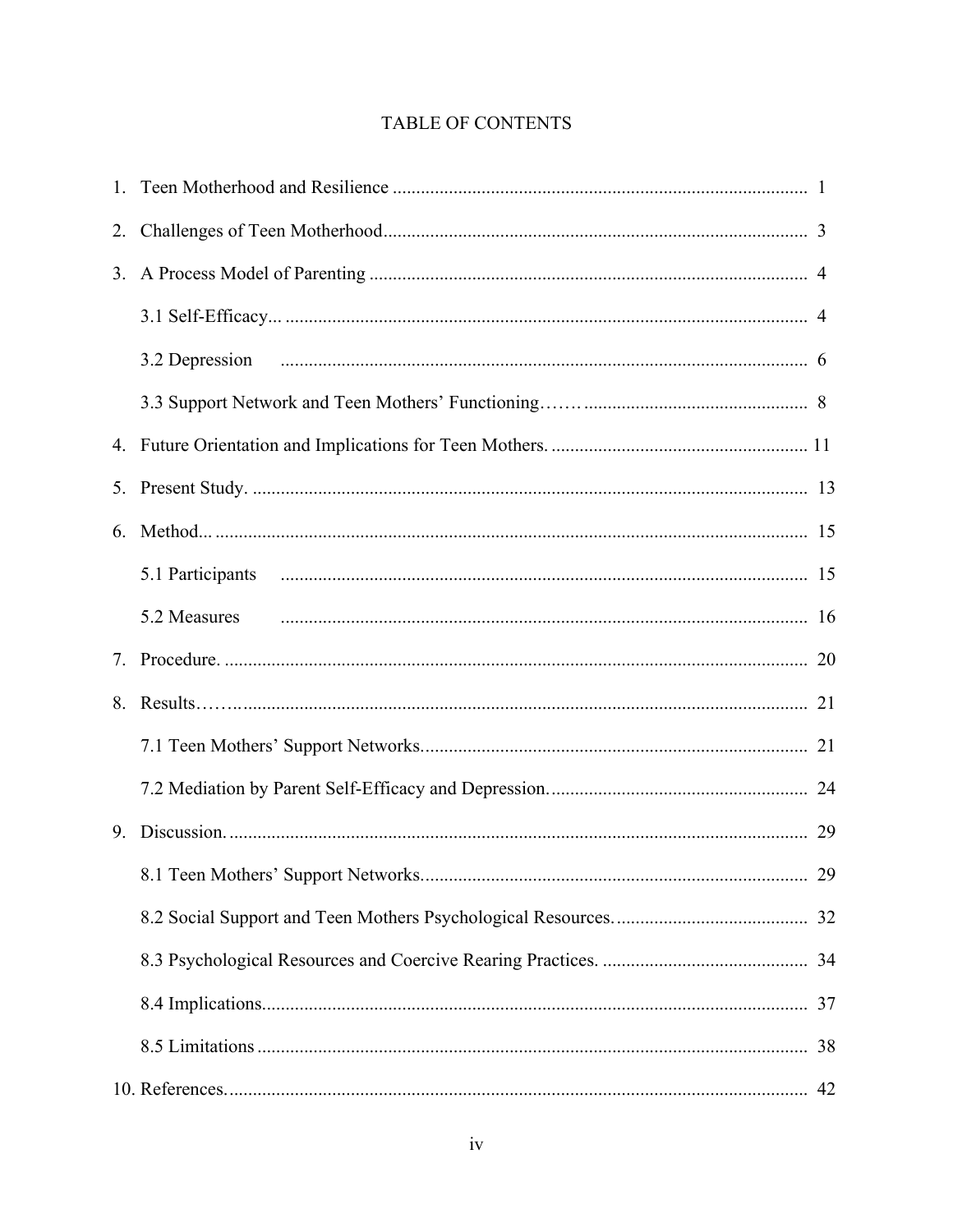# TABLE OF CONTENTS

1. Teen Motherhood and Resilience ........................................................................................ 1
2. Challenges of Teen Motherhood.......................................................................................... 3
3. A Process Model of Parenting ............................................................................................. 4
   3.1 Self-Efficacy... ............................................................................................................... 4
   3.2 Depression ................................................................................................................ 6
   3.3 Support Network and Teen Mothers' Functioning……. ............................................... 8
4. Future Orientation and Implications for Teen Mothers. ...................................................... 11
5. Present Study. ...................................................................................................................... 13
6. Method... .............................................................................................................................. 15
   5.1 Participants ................................................................................................................ 15
   5.2 Measures ................................................................................................................ 16
7. Procedure. ............................................................................................................................ 20
8. Results……......................................................................................................................... 21
   7.1 Teen Mothers' Support Networks.................................................................................. 21
   7.2 Mediation by Parent Self-Efficacy and Depression....................................................... 24
9. Discussion. ........................................................................................................................... 29
   8.1 Teen Mothers' Support Networks.................................................................................. 29
   8.2 Social Support and Teen Mothers Psychological Resources......................................... 32
   8.3 Psychological Resources and Coercive Rearing Practices. ........................................... 34
   8.4 Implications.................................................................................................................... 37
   8.5 Limitations ..................................................................................................................... 38
10. References............................................................................................................................ 42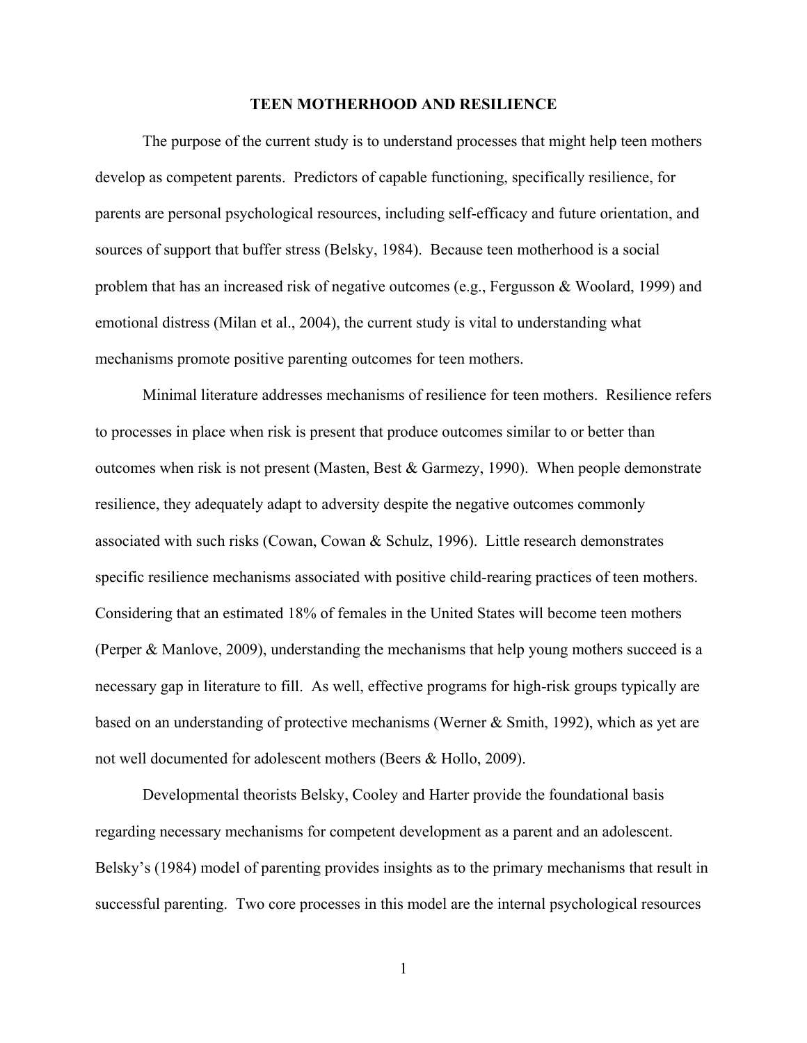# TEEN MOTHERHOOD AND RESILIENCE

The purpose of the current study is to understand processes that might help teen mothers develop as competent parents. Predictors of capable functioning, specifically resilience, for parents are personal psychological resources, including self-efficacy and future orientation, and sources of support that buffer stress (Belsky, 1984). Because teen motherhood is a social problem that has an increased risk of negative outcomes (e.g., Fergusson & Woolard, 1999) and emotional distress (Milan et al., 2004), the current study is vital to understanding what mechanisms promote positive parenting outcomes for teen mothers.

Minimal literature addresses mechanisms of resilience for teen mothers. Resilience refers to processes in place when risk is present that produce outcomes similar to or better than outcomes when risk is not present (Masten, Best & Garmezy, 1990). When people demonstrate resilience, they adequately adapt to adversity despite the negative outcomes commonly associated with such risks (Cowan, Cowan & Schulz, 1996). Little research demonstrates specific resilience mechanisms associated with positive child-rearing practices of teen mothers. Considering that an estimated 18% of females in the United States will become teen mothers (Perper & Manlove, 2009), understanding the mechanisms that help young mothers succeed is a necessary gap in literature to fill. As well, effective programs for high-risk groups typically are based on an understanding of protective mechanisms (Werner & Smith, 1992), which as yet are not well documented for adolescent mothers (Beers & Hollo, 2009).

Developmental theorists Belsky, Cooley and Harter provide the foundational basis regarding necessary mechanisms for competent development as a parent and an adolescent. Belsky's (1984) model of parenting provides insights as to the primary mechanisms that result in successful parenting. Two core processes in this model are the internal psychological resources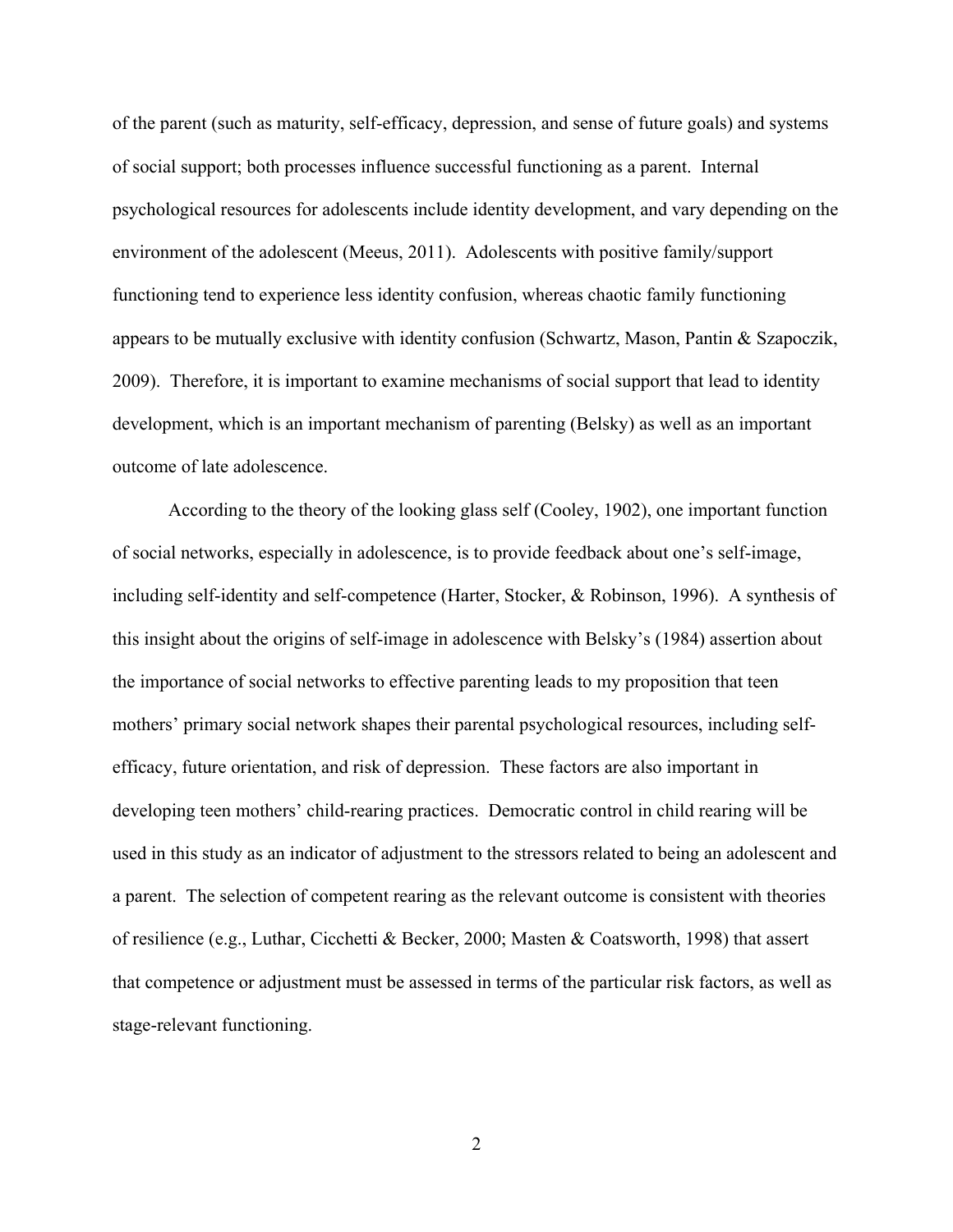of the parent (such as maturity, self-efficacy, depression, and sense of future goals) and systems of social support; both processes influence successful functioning as a parent. Internal psychological resources for adolescents include identity development, and vary depending on the environment of the adolescent (Meeus, 2011). Adolescents with positive family/support functioning tend to experience less identity confusion, whereas chaotic family functioning appears to be mutually exclusive with identity confusion (Schwartz, Mason, Pantin & Szapoczik, 2009). Therefore, it is important to examine mechanisms of social support that lead to identity development, which is an important mechanism of parenting (Belsky) as well as an important outcome of late adolescence.

According to the theory of the looking glass self (Cooley, 1902), one important function of social networks, especially in adolescence, is to provide feedback about one's self-image, including self-identity and self-competence (Harter, Stocker, & Robinson, 1996). A synthesis of this insight about the origins of self-image in adolescence with Belsky's (1984) assertion about the importance of social networks to effective parenting leads to my proposition that teen mothers' primary social network shapes their parental psychological resources, including self-efficacy, future orientation, and risk of depression. These factors are also important in developing teen mothers' child-rearing practices. Democratic control in child rearing will be used in this study as an indicator of adjustment to the stressors related to being an adolescent and a parent. The selection of competent rearing as the relevant outcome is consistent with theories of resilience (e.g., Luthar, Cicchetti & Becker, 2000; Masten & Coatsworth, 1998) that assert that competence or adjustment must be assessed in terms of the particular risk factors, as well as stage-relevant functioning.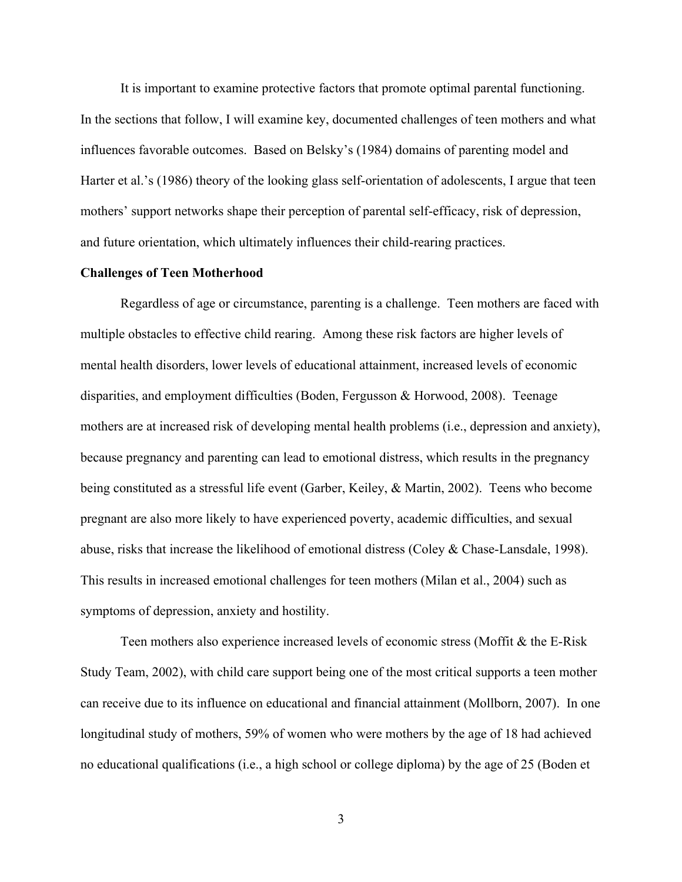It is important to examine protective factors that promote optimal parental functioning. In the sections that follow, I will examine key, documented challenges of teen mothers and what influences favorable outcomes. Based on Belsky's (1984) domains of parenting model and Harter et al.'s (1986) theory of the looking glass self-orientation of adolescents, I argue that teen mothers' support networks shape their perception of parental self-efficacy, risk of depression, and future orientation, which ultimately influences their child-rearing practices.

**Challenges of Teen Motherhood**

Regardless of age or circumstance, parenting is a challenge. Teen mothers are faced with multiple obstacles to effective child rearing. Among these risk factors are higher levels of mental health disorders, lower levels of educational attainment, increased levels of economic disparities, and employment difficulties (Boden, Fergusson & Horwood, 2008). Teenage mothers are at increased risk of developing mental health problems (i.e., depression and anxiety), because pregnancy and parenting can lead to emotional distress, which results in the pregnancy being constituted as a stressful life event (Garber, Keiley, & Martin, 2002). Teens who become pregnant are also more likely to have experienced poverty, academic difficulties, and sexual abuse, risks that increase the likelihood of emotional distress (Coley & Chase-Lansdale, 1998). This results in increased emotional challenges for teen mothers (Milan et al., 2004) such as symptoms of depression, anxiety and hostility.

Teen mothers also experience increased levels of economic stress (Moffit & the E-Risk Study Team, 2002), with child care support being one of the most critical supports a teen mother can receive due to its influence on educational and financial attainment (Mollborn, 2007). In one longitudinal study of mothers, 59% of women who were mothers by the age of 18 had achieved no educational qualifications (i.e., a high school or college diploma) by the age of 25 (Boden et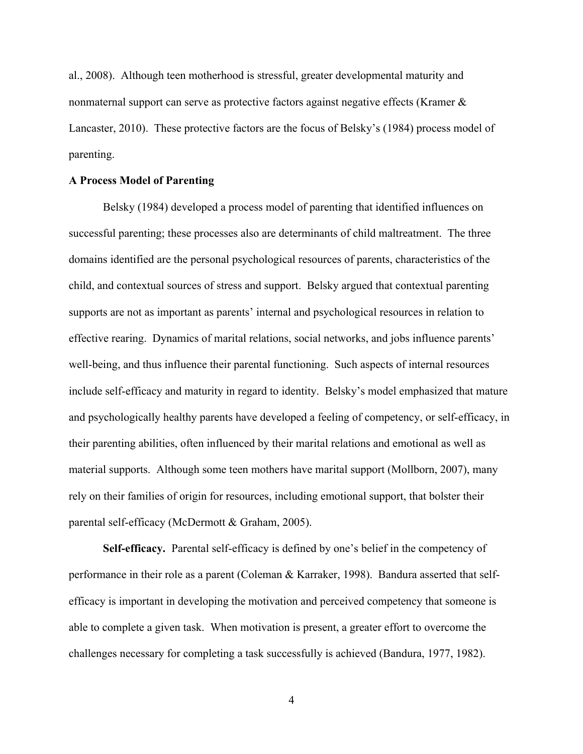al., 2008). Although teen motherhood is stressful, greater developmental maturity and nonmaternal support can serve as protective factors against negative effects (Kramer & Lancaster, 2010). These protective factors are the focus of Belsky's (1984) process model of parenting.

**A Process Model of Parenting**

Belsky (1984) developed a process model of parenting that identified influences on successful parenting; these processes also are determinants of child maltreatment. The three domains identified are the personal psychological resources of parents, characteristics of the child, and contextual sources of stress and support. Belsky argued that contextual parenting supports are not as important as parents' internal and psychological resources in relation to effective rearing. Dynamics of marital relations, social networks, and jobs influence parents' well-being, and thus influence their parental functioning. Such aspects of internal resources include self-efficacy and maturity in regard to identity. Belsky's model emphasized that mature and psychologically healthy parents have developed a feeling of competency, or self-efficacy, in their parenting abilities, often influenced by their marital relations and emotional as well as material supports. Although some teen mothers have marital support (Mollborn, 2007), many rely on their families of origin for resources, including emotional support, that bolster their parental self-efficacy (McDermott & Graham, 2005).

**Self-efficacy.** Parental self-efficacy is defined by one's belief in the competency of performance in their role as a parent (Coleman & Karraker, 1998). Bandura asserted that self-efficacy is important in developing the motivation and perceived competency that someone is able to complete a given task. When motivation is present, a greater effort to overcome the challenges necessary for completing a task successfully is achieved (Bandura, 1977, 1982).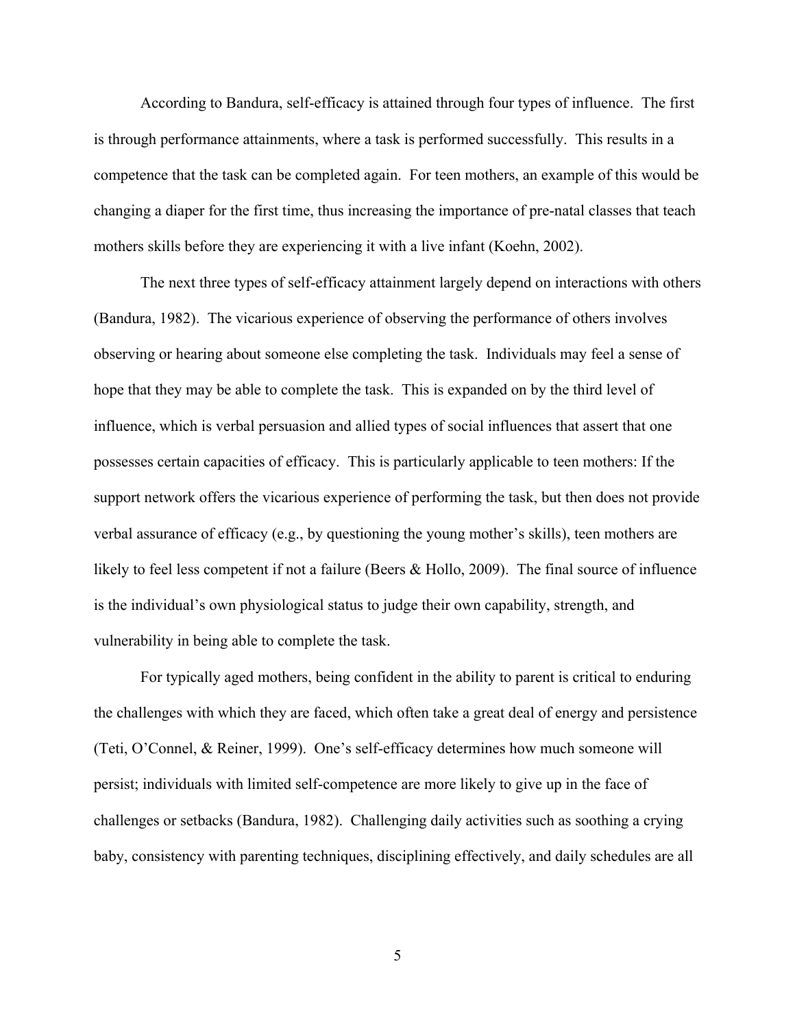According to Bandura, self-efficacy is attained through four types of influence. The first is through performance attainments, where a task is performed successfully. This results in a competence that the task can be completed again. For teen mothers, an example of this would be changing a diaper for the first time, thus increasing the importance of pre-natal classes that teach mothers skills before they are experiencing it with a live infant (Koehn, 2002).

The next three types of self-efficacy attainment largely depend on interactions with others (Bandura, 1982). The vicarious experience of observing the performance of others involves observing or hearing about someone else completing the task. Individuals may feel a sense of hope that they may be able to complete the task. This is expanded on by the third level of influence, which is verbal persuasion and allied types of social influences that assert that one possesses certain capacities of efficacy. This is particularly applicable to teen mothers: If the support network offers the vicarious experience of performing the task, but then does not provide verbal assurance of efficacy (e.g., by questioning the young mother's skills), teen mothers are likely to feel less competent if not a failure (Beers & Hollo, 2009). The final source of influence is the individual's own physiological status to judge their own capability, strength, and vulnerability in being able to complete the task.

For typically aged mothers, being confident in the ability to parent is critical to enduring the challenges with which they are faced, which often take a great deal of energy and persistence (Teti, O'Connel, & Reiner, 1999). One's self-efficacy determines how much someone will persist; individuals with limited self-competence are more likely to give up in the face of challenges or setbacks (Bandura, 1982). Challenging daily activities such as soothing a crying baby, consistency with parenting techniques, disciplining effectively, and daily schedules are all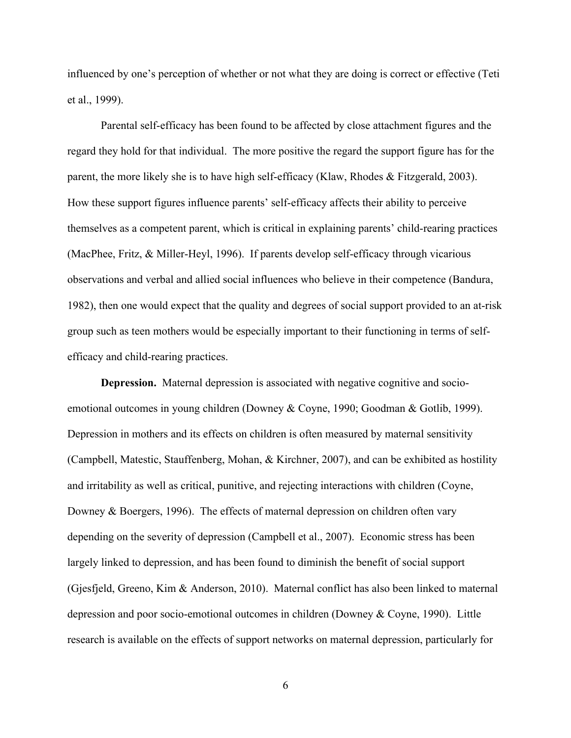influenced by one's perception of whether or not what they are doing is correct or effective (Teti et al., 1999).

Parental self-efficacy has been found to be affected by close attachment figures and the regard they hold for that individual. The more positive the regard the support figure has for the parent, the more likely she is to have high self-efficacy (Klaw, Rhodes & Fitzgerald, 2003). How these support figures influence parents' self-efficacy affects their ability to perceive themselves as a competent parent, which is critical in explaining parents' child-rearing practices (MacPhee, Fritz, & Miller-Heyl, 1996). If parents develop self-efficacy through vicarious observations and verbal and allied social influences who believe in their competence (Bandura, 1982), then one would expect that the quality and degrees of social support provided to an at-risk group such as teen mothers would be especially important to their functioning in terms of self-efficacy and child-rearing practices.

**Depression.** Maternal depression is associated with negative cognitive and socio-emotional outcomes in young children (Downey & Coyne, 1990; Goodman & Gotlib, 1999). Depression in mothers and its effects on children is often measured by maternal sensitivity (Campbell, Matestic, Stauffenberg, Mohan, & Kirchner, 2007), and can be exhibited as hostility and irritability as well as critical, punitive, and rejecting interactions with children (Coyne, Downey & Boergers, 1996). The effects of maternal depression on children often vary depending on the severity of depression (Campbell et al., 2007). Economic stress has been largely linked to depression, and has been found to diminish the benefit of social support (Gjesfjeld, Greeno, Kim & Anderson, 2010). Maternal conflict has also been linked to maternal depression and poor socio-emotional outcomes in children (Downey & Coyne, 1990). Little research is available on the effects of support networks on maternal depression, particularly for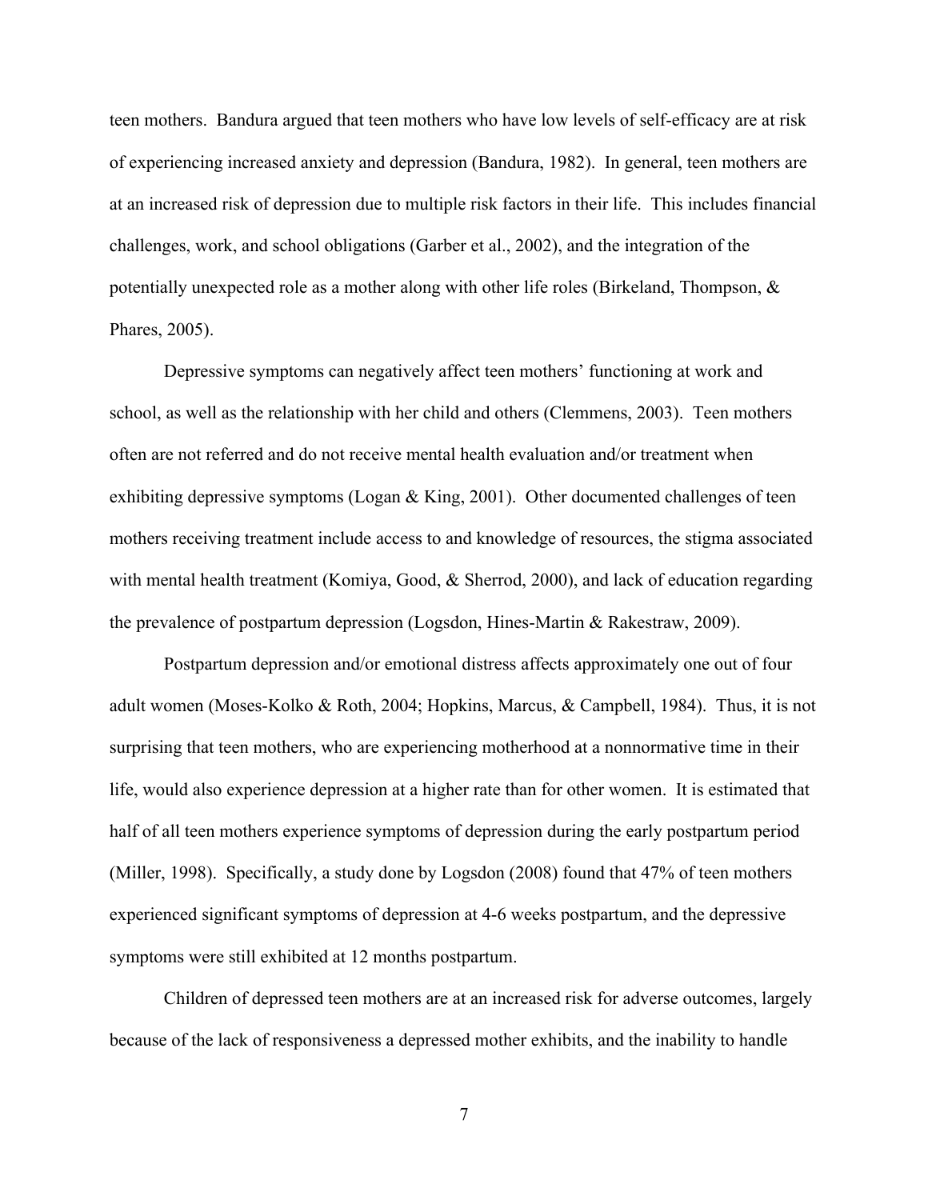teen mothers. Bandura argued that teen mothers who have low levels of self-efficacy are at risk of experiencing increased anxiety and depression (Bandura, 1982). In general, teen mothers are at an increased risk of depression due to multiple risk factors in their life. This includes financial challenges, work, and school obligations (Garber et al., 2002), and the integration of the potentially unexpected role as a mother along with other life roles (Birkeland, Thompson, & Phares, 2005).

Depressive symptoms can negatively affect teen mothers' functioning at work and school, as well as the relationship with her child and others (Clemmens, 2003). Teen mothers often are not referred and do not receive mental health evaluation and/or treatment when exhibiting depressive symptoms (Logan & King, 2001). Other documented challenges of teen mothers receiving treatment include access to and knowledge of resources, the stigma associated with mental health treatment (Komiya, Good, & Sherrod, 2000), and lack of education regarding the prevalence of postpartum depression (Logsdon, Hines-Martin & Rakestraw, 2009).

Postpartum depression and/or emotional distress affects approximately one out of four adult women (Moses-Kolko & Roth, 2004; Hopkins, Marcus, & Campbell, 1984). Thus, it is not surprising that teen mothers, who are experiencing motherhood at a nonnormative time in their life, would also experience depression at a higher rate than for other women. It is estimated that half of all teen mothers experience symptoms of depression during the early postpartum period (Miller, 1998). Specifically, a study done by Logsdon (2008) found that 47% of teen mothers experienced significant symptoms of depression at 4-6 weeks postpartum, and the depressive symptoms were still exhibited at 12 months postpartum.

Children of depressed teen mothers are at an increased risk for adverse outcomes, largely because of the lack of responsiveness a depressed mother exhibits, and the inability to handle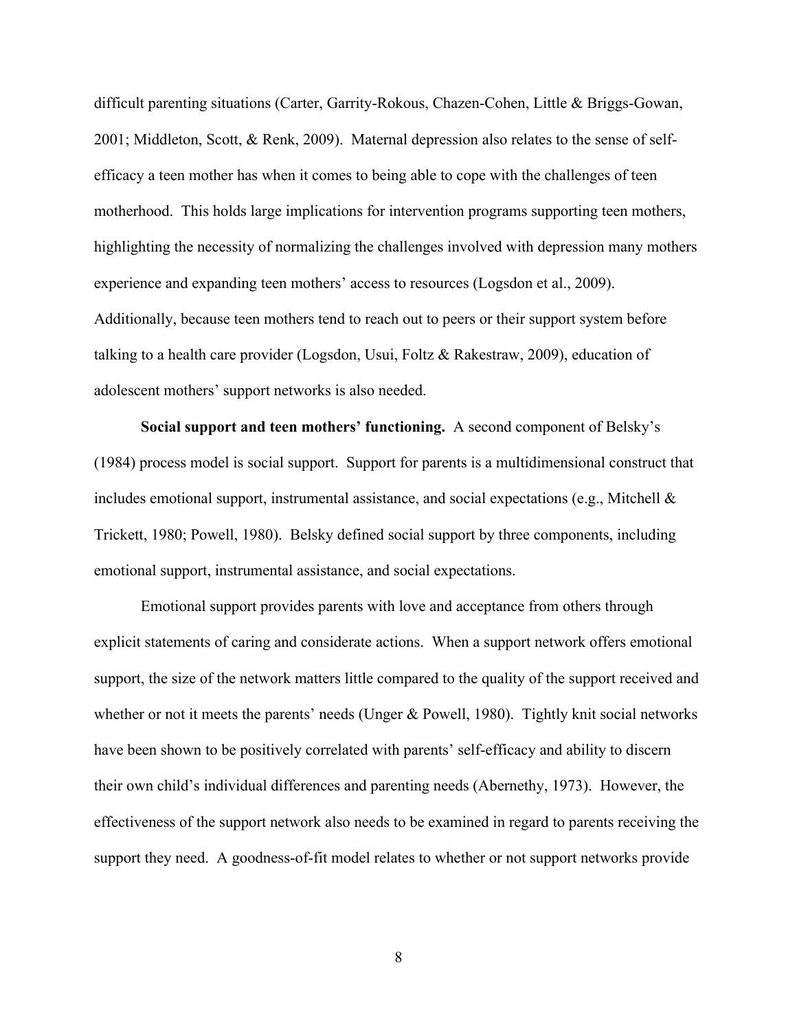difficult parenting situations (Carter, Garrity-Rokous, Chazen-Cohen, Little & Briggs-Gowan, 2001; Middleton, Scott, & Renk, 2009). Maternal depression also relates to the sense of self-efficacy a teen mother has when it comes to being able to cope with the challenges of teen motherhood. This holds large implications for intervention programs supporting teen mothers, highlighting the necessity of normalizing the challenges involved with depression many mothers experience and expanding teen mothers' access to resources (Logsdon et al., 2009). Additionally, because teen mothers tend to reach out to peers or their support system before talking to a health care provider (Logsdon, Usui, Foltz & Rakestraw, 2009), education of adolescent mothers' support networks is also needed.

**Social support and teen mothers' functioning.** A second component of Belsky's (1984) process model is social support. Support for parents is a multidimensional construct that includes emotional support, instrumental assistance, and social expectations (e.g., Mitchell & Trickett, 1980; Powell, 1980). Belsky defined social support by three components, including emotional support, instrumental assistance, and social expectations.

Emotional support provides parents with love and acceptance from others through explicit statements of caring and considerate actions. When a support network offers emotional support, the size of the network matters little compared to the quality of the support received and whether or not it meets the parents' needs (Unger & Powell, 1980). Tightly knit social networks have been shown to be positively correlated with parents' self-efficacy and ability to discern their own child's individual differences and parenting needs (Abernethy, 1973). However, the effectiveness of the support network also needs to be examined in regard to parents receiving the support they need. A goodness-of-fit model relates to whether or not support networks provide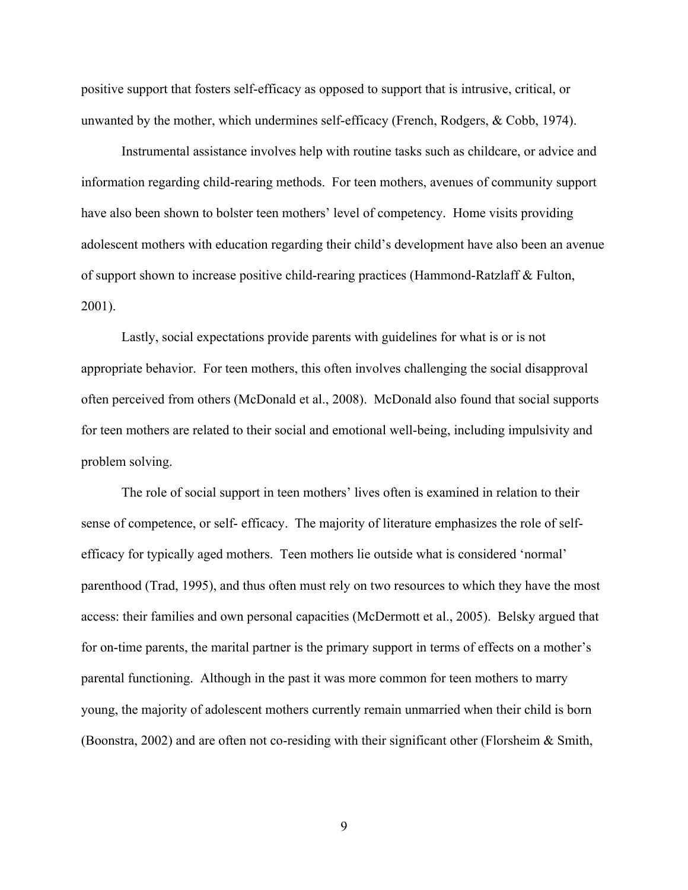positive support that fosters self-efficacy as opposed to support that is intrusive, critical, or unwanted by the mother, which undermines self-efficacy (French, Rodgers, & Cobb, 1974).

Instrumental assistance involves help with routine tasks such as childcare, or advice and information regarding child-rearing methods. For teen mothers, avenues of community support have also been shown to bolster teen mothers' level of competency. Home visits providing adolescent mothers with education regarding their child's development have also been an avenue of support shown to increase positive child-rearing practices (Hammond-Ratzlaff & Fulton, 2001).

Lastly, social expectations provide parents with guidelines for what is or is not appropriate behavior. For teen mothers, this often involves challenging the social disapproval often perceived from others (McDonald et al., 2008). McDonald also found that social supports for teen mothers are related to their social and emotional well-being, including impulsivity and problem solving.

The role of social support in teen mothers' lives often is examined in relation to their sense of competence, or self- efficacy. The majority of literature emphasizes the role of self-efficacy for typically aged mothers. Teen mothers lie outside what is considered 'normal' parenthood (Trad, 1995), and thus often must rely on two resources to which they have the most access: their families and own personal capacities (McDermott et al., 2005). Belsky argued that for on-time parents, the marital partner is the primary support in terms of effects on a mother's parental functioning. Although in the past it was more common for teen mothers to marry young, the majority of adolescent mothers currently remain unmarried when their child is born (Boonstra, 2002) and are often not co-residing with their significant other (Florsheim & Smith,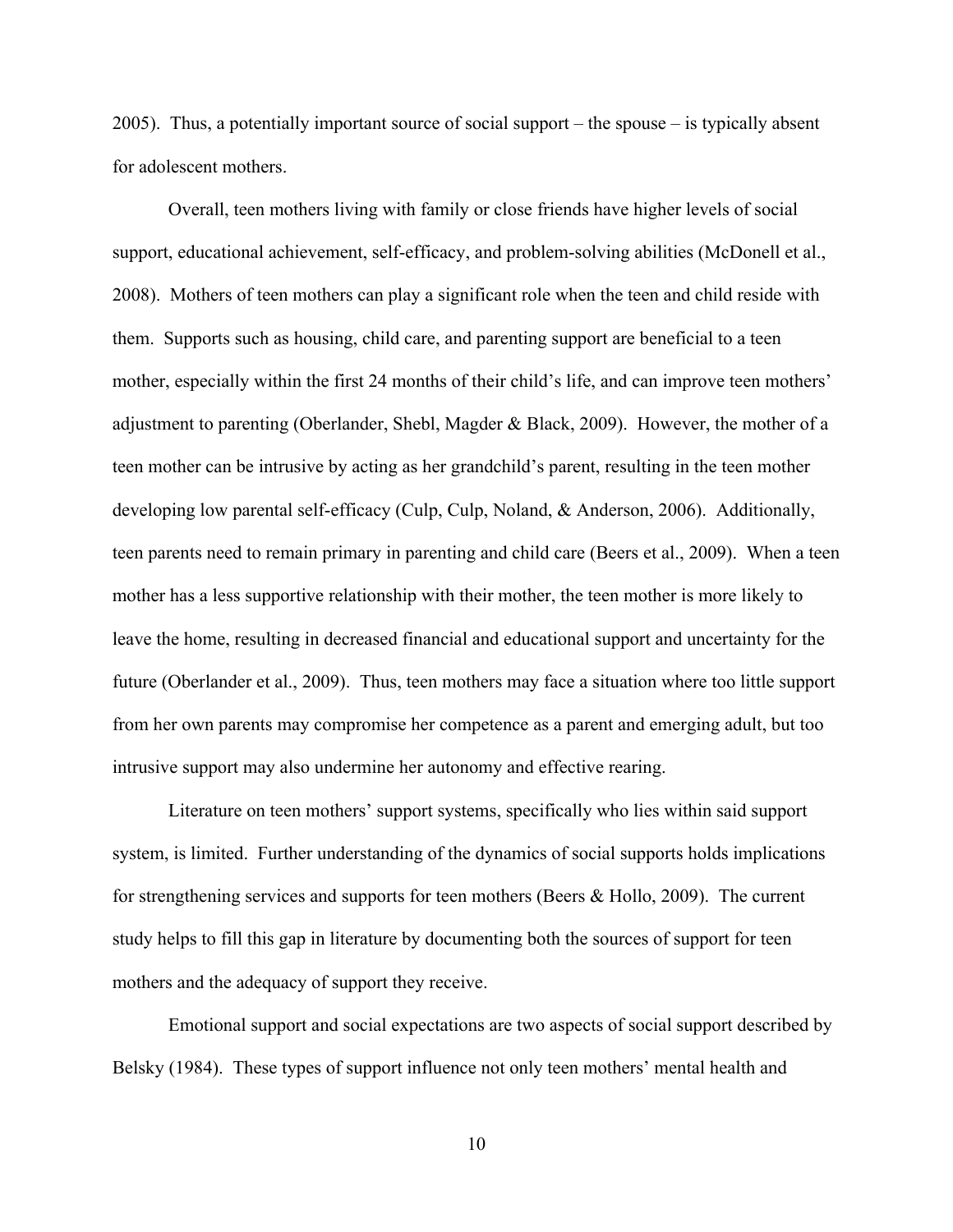2005). Thus, a potentially important source of social support – the spouse – is typically absent for adolescent mothers.

Overall, teen mothers living with family or close friends have higher levels of social support, educational achievement, self-efficacy, and problem-solving abilities (McDonell et al., 2008). Mothers of teen mothers can play a significant role when the teen and child reside with them. Supports such as housing, child care, and parenting support are beneficial to a teen mother, especially within the first 24 months of their child's life, and can improve teen mothers' adjustment to parenting (Oberlander, Shebl, Magder & Black, 2009). However, the mother of a teen mother can be intrusive by acting as her grandchild's parent, resulting in the teen mother developing low parental self-efficacy (Culp, Culp, Noland, & Anderson, 2006). Additionally, teen parents need to remain primary in parenting and child care (Beers et al., 2009). When a teen mother has a less supportive relationship with their mother, the teen mother is more likely to leave the home, resulting in decreased financial and educational support and uncertainty for the future (Oberlander et al., 2009). Thus, teen mothers may face a situation where too little support from her own parents may compromise her competence as a parent and emerging adult, but too intrusive support may also undermine her autonomy and effective rearing.

Literature on teen mothers' support systems, specifically who lies within said support system, is limited. Further understanding of the dynamics of social supports holds implications for strengthening services and supports for teen mothers (Beers & Hollo, 2009). The current study helps to fill this gap in literature by documenting both the sources of support for teen mothers and the adequacy of support they receive.

Emotional support and social expectations are two aspects of social support described by Belsky (1984). These types of support influence not only teen mothers' mental health and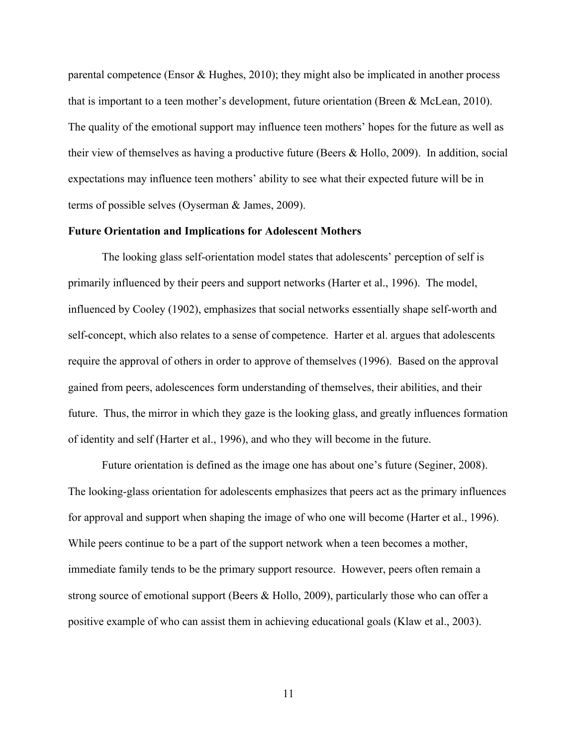parental competence (Ensor & Hughes, 2010); they might also be implicated in another process that is important to a teen mother's development, future orientation (Breen & McLean, 2010). The quality of the emotional support may influence teen mothers' hopes for the future as well as their view of themselves as having a productive future (Beers & Hollo, 2009). In addition, social expectations may influence teen mothers' ability to see what their expected future will be in terms of possible selves (Oyserman & James, 2009).

**Future Orientation and Implications for Adolescent Mothers**

The looking glass self-orientation model states that adolescents' perception of self is primarily influenced by their peers and support networks (Harter et al., 1996). The model, influenced by Cooley (1902), emphasizes that social networks essentially shape self-worth and self-concept, which also relates to a sense of competence. Harter et al. argues that adolescents require the approval of others in order to approve of themselves (1996). Based on the approval gained from peers, adolescences form understanding of themselves, their abilities, and their future. Thus, the mirror in which they gaze is the looking glass, and greatly influences formation of identity and self (Harter et al., 1996), and who they will become in the future.

Future orientation is defined as the image one has about one's future (Seginer, 2008). The looking-glass orientation for adolescents emphasizes that peers act as the primary influences for approval and support when shaping the image of who one will become (Harter et al., 1996). While peers continue to be a part of the support network when a teen becomes a mother, immediate family tends to be the primary support resource. However, peers often remain a strong source of emotional support (Beers & Hollo, 2009), particularly those who can offer a positive example of who can assist them in achieving educational goals (Klaw et al., 2003).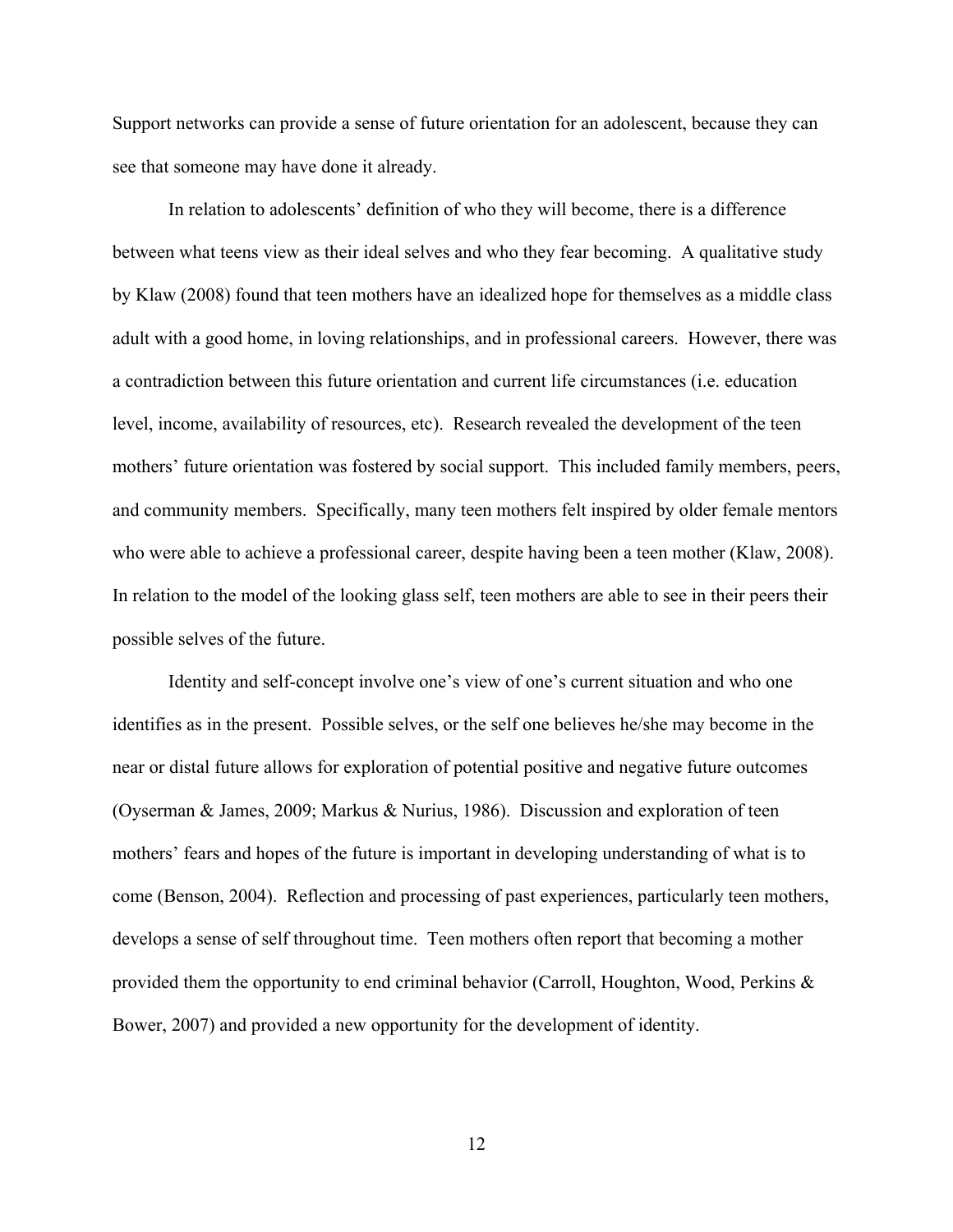Support networks can provide a sense of future orientation for an adolescent, because they can see that someone may have done it already.

In relation to adolescents' definition of who they will become, there is a difference between what teens view as their ideal selves and who they fear becoming. A qualitative study by Klaw (2008) found that teen mothers have an idealized hope for themselves as a middle class adult with a good home, in loving relationships, and in professional careers. However, there was a contradiction between this future orientation and current life circumstances (i.e. education level, income, availability of resources, etc). Research revealed the development of the teen mothers' future orientation was fostered by social support. This included family members, peers, and community members. Specifically, many teen mothers felt inspired by older female mentors who were able to achieve a professional career, despite having been a teen mother (Klaw, 2008). In relation to the model of the looking glass self, teen mothers are able to see in their peers their possible selves of the future.

Identity and self-concept involve one's view of one's current situation and who one identifies as in the present. Possible selves, or the self one believes he/she may become in the near or distal future allows for exploration of potential positive and negative future outcomes (Oyserman & James, 2009; Markus & Nurius, 1986). Discussion and exploration of teen mothers' fears and hopes of the future is important in developing understanding of what is to come (Benson, 2004). Reflection and processing of past experiences, particularly teen mothers, develops a sense of self throughout time. Teen mothers often report that becoming a mother provided them the opportunity to end criminal behavior (Carroll, Houghton, Wood, Perkins & Bower, 2007) and provided a new opportunity for the development of identity.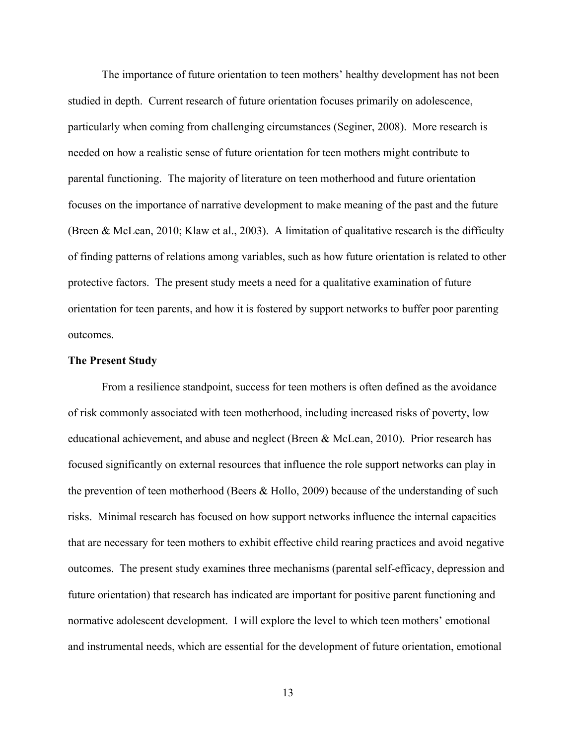The importance of future orientation to teen mothers' healthy development has not been studied in depth. Current research of future orientation focuses primarily on adolescence, particularly when coming from challenging circumstances (Seginer, 2008). More research is needed on how a realistic sense of future orientation for teen mothers might contribute to parental functioning. The majority of literature on teen motherhood and future orientation focuses on the importance of narrative development to make meaning of the past and the future (Breen & McLean, 2010; Klaw et al., 2003). A limitation of qualitative research is the difficulty of finding patterns of relations among variables, such as how future orientation is related to other protective factors. The present study meets a need for a qualitative examination of future orientation for teen parents, and how it is fostered by support networks to buffer poor parenting outcomes.

**The Present Study**

From a resilience standpoint, success for teen mothers is often defined as the avoidance of risk commonly associated with teen motherhood, including increased risks of poverty, low educational achievement, and abuse and neglect (Breen & McLean, 2010). Prior research has focused significantly on external resources that influence the role support networks can play in the prevention of teen motherhood (Beers & Hollo, 2009) because of the understanding of such risks. Minimal research has focused on how support networks influence the internal capacities that are necessary for teen mothers to exhibit effective child rearing practices and avoid negative outcomes. The present study examines three mechanisms (parental self-efficacy, depression and future orientation) that research has indicated are important for positive parent functioning and normative adolescent development. I will explore the level to which teen mothers' emotional and instrumental needs, which are essential for the development of future orientation, emotional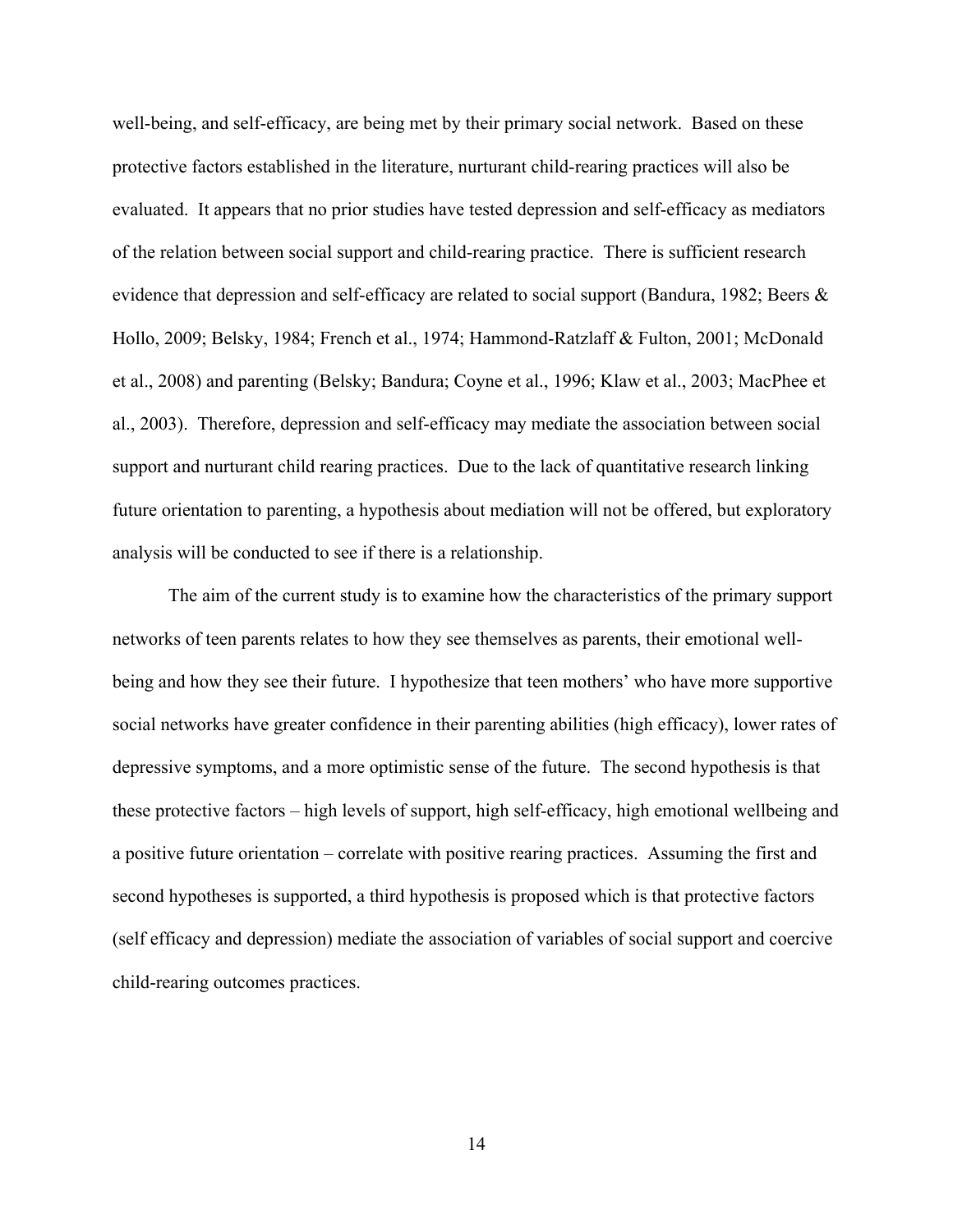well-being, and self-efficacy, are being met by their primary social network. Based on these protective factors established in the literature, nurturant child-rearing practices will also be evaluated. It appears that no prior studies have tested depression and self-efficacy as mediators of the relation between social support and child-rearing practice. There is sufficient research evidence that depression and self-efficacy are related to social support (Bandura, 1982; Beers & Hollo, 2009; Belsky, 1984; French et al., 1974; Hammond-Ratzlaff & Fulton, 2001; McDonald et al., 2008) and parenting (Belsky; Bandura; Coyne et al., 1996; Klaw et al., 2003; MacPhee et al., 2003). Therefore, depression and self-efficacy may mediate the association between social support and nurturant child rearing practices. Due to the lack of quantitative research linking future orientation to parenting, a hypothesis about mediation will not be offered, but exploratory analysis will be conducted to see if there is a relationship.

The aim of the current study is to examine how the characteristics of the primary support networks of teen parents relates to how they see themselves as parents, their emotional well-being and how they see their future. I hypothesize that teen mothers' who have more supportive social networks have greater confidence in their parenting abilities (high efficacy), lower rates of depressive symptoms, and a more optimistic sense of the future. The second hypothesis is that these protective factors – high levels of support, high self-efficacy, high emotional wellbeing and a positive future orientation – correlate with positive rearing practices. Assuming the first and second hypotheses is supported, a third hypothesis is proposed which is that protective factors (self efficacy and depression) mediate the association of variables of social support and coercive child-rearing outcomes practices.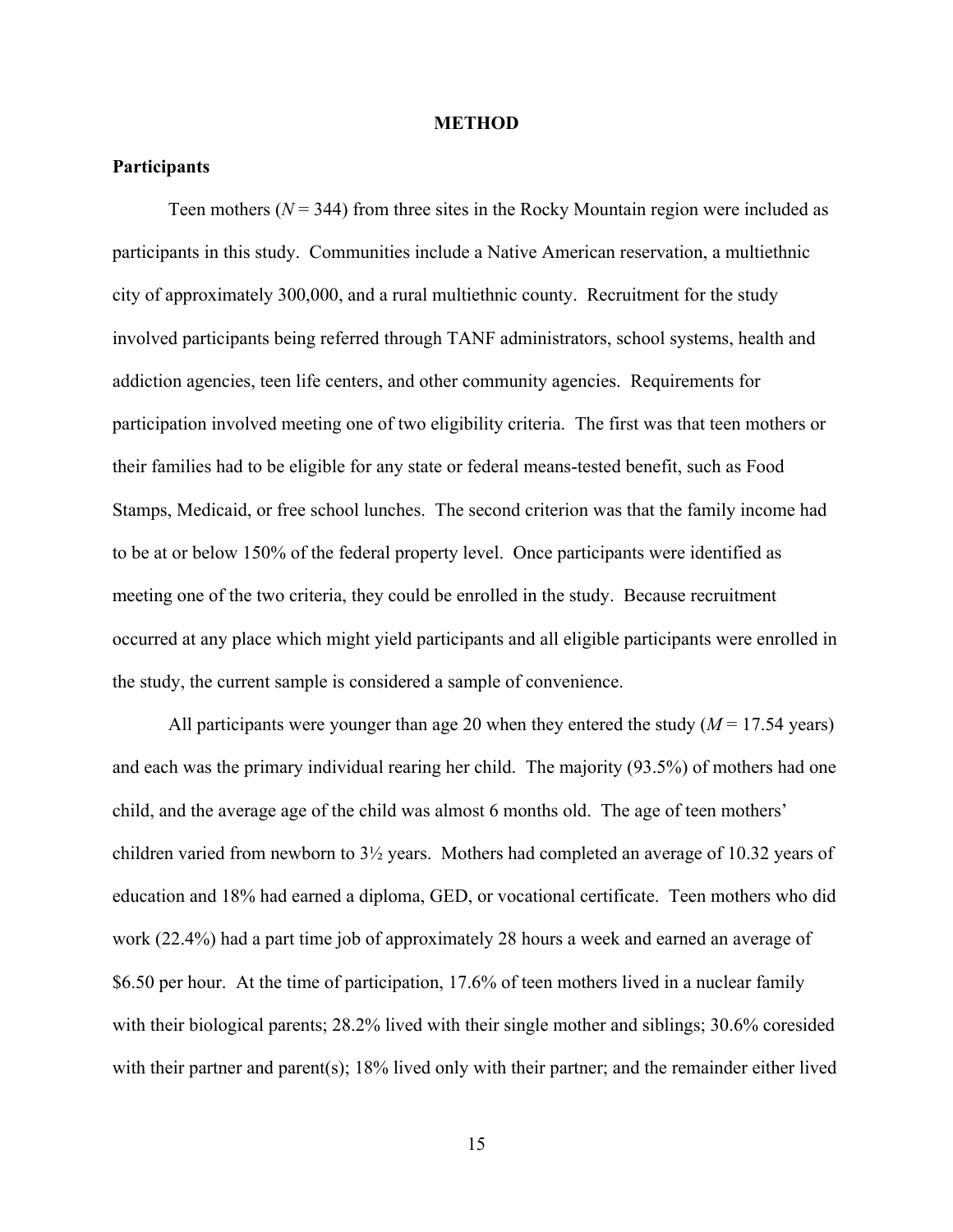# METHOD

## Participants

Teen mothers ($N$ = 344) from three sites in the Rocky Mountain region were included as participants in this study. Communities include a Native American reservation, a multiethnic city of approximately 300,000, and a rural multiethnic county. Recruitment for the study involved participants being referred through TANF administrators, school systems, health and addiction agencies, teen life centers, and other community agencies. Requirements for participation involved meeting one of two eligibility criteria. The first was that teen mothers or their families had to be eligible for any state or federal means-tested benefit, such as Food Stamps, Medicaid, or free school lunches. The second criterion was that the family income had to be at or below 150% of the federal property level. Once participants were identified as meeting one of the two criteria, they could be enrolled in the study. Because recruitment occurred at any place which might yield participants and all eligible participants were enrolled in the study, the current sample is considered a sample of convenience.

All participants were younger than age 20 when they entered the study ($M$ = 17.54 years) and each was the primary individual rearing her child. The majority (93.5%) of mothers had one child, and the average age of the child was almost 6 months old. The age of teen mothers' children varied from newborn to 3½ years. Mothers had completed an average of 10.32 years of education and 18% had earned a diploma, GED, or vocational certificate. Teen mothers who did work (22.4%) had a part time job of approximately 28 hours a week and earned an average of $6.50 per hour. At the time of participation, 17.6% of teen mothers lived in a nuclear family with their biological parents; 28.2% lived with their single mother and siblings; 30.6% coresided with their partner and parent(s); 18% lived only with their partner; and the remainder either lived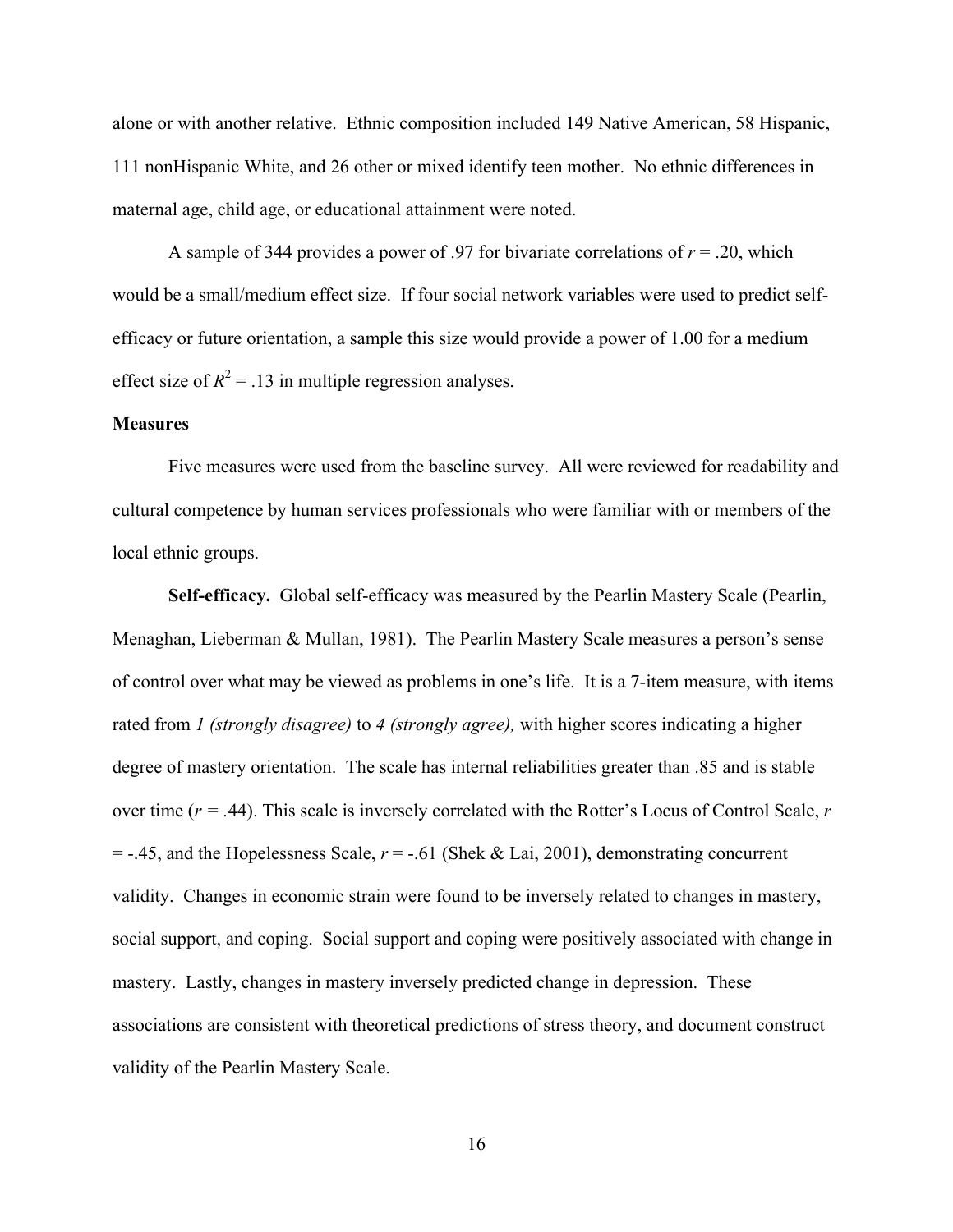alone or with another relative. Ethnic composition included 149 Native American, 58 Hispanic, 111 nonHispanic White, and 26 other or mixed identify teen mother. No ethnic differences in maternal age, child age, or educational attainment were noted.

A sample of 344 provides a power of .97 for bivariate correlations of $r = .20$, which would be a small/medium effect size. If four social network variables were used to predict self-efficacy or future orientation, a sample this size would provide a power of 1.00 for a medium effect size of $R^2 = .13$ in multiple regression analyses.

**Measures**

Five measures were used from the baseline survey. All were reviewed for readability and cultural competence by human services professionals who were familiar with or members of the local ethnic groups.

**Self-efficacy.** Global self-efficacy was measured by the Pearlin Mastery Scale (Pearlin, Menaghan, Lieberman & Mullan, 1981). The Pearlin Mastery Scale measures a person's sense of control over what may be viewed as problems in one's life. It is a 7-item measure, with items rated from *1 (strongly disagree)* to *4 (strongly agree),* with higher scores indicating a higher degree of mastery orientation. The scale has internal reliabilities greater than .85 and is stable over time ($r = .44$). This scale is inversely correlated with the Rotter's Locus of Control Scale, $r = -.45$, and the Hopelessness Scale, $r = -.61$ (Shek & Lai, 2001), demonstrating concurrent validity. Changes in economic strain were found to be inversely related to changes in mastery, social support, and coping. Social support and coping were positively associated with change in mastery. Lastly, changes in mastery inversely predicted change in depression. These associations are consistent with theoretical predictions of stress theory, and document construct validity of the Pearlin Mastery Scale.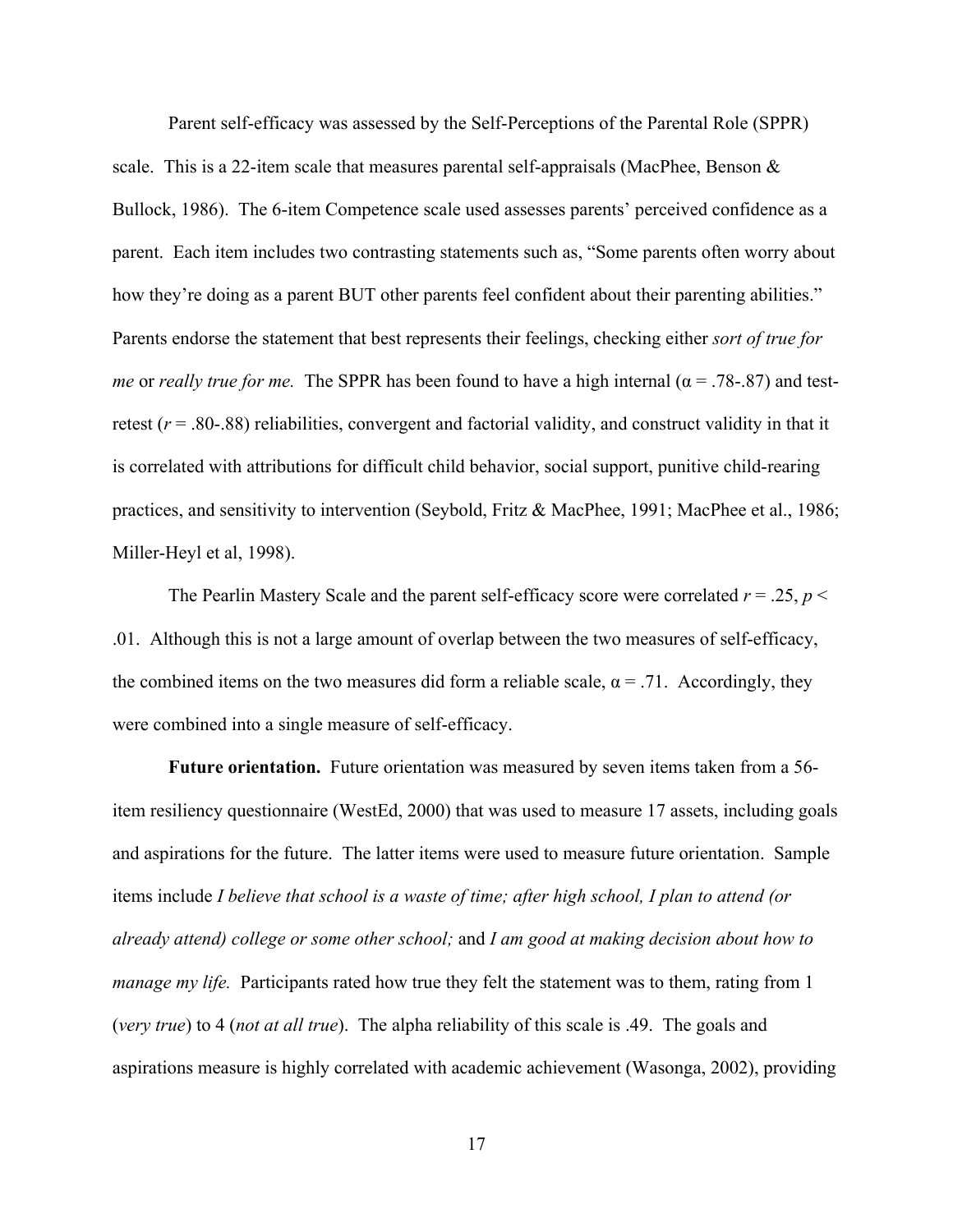Parent self-efficacy was assessed by the Self-Perceptions of the Parental Role (SPPR) scale. This is a 22-item scale that measures parental self-appraisals (MacPhee, Benson & Bullock, 1986). The 6-item Competence scale used assesses parents' perceived confidence as a parent. Each item includes two contrasting statements such as, "Some parents often worry about how they're doing as a parent BUT other parents feel confident about their parenting abilities." Parents endorse the statement that best represents their feelings, checking either *sort of true for me* or *really true for me.* The SPPR has been found to have a high internal ($\alpha$ = .78-.87) and test-retest ($r$ = .80-.88) reliabilities, convergent and factorial validity, and construct validity in that it is correlated with attributions for difficult child behavior, social support, punitive child-rearing practices, and sensitivity to intervention (Seybold, Fritz & MacPhee, 1991; MacPhee et al., 1986; Miller-Heyl et al, 1998).

The Pearlin Mastery Scale and the parent self-efficacy score were correlated $r = .25$, $p < .01$. Although this is not a large amount of overlap between the two measures of self-efficacy, the combined items on the two measures did form a reliable scale, $\alpha = .71$. Accordingly, they were combined into a single measure of self-efficacy.

**Future orientation.** Future orientation was measured by seven items taken from a 56-item resiliency questionnaire (WestEd, 2000) that was used to measure 17 assets, including goals and aspirations for the future. The latter items were used to measure future orientation. Sample items include *I believe that school is a waste of time; after high school, I plan to attend (or already attend) college or some other school;* and *I am good at making decision about how to manage my life.* Participants rated how true they felt the statement was to them, rating from 1 (*very true*) to 4 (*not at all true*). The alpha reliability of this scale is .49. The goals and aspirations measure is highly correlated with academic achievement (Wasonga, 2002), providing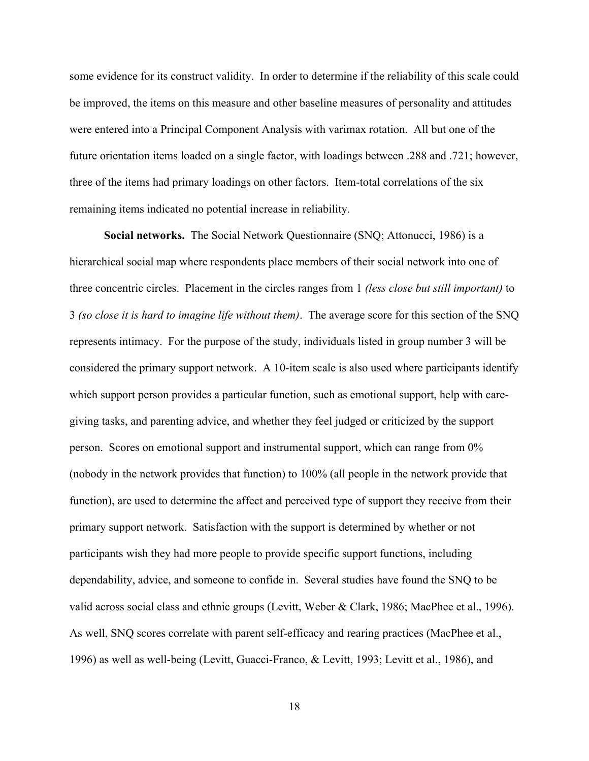some evidence for its construct validity. In order to determine if the reliability of this scale could be improved, the items on this measure and other baseline measures of personality and attitudes were entered into a Principal Component Analysis with varimax rotation. All but one of the future orientation items loaded on a single factor, with loadings between .288 and .721; however, three of the items had primary loadings on other factors. Item-total correlations of the six remaining items indicated no potential increase in reliability.

**Social networks.** The Social Network Questionnaire (SNQ; Attonucci, 1986) is a hierarchical social map where respondents place members of their social network into one of three concentric circles. Placement in the circles ranges from 1 *(less close but still important)* to 3 *(so close it is hard to imagine life without them)*. The average score for this section of the SNQ represents intimacy. For the purpose of the study, individuals listed in group number 3 will be considered the primary support network. A 10-item scale is also used where participants identify which support person provides a particular function, such as emotional support, help with care-giving tasks, and parenting advice, and whether they feel judged or criticized by the support person. Scores on emotional support and instrumental support, which can range from 0% (nobody in the network provides that function) to 100% (all people in the network provide that function), are used to determine the affect and perceived type of support they receive from their primary support network. Satisfaction with the support is determined by whether or not participants wish they had more people to provide specific support functions, including dependability, advice, and someone to confide in. Several studies have found the SNQ to be valid across social class and ethnic groups (Levitt, Weber & Clark, 1986; MacPhee et al., 1996). As well, SNQ scores correlate with parent self-efficacy and rearing practices (MacPhee et al., 1996) as well as well-being (Levitt, Guacci-Franco, & Levitt, 1993; Levitt et al., 1986), and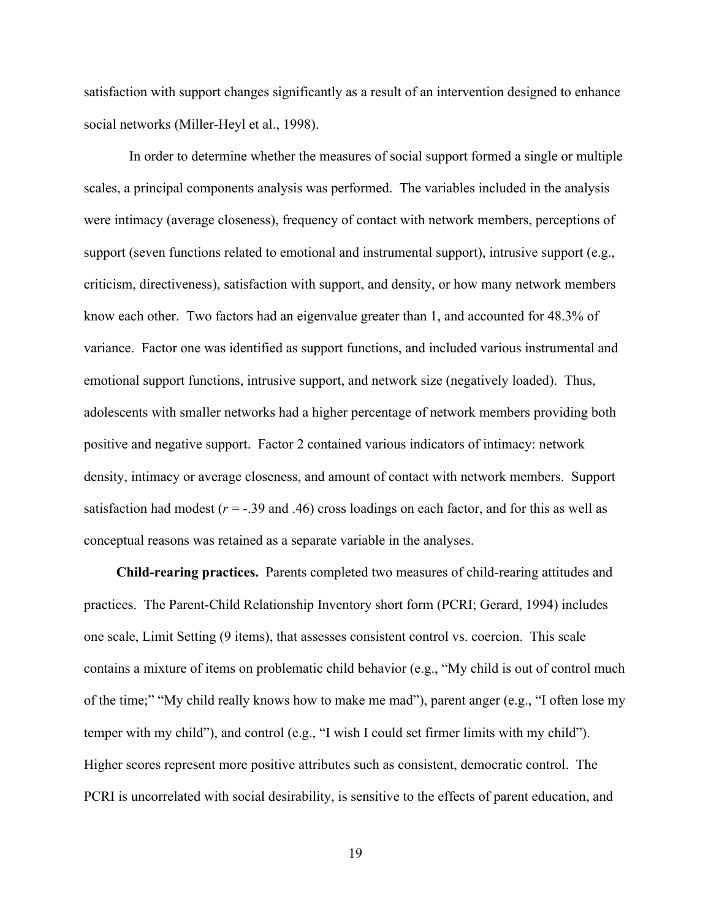satisfaction with support changes significantly as a result of an intervention designed to enhance social networks (Miller-Heyl et al., 1998).

In order to determine whether the measures of social support formed a single or multiple scales, a principal components analysis was performed. The variables included in the analysis were intimacy (average closeness), frequency of contact with network members, perceptions of support (seven functions related to emotional and instrumental support), intrusive support (e.g., criticism, directiveness), satisfaction with support, and density, or how many network members know each other. Two factors had an eigenvalue greater than 1, and accounted for 48.3% of variance. Factor one was identified as support functions, and included various instrumental and emotional support functions, intrusive support, and network size (negatively loaded). Thus, adolescents with smaller networks had a higher percentage of network members providing both positive and negative support. Factor 2 contained various indicators of intimacy: network density, intimacy or average closeness, and amount of contact with network members. Support satisfaction had modest ($r$ = -.39 and .46) cross loadings on each factor, and for this as well as conceptual reasons was retained as a separate variable in the analyses.

**Child-rearing practices.** Parents completed two measures of child-rearing attitudes and practices. The Parent-Child Relationship Inventory short form (PCRI; Gerard, 1994) includes one scale, Limit Setting (9 items), that assesses consistent control vs. coercion. This scale contains a mixture of items on problematic child behavior (e.g., "My child is out of control much of the time;" "My child really knows how to make me mad"), parent anger (e.g., "I often lose my temper with my child"), and control (e.g., "I wish I could set firmer limits with my child"). Higher scores represent more positive attributes such as consistent, democratic control. The PCRI is uncorrelated with social desirability, is sensitive to the effects of parent education, and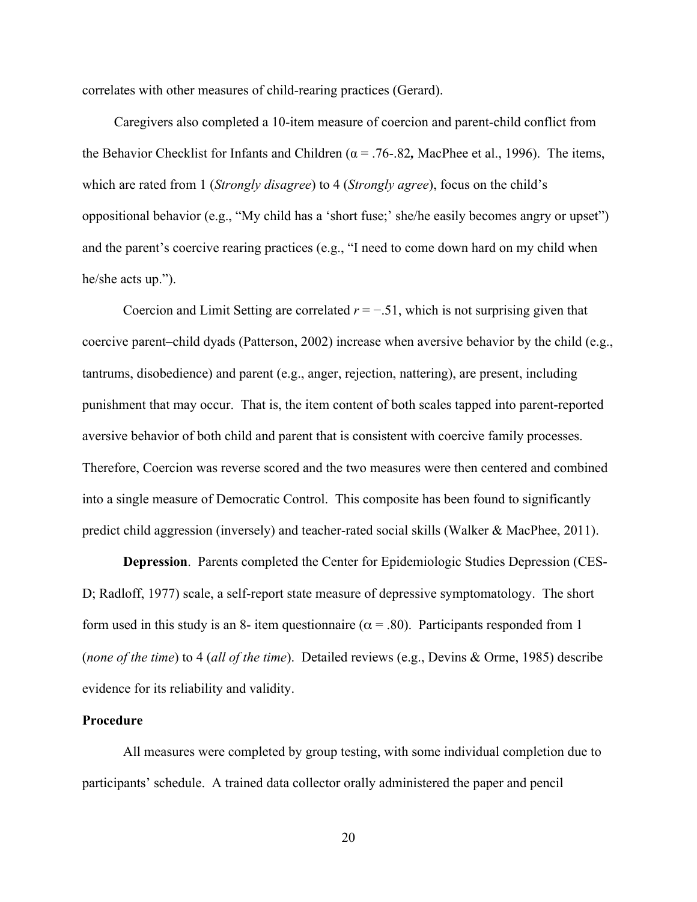correlates with other measures of child-rearing practices (Gerard).

Caregivers also completed a 10-item measure of coercion and parent-child conflict from the Behavior Checklist for Infants and Children ($\alpha = .76$-$.82$**,** MacPhee et al., 1996). The items, which are rated from 1 (*Strongly disagree*) to 4 (*Strongly agree*), focus on the child's oppositional behavior (e.g., "My child has a 'short fuse;' she/he easily becomes angry or upset") and the parent's coercive rearing practices (e.g., "I need to come down hard on my child when he/she acts up.").

Coercion and Limit Setting are correlated $r = -.51$, which is not surprising given that coercive parent–child dyads (Patterson, 2002) increase when aversive behavior by the child (e.g., tantrums, disobedience) and parent (e.g., anger, rejection, nattering), are present, including punishment that may occur. That is, the item content of both scales tapped into parent-reported aversive behavior of both child and parent that is consistent with coercive family processes. Therefore, Coercion was reverse scored and the two measures were then centered and combined into a single measure of Democratic Control. This composite has been found to significantly predict child aggression (inversely) and teacher-rated social skills (Walker & MacPhee, 2011).

**Depression**. Parents completed the Center for Epidemiologic Studies Depression (CES-D; Radloff, 1977) scale, a self-report state measure of depressive symptomatology. The short form used in this study is an 8- item questionnaire ($\alpha = .80$). Participants responded from 1 (*none of the time*) to 4 (*all of the time*). Detailed reviews (e.g., Devins & Orme, 1985) describe evidence for its reliability and validity.

**Procedure**

All measures were completed by group testing, with some individual completion due to participants' schedule. A trained data collector orally administered the paper and pencil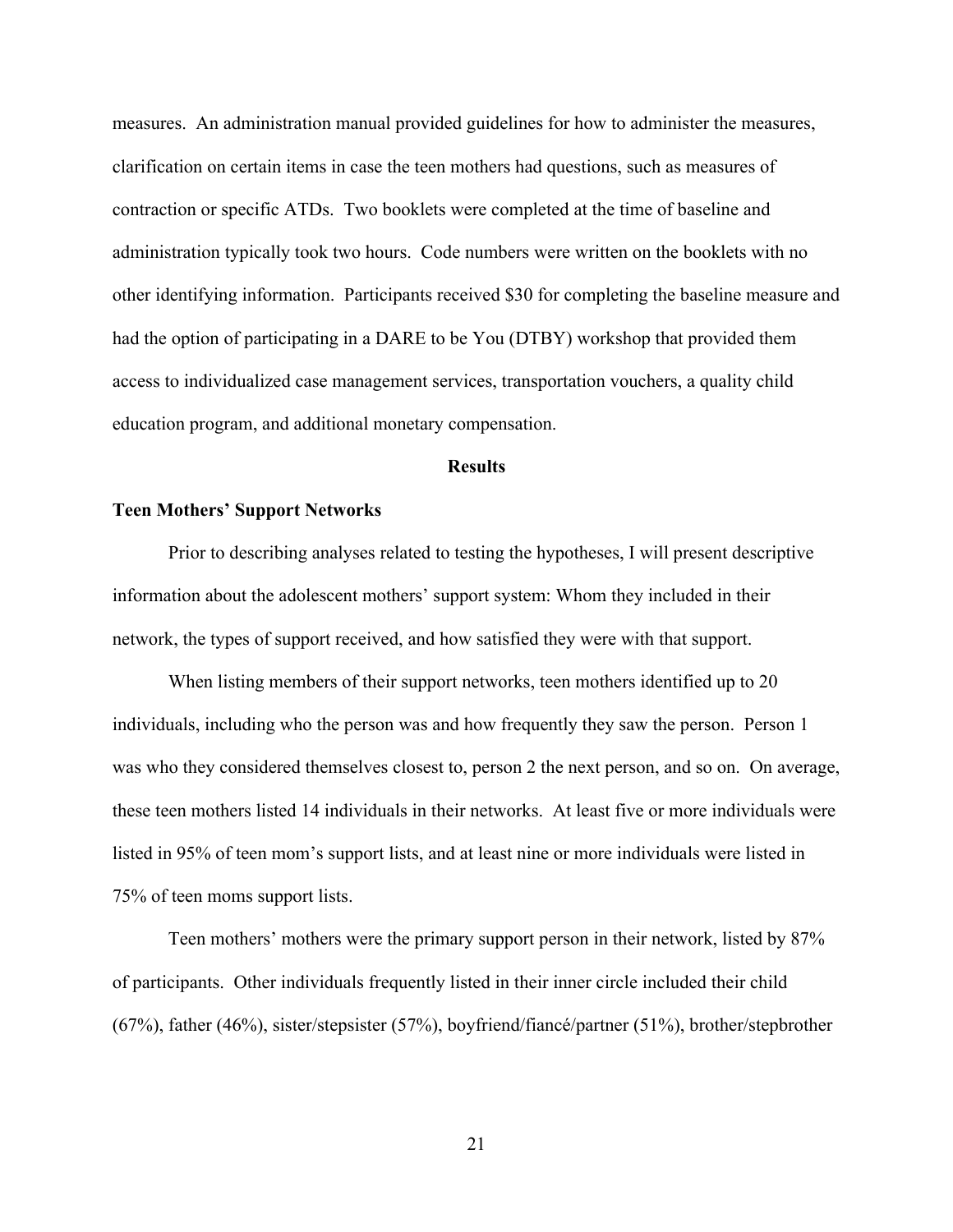measures. An administration manual provided guidelines for how to administer the measures, clarification on certain items in case the teen mothers had questions, such as measures of contraction or specific ATDs. Two booklets were completed at the time of baseline and administration typically took two hours. Code numbers were written on the booklets with no other identifying information. Participants received $30 for completing the baseline measure and had the option of participating in a DARE to be You (DTBY) workshop that provided them access to individualized case management services, transportation vouchers, a quality child education program, and additional monetary compensation.

## Results

### Teen Mothers' Support Networks

Prior to describing analyses related to testing the hypotheses, I will present descriptive information about the adolescent mothers' support system: Whom they included in their network, the types of support received, and how satisfied they were with that support.

When listing members of their support networks, teen mothers identified up to 20 individuals, including who the person was and how frequently they saw the person. Person 1 was who they considered themselves closest to, person 2 the next person, and so on. On average, these teen mothers listed 14 individuals in their networks. At least five or more individuals were listed in 95% of teen mom's support lists, and at least nine or more individuals were listed in 75% of teen moms support lists.

Teen mothers' mothers were the primary support person in their network, listed by 87% of participants. Other individuals frequently listed in their inner circle included their child (67%), father (46%), sister/stepsister (57%), boyfriend/fiancé/partner (51%), brother/stepbrother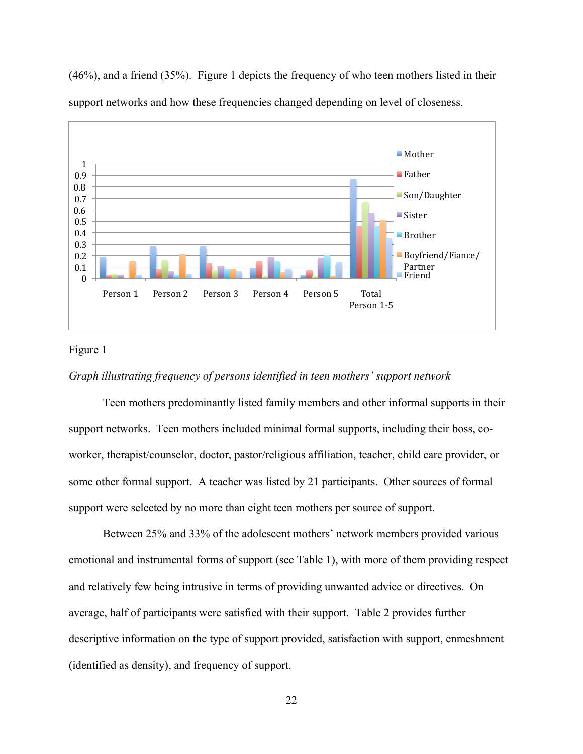(46%), and a friend (35%). Figure 1 depicts the frequency of who teen mothers listed in their support networks and how these frequencies changed depending on level of closeness.

Figure 1

*Graph illustrating frequency of persons identified in teen mothers' support network*

Teen mothers predominantly listed family members and other informal supports in their support networks. Teen mothers included minimal formal supports, including their boss, co-worker, therapist/counselor, doctor, pastor/religious affiliation, teacher, child care provider, or some other formal support. A teacher was listed by 21 participants. Other sources of formal support were selected by no more than eight teen mothers per source of support.

Between 25% and 33% of the adolescent mothers' network members provided various emotional and instrumental forms of support (see Table 1), with more of them providing respect and relatively few being intrusive in terms of providing unwanted advice or directives. On average, half of participants were satisfied with their support. Table 2 provides further descriptive information on the type of support provided, satisfaction with support, enmeshment (identified as density), and frequency of support.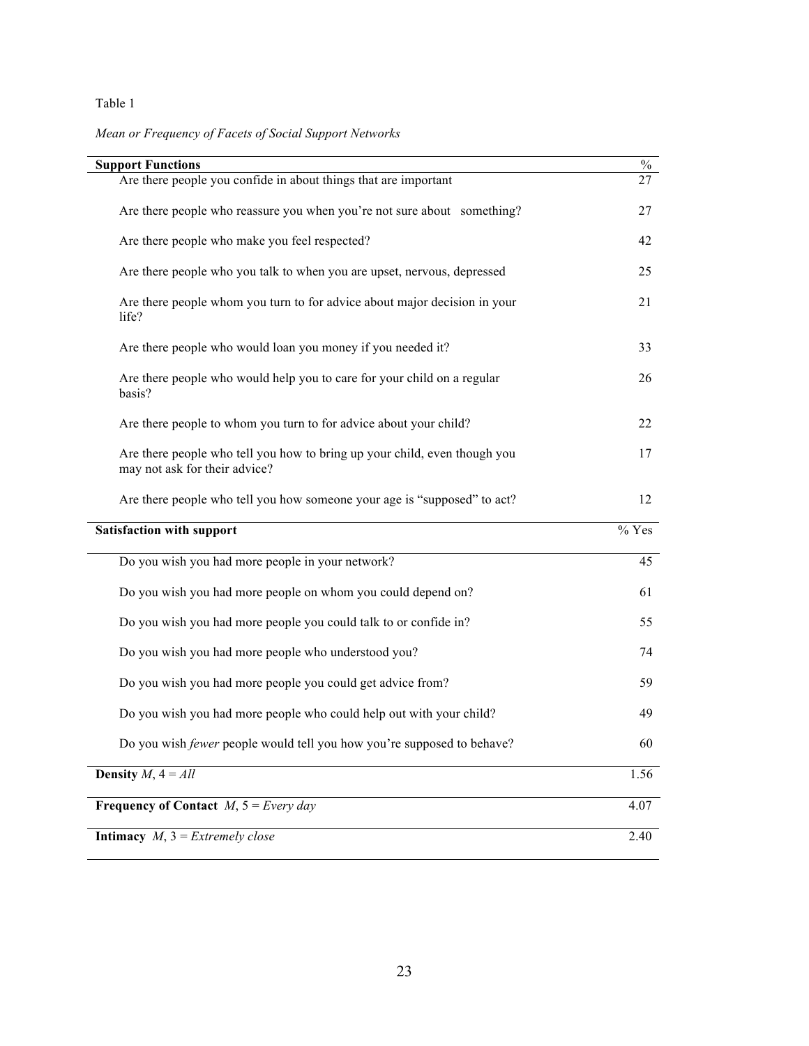Table 1

*Mean or Frequency of Facets of Social Support Networks*

| **Support Functions** | % |
|---|---|
| Are there people you confide in about things that are important | 27 |
| Are there people who reassure you when you're not sure about something? | 27 |
| Are there people who make you feel respected? | 42 |
| Are there people who you talk to when you are upset, nervous, depressed | 25 |
| Are there people whom you turn to for advice about major decision in your life? | 21 |
| Are there people who would loan you money if you needed it? | 33 |
| Are there people who would help you to care for your child on a regular basis? | 26 |
| Are there people to whom you turn to for advice about your child? | 22 |
| Are there people who tell you how to bring up your child, even though you may not ask for their advice? | 17 |
| Are there people who tell you how someone your age is "supposed" to act? | 12 |
| **Satisfaction with support** | % Yes |
| Do you wish you had more people in your network? | 45 |
| Do you wish you had more people on whom you could depend on? | 61 |
| Do you wish you had more people you could talk to or confide in? | 55 |
| Do you wish you had more people who understood you? | 74 |
| Do you wish you had more people you could get advice from? | 59 |
| Do you wish you had more people who could help out with your child? | 49 |
| Do you wish *fewer* people would tell you how you're supposed to behave? | 60 |
| **Density** *M*, 4 = *All* | 1.56 |
| **Frequency of Contact** *M*, 5 = *Every day* | 4.07 |
| **Intimacy** *M*, 3 = *Extremely close* | 2.40 |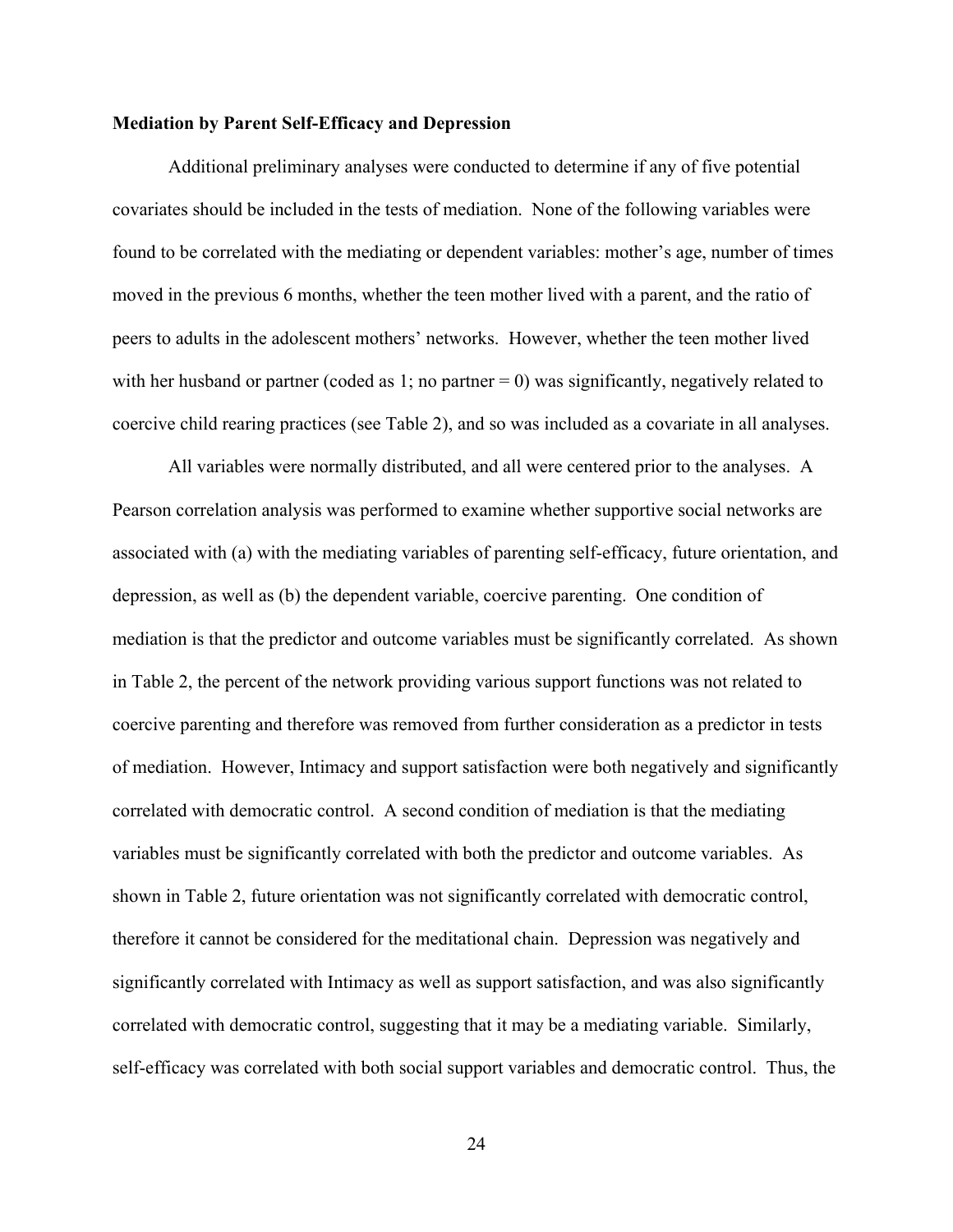**Mediation by Parent Self-Efficacy and Depression**

Additional preliminary analyses were conducted to determine if any of five potential covariates should be included in the tests of mediation. None of the following variables were found to be correlated with the mediating or dependent variables: mother's age, number of times moved in the previous 6 months, whether the teen mother lived with a parent, and the ratio of peers to adults in the adolescent mothers' networks. However, whether the teen mother lived with her husband or partner (coded as 1; no partner = 0) was significantly, negatively related to coercive child rearing practices (see Table 2), and so was included as a covariate in all analyses.

All variables were normally distributed, and all were centered prior to the analyses. A Pearson correlation analysis was performed to examine whether supportive social networks are associated with (a) with the mediating variables of parenting self-efficacy, future orientation, and depression, as well as (b) the dependent variable, coercive parenting. One condition of mediation is that the predictor and outcome variables must be significantly correlated. As shown in Table 2, the percent of the network providing various support functions was not related to coercive parenting and therefore was removed from further consideration as a predictor in tests of mediation. However, Intimacy and support satisfaction were both negatively and significantly correlated with democratic control. A second condition of mediation is that the mediating variables must be significantly correlated with both the predictor and outcome variables. As shown in Table 2, future orientation was not significantly correlated with democratic control, therefore it cannot be considered for the meditational chain. Depression was negatively and significantly correlated with Intimacy as well as support satisfaction, and was also significantly correlated with democratic control, suggesting that it may be a mediating variable. Similarly, self-efficacy was correlated with both social support variables and democratic control. Thus, the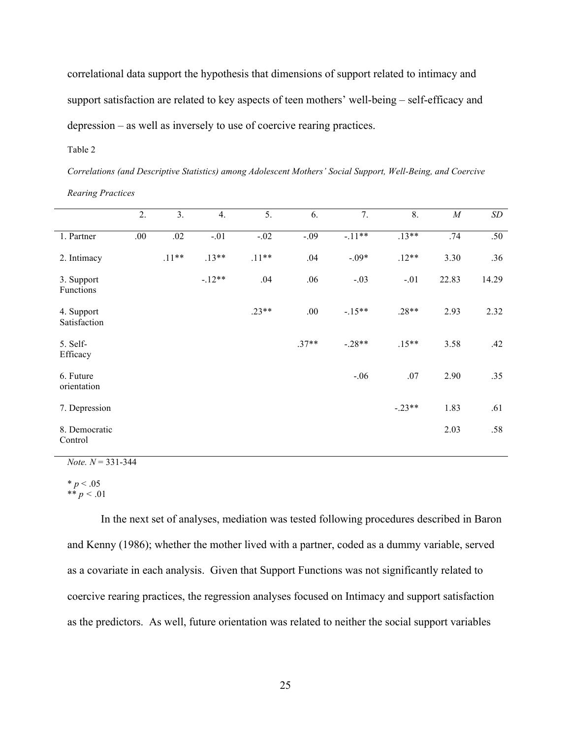correlational data support the hypothesis that dimensions of support related to intimacy and support satisfaction are related to key aspects of teen mothers' well-being – self-efficacy and depression – as well as inversely to use of coercive rearing practices.

Table 2

*Correlations (and Descriptive Statistics) among Adolescent Mothers' Social Support, Well-Being, and Coercive Rearing Practices*

| | 2. | 3. | 4. | 5. | 6. | 7. | 8. | *M* | *SD* |
|---|---|---|---|---|---|---|---|---|---|
| 1. Partner | .00 | .02 | -.01 | -.02 | -.09 | -.11** | .13** | .74 | .50 |
| 2. Intimacy | | .11** | .13** | .11** | .04 | -.09* | .12** | 3.30 | .36 |
| 3. Support Functions | | | -.12** | .04 | .06 | -.03 | -.01 | 22.83 | 14.29 |
| 4. Support Satisfaction | | | | .23** | .00 | -.15** | .28** | 2.93 | 2.32 |
| 5. Self-Efficacy | | | | | .37** | -.28** | .15** | 3.58 | .42 |
| 6. Future orientation | | | | | | -.06 | .07 | 2.90 | .35 |
| 7. Depression | | | | | | | -.23** | 1.83 | .61 |
| 8. Democratic Control | | | | | | | | 2.03 | .58 |

*Note. N* = 331-344

* $p < .05$
** $p < .01$

In the next set of analyses, mediation was tested following procedures described in Baron and Kenny (1986); whether the mother lived with a partner, coded as a dummy variable, served as a covariate in each analysis. Given that Support Functions was not significantly related to coercive rearing practices, the regression analyses focused on Intimacy and support satisfaction as the predictors. As well, future orientation was related to neither the social support variables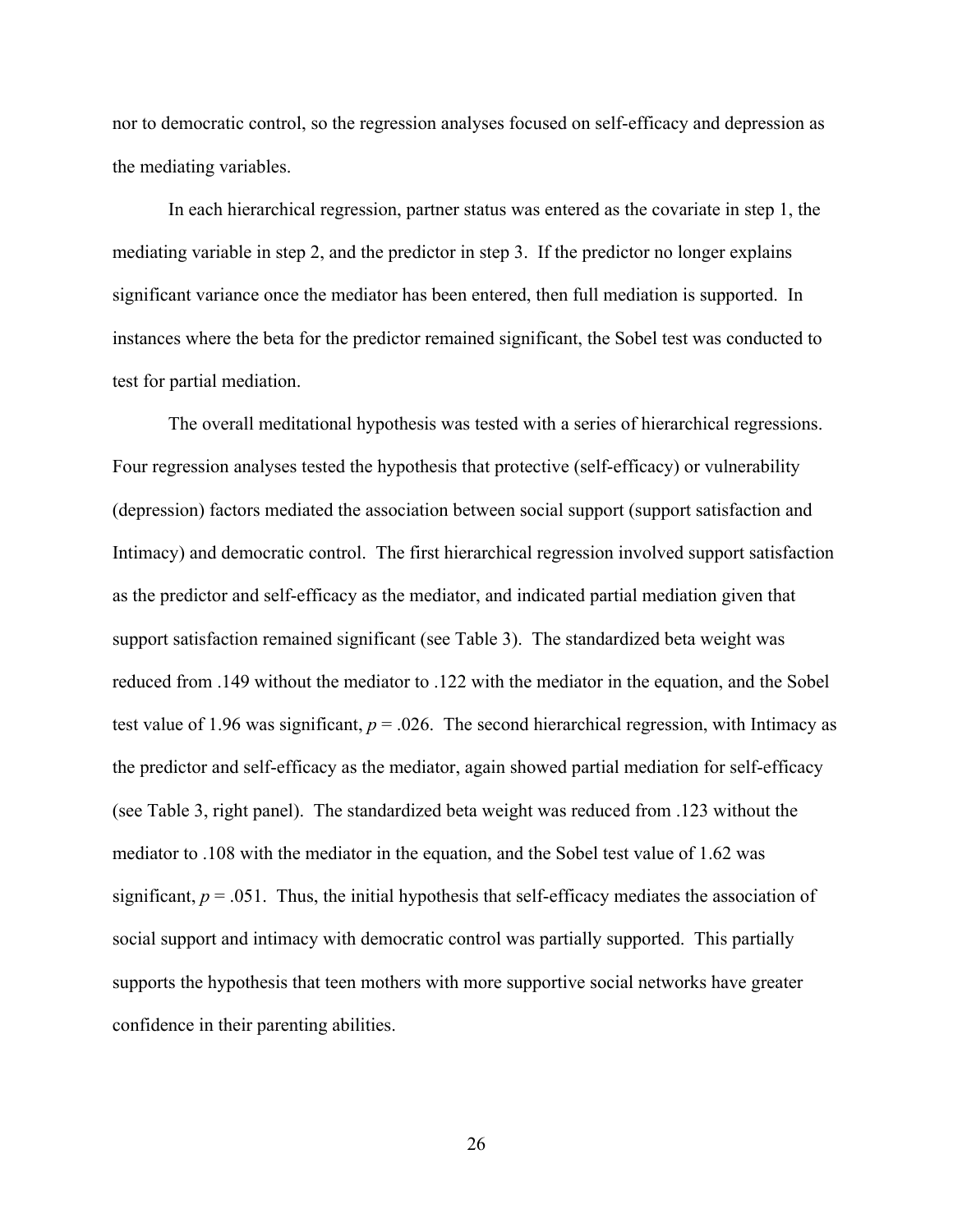nor to democratic control, so the regression analyses focused on self-efficacy and depression as the mediating variables.

In each hierarchical regression, partner status was entered as the covariate in step 1, the mediating variable in step 2, and the predictor in step 3. If the predictor no longer explains significant variance once the mediator has been entered, then full mediation is supported. In instances where the beta for the predictor remained significant, the Sobel test was conducted to test for partial mediation.

The overall meditational hypothesis was tested with a series of hierarchical regressions. Four regression analyses tested the hypothesis that protective (self-efficacy) or vulnerability (depression) factors mediated the association between social support (support satisfaction and Intimacy) and democratic control. The first hierarchical regression involved support satisfaction as the predictor and self-efficacy as the mediator, and indicated partial mediation given that support satisfaction remained significant (see Table 3). The standardized beta weight was reduced from .149 without the mediator to .122 with the mediator in the equation, and the Sobel test value of 1.96 was significant, $p = .026$. The second hierarchical regression, with Intimacy as the predictor and self-efficacy as the mediator, again showed partial mediation for self-efficacy (see Table 3, right panel). The standardized beta weight was reduced from .123 without the mediator to .108 with the mediator in the equation, and the Sobel test value of 1.62 was significant, $p = .051$. Thus, the initial hypothesis that self-efficacy mediates the association of social support and intimacy with democratic control was partially supported. This partially supports the hypothesis that teen mothers with more supportive social networks have greater confidence in their parenting abilities.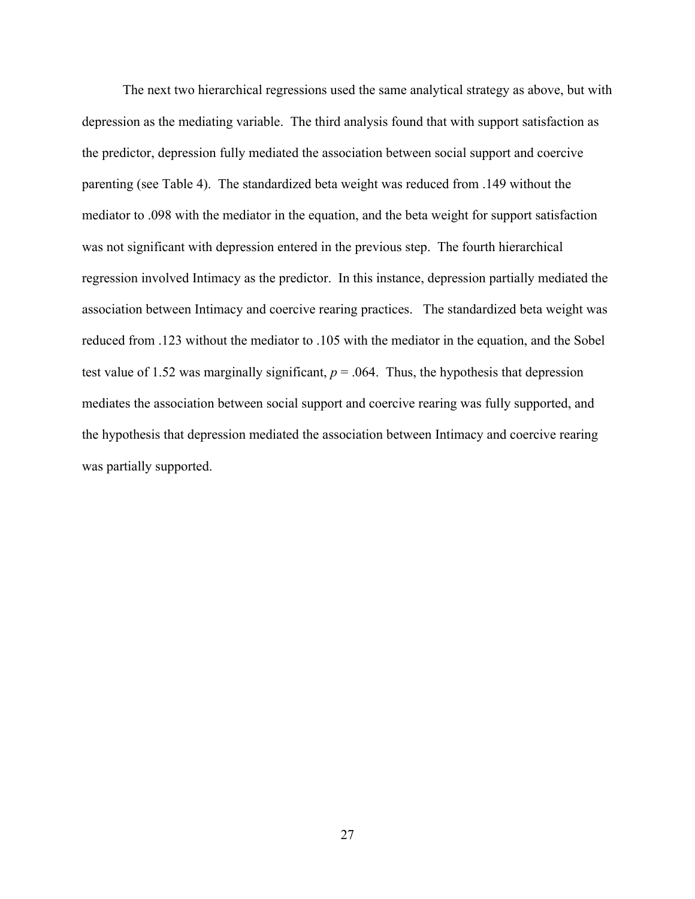The next two hierarchical regressions used the same analytical strategy as above, but with depression as the mediating variable. The third analysis found that with support satisfaction as the predictor, depression fully mediated the association between social support and coercive parenting (see Table 4). The standardized beta weight was reduced from .149 without the mediator to .098 with the mediator in the equation, and the beta weight for support satisfaction was not significant with depression entered in the previous step. The fourth hierarchical regression involved Intimacy as the predictor. In this instance, depression partially mediated the association between Intimacy and coercive rearing practices. The standardized beta weight was reduced from .123 without the mediator to .105 with the mediator in the equation, and the Sobel test value of 1.52 was marginally significant, $p = .064$. Thus, the hypothesis that depression mediates the association between social support and coercive rearing was fully supported, and the hypothesis that depression mediated the association between Intimacy and coercive rearing was partially supported.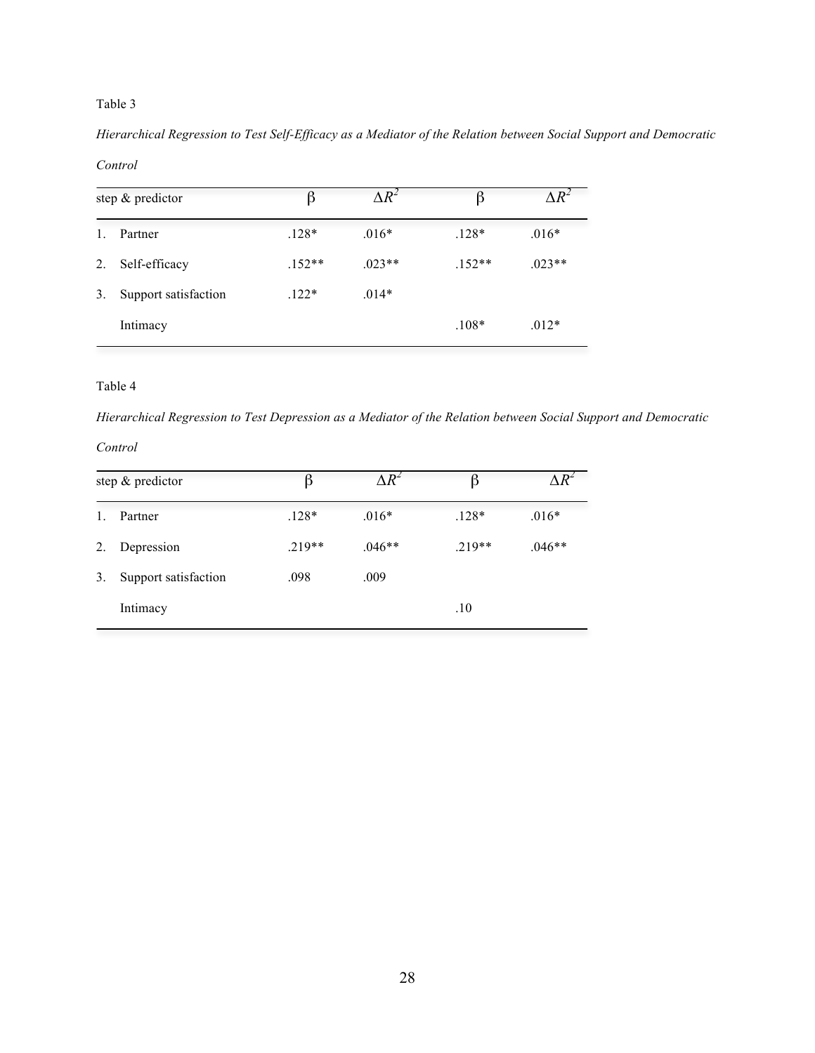Table 3

*Hierarchical Regression to Test Self-Efficacy as a Mediator of the Relation between Social Support and Democratic Control*

| step & predictor | β | $\Delta R^2$ | β | $\Delta R^2$ |
|---|---|---|---|---|
| 1. Partner | .128* | .016* | .128* | .016* |
| 2. Self-efficacy | .152** | .023** | .152** | .023** |
| 3. Support satisfaction | .122* | .014* | | |
| Intimacy | | | .108* | .012* |

Table 4

*Hierarchical Regression to Test Depression as a Mediator of the Relation between Social Support and Democratic Control*

| step & predictor | β | $\Delta R^2$ | β | $\Delta R^2$ |
|---|---|---|---|---|
| 1. Partner | .128* | .016* | .128* | .016* |
| 2. Depression | .219** | .046** | .219** | .046** |
| 3. Support satisfaction | .098 | .009 | | |
| Intimacy | | | .10 | |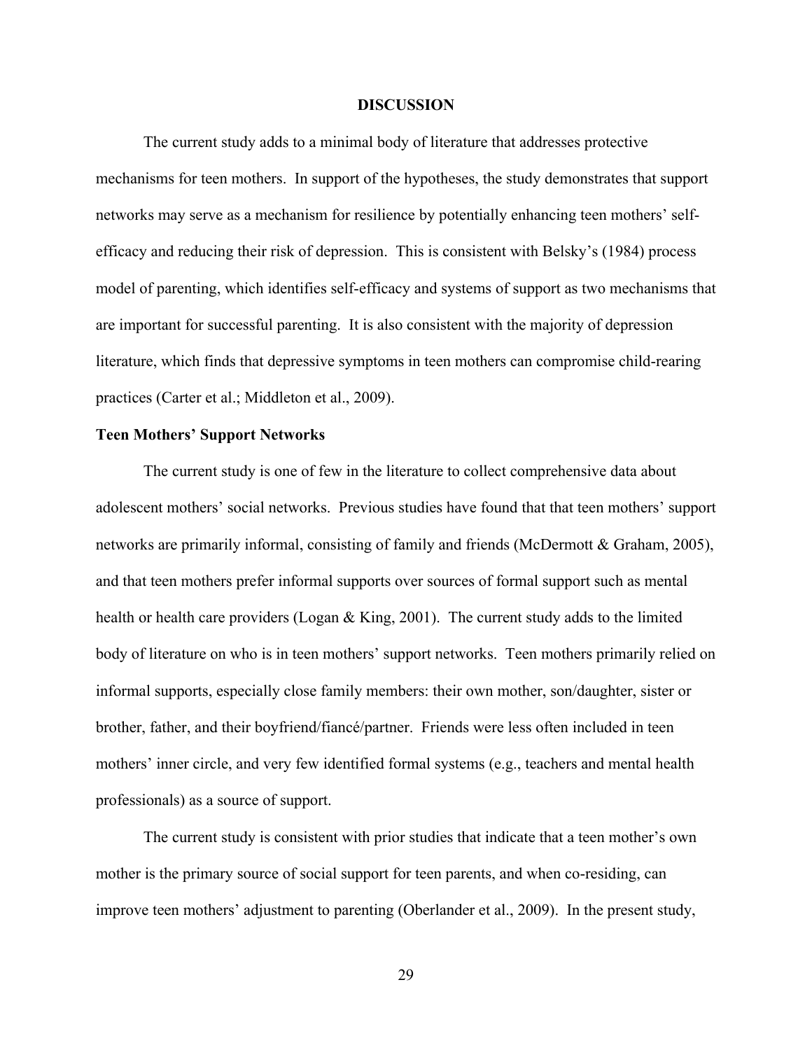# DISCUSSION

The current study adds to a minimal body of literature that addresses protective mechanisms for teen mothers. In support of the hypotheses, the study demonstrates that support networks may serve as a mechanism for resilience by potentially enhancing teen mothers' self-efficacy and reducing their risk of depression. This is consistent with Belsky's (1984) process model of parenting, which identifies self-efficacy and systems of support as two mechanisms that are important for successful parenting. It is also consistent with the majority of depression literature, which finds that depressive symptoms in teen mothers can compromise child-rearing practices (Carter et al.; Middleton et al., 2009).

## Teen Mothers' Support Networks

The current study is one of few in the literature to collect comprehensive data about adolescent mothers' social networks. Previous studies have found that that teen mothers' support networks are primarily informal, consisting of family and friends (McDermott & Graham, 2005), and that teen mothers prefer informal supports over sources of formal support such as mental health or health care providers (Logan & King, 2001). The current study adds to the limited body of literature on who is in teen mothers' support networks. Teen mothers primarily relied on informal supports, especially close family members: their own mother, son/daughter, sister or brother, father, and their boyfriend/fiancé/partner. Friends were less often included in teen mothers' inner circle, and very few identified formal systems (e.g., teachers and mental health professionals) as a source of support.

The current study is consistent with prior studies that indicate that a teen mother's own mother is the primary source of social support for teen parents, and when co-residing, can improve teen mothers' adjustment to parenting (Oberlander et al., 2009). In the present study,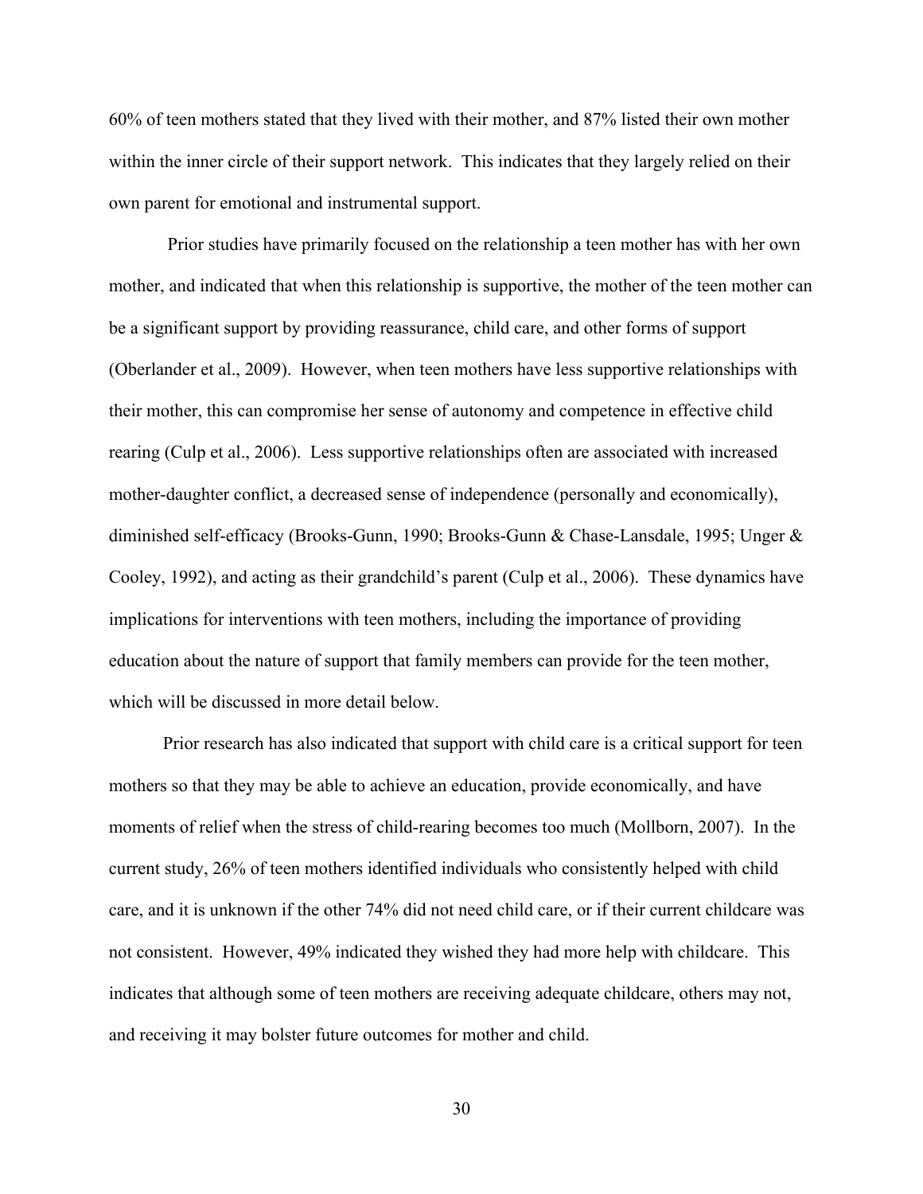60% of teen mothers stated that they lived with their mother, and 87% listed their own mother within the inner circle of their support network. This indicates that they largely relied on their own parent for emotional and instrumental support.

Prior studies have primarily focused on the relationship a teen mother has with her own mother, and indicated that when this relationship is supportive, the mother of the teen mother can be a significant support by providing reassurance, child care, and other forms of support (Oberlander et al., 2009). However, when teen mothers have less supportive relationships with their mother, this can compromise her sense of autonomy and competence in effective child rearing (Culp et al., 2006). Less supportive relationships often are associated with increased mother-daughter conflict, a decreased sense of independence (personally and economically), diminished self-efficacy (Brooks-Gunn, 1990; Brooks-Gunn & Chase-Lansdale, 1995; Unger & Cooley, 1992), and acting as their grandchild's parent (Culp et al., 2006). These dynamics have implications for interventions with teen mothers, including the importance of providing education about the nature of support that family members can provide for the teen mother, which will be discussed in more detail below.

Prior research has also indicated that support with child care is a critical support for teen mothers so that they may be able to achieve an education, provide economically, and have moments of relief when the stress of child-rearing becomes too much (Mollborn, 2007). In the current study, 26% of teen mothers identified individuals who consistently helped with child care, and it is unknown if the other 74% did not need child care, or if their current childcare was not consistent. However, 49% indicated they wished they had more help with childcare. This indicates that although some of teen mothers are receiving adequate childcare, others may not, and receiving it may bolster future outcomes for mother and child.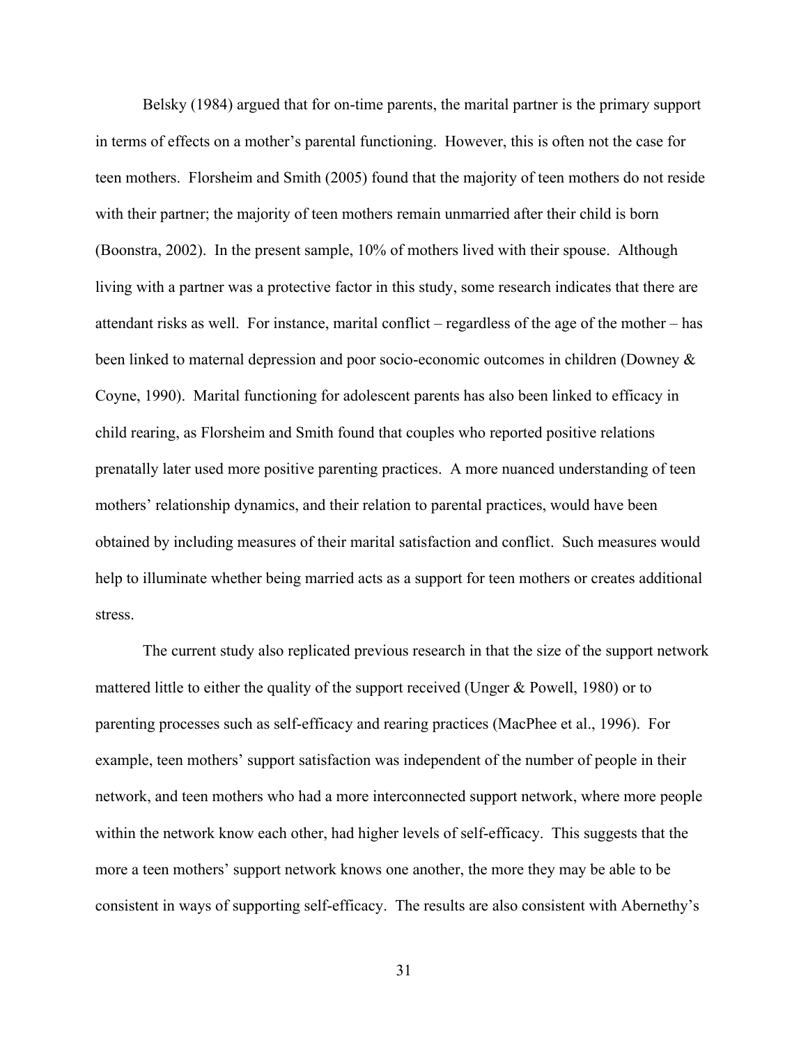Belsky (1984) argued that for on-time parents, the marital partner is the primary support in terms of effects on a mother's parental functioning. However, this is often not the case for teen mothers. Florsheim and Smith (2005) found that the majority of teen mothers do not reside with their partner; the majority of teen mothers remain unmarried after their child is born (Boonstra, 2002). In the present sample, 10% of mothers lived with their spouse. Although living with a partner was a protective factor in this study, some research indicates that there are attendant risks as well. For instance, marital conflict – regardless of the age of the mother – has been linked to maternal depression and poor socio-economic outcomes in children (Downey & Coyne, 1990). Marital functioning for adolescent parents has also been linked to efficacy in child rearing, as Florsheim and Smith found that couples who reported positive relations prenatally later used more positive parenting practices. A more nuanced understanding of teen mothers' relationship dynamics, and their relation to parental practices, would have been obtained by including measures of their marital satisfaction and conflict. Such measures would help to illuminate whether being married acts as a support for teen mothers or creates additional stress.

The current study also replicated previous research in that the size of the support network mattered little to either the quality of the support received (Unger & Powell, 1980) or to parenting processes such as self-efficacy and rearing practices (MacPhee et al., 1996). For example, teen mothers' support satisfaction was independent of the number of people in their network, and teen mothers who had a more interconnected support network, where more people within the network know each other, had higher levels of self-efficacy. This suggests that the more a teen mothers' support network knows one another, the more they may be able to be consistent in ways of supporting self-efficacy. The results are also consistent with Abernethy's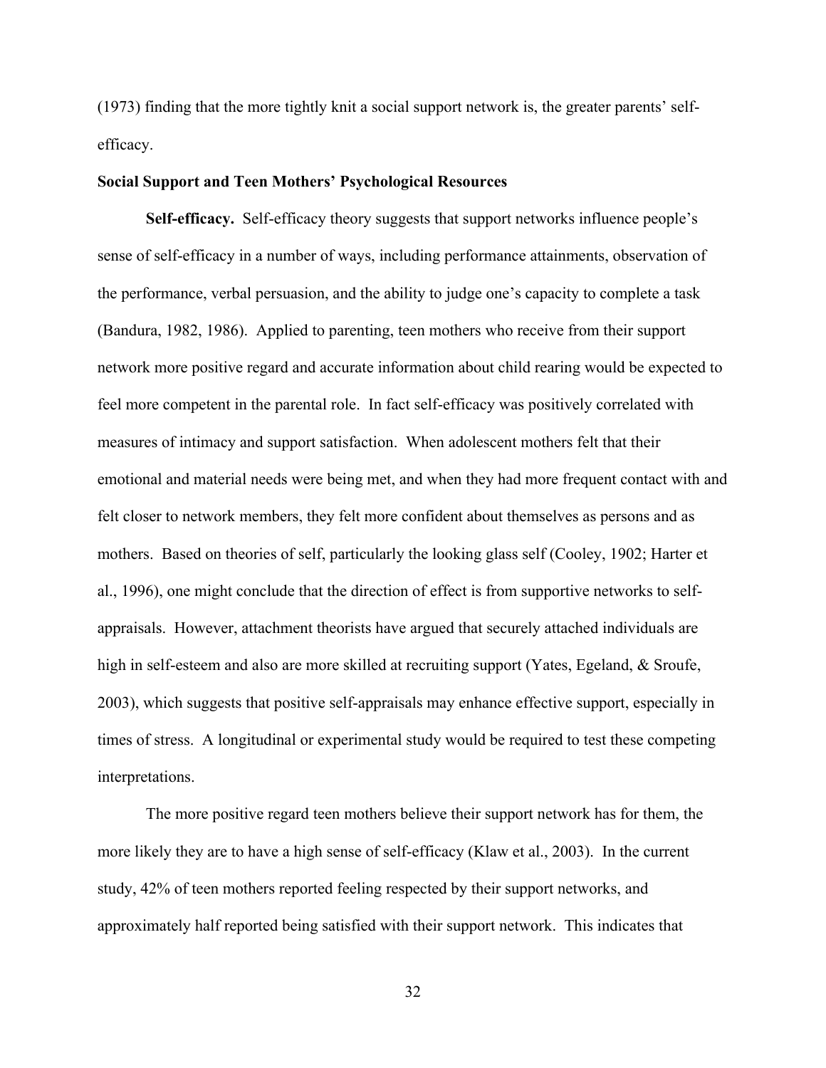(1973) finding that the more tightly knit a social support network is, the greater parents' self-efficacy.

**Social Support and Teen Mothers' Psychological Resources**

**Self-efficacy.** Self-efficacy theory suggests that support networks influence people's sense of self-efficacy in a number of ways, including performance attainments, observation of the performance, verbal persuasion, and the ability to judge one's capacity to complete a task (Bandura, 1982, 1986). Applied to parenting, teen mothers who receive from their support network more positive regard and accurate information about child rearing would be expected to feel more competent in the parental role. In fact self-efficacy was positively correlated with measures of intimacy and support satisfaction. When adolescent mothers felt that their emotional and material needs were being met, and when they had more frequent contact with and felt closer to network members, they felt more confident about themselves as persons and as mothers. Based on theories of self, particularly the looking glass self (Cooley, 1902; Harter et al., 1996), one might conclude that the direction of effect is from supportive networks to self-appraisals. However, attachment theorists have argued that securely attached individuals are high in self-esteem and also are more skilled at recruiting support (Yates, Egeland, & Sroufe, 2003), which suggests that positive self-appraisals may enhance effective support, especially in times of stress. A longitudinal or experimental study would be required to test these competing interpretations.

The more positive regard teen mothers believe their support network has for them, the more likely they are to have a high sense of self-efficacy (Klaw et al., 2003). In the current study, 42% of teen mothers reported feeling respected by their support networks, and approximately half reported being satisfied with their support network. This indicates that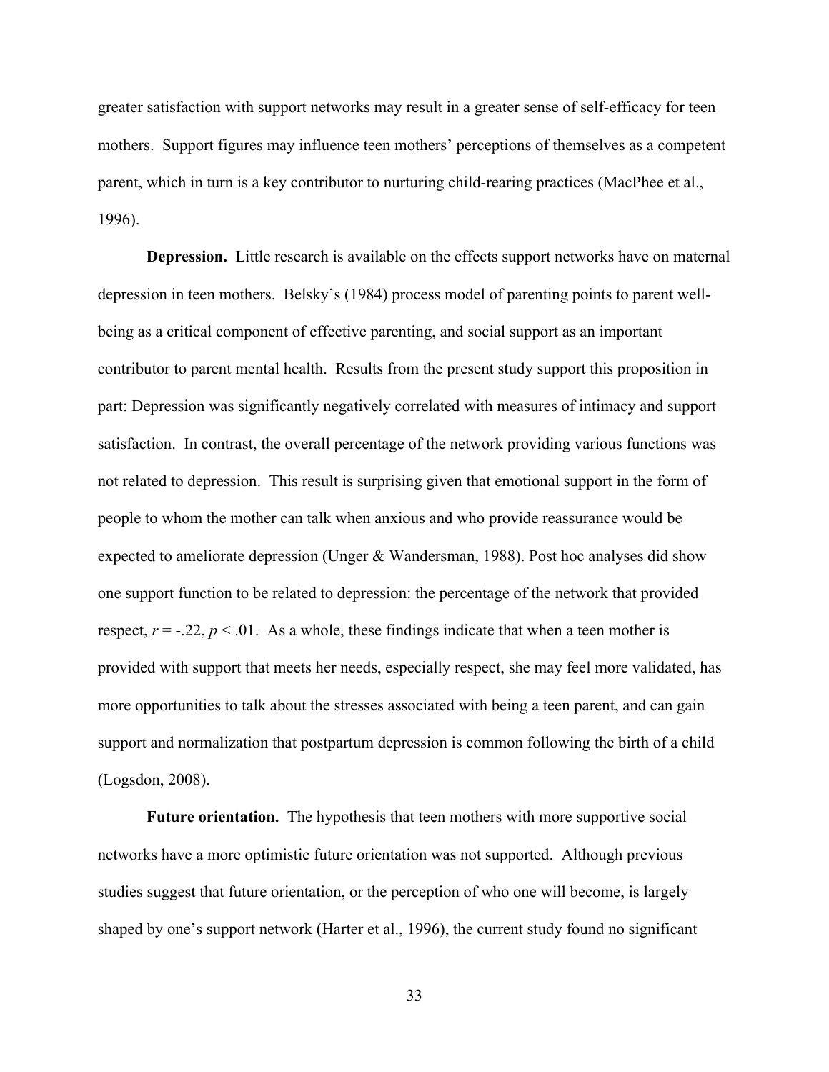greater satisfaction with support networks may result in a greater sense of self-efficacy for teen mothers. Support figures may influence teen mothers' perceptions of themselves as a competent parent, which in turn is a key contributor to nurturing child-rearing practices (MacPhee et al., 1996).

**Depression.** Little research is available on the effects support networks have on maternal depression in teen mothers. Belsky's (1984) process model of parenting points to parent well-being as a critical component of effective parenting, and social support as an important contributor to parent mental health. Results from the present study support this proposition in part: Depression was significantly negatively correlated with measures of intimacy and support satisfaction. In contrast, the overall percentage of the network providing various functions was not related to depression. This result is surprising given that emotional support in the form of people to whom the mother can talk when anxious and who provide reassurance would be expected to ameliorate depression (Unger & Wandersman, 1988). Post hoc analyses did show one support function to be related to depression: the percentage of the network that provided respect, $r = -.22$, $p < .01$. As a whole, these findings indicate that when a teen mother is provided with support that meets her needs, especially respect, she may feel more validated, has more opportunities to talk about the stresses associated with being a teen parent, and can gain support and normalization that postpartum depression is common following the birth of a child (Logsdon, 2008).

**Future orientation.** The hypothesis that teen mothers with more supportive social networks have a more optimistic future orientation was not supported. Although previous studies suggest that future orientation, or the perception of who one will become, is largely shaped by one's support network (Harter et al., 1996), the current study found no significant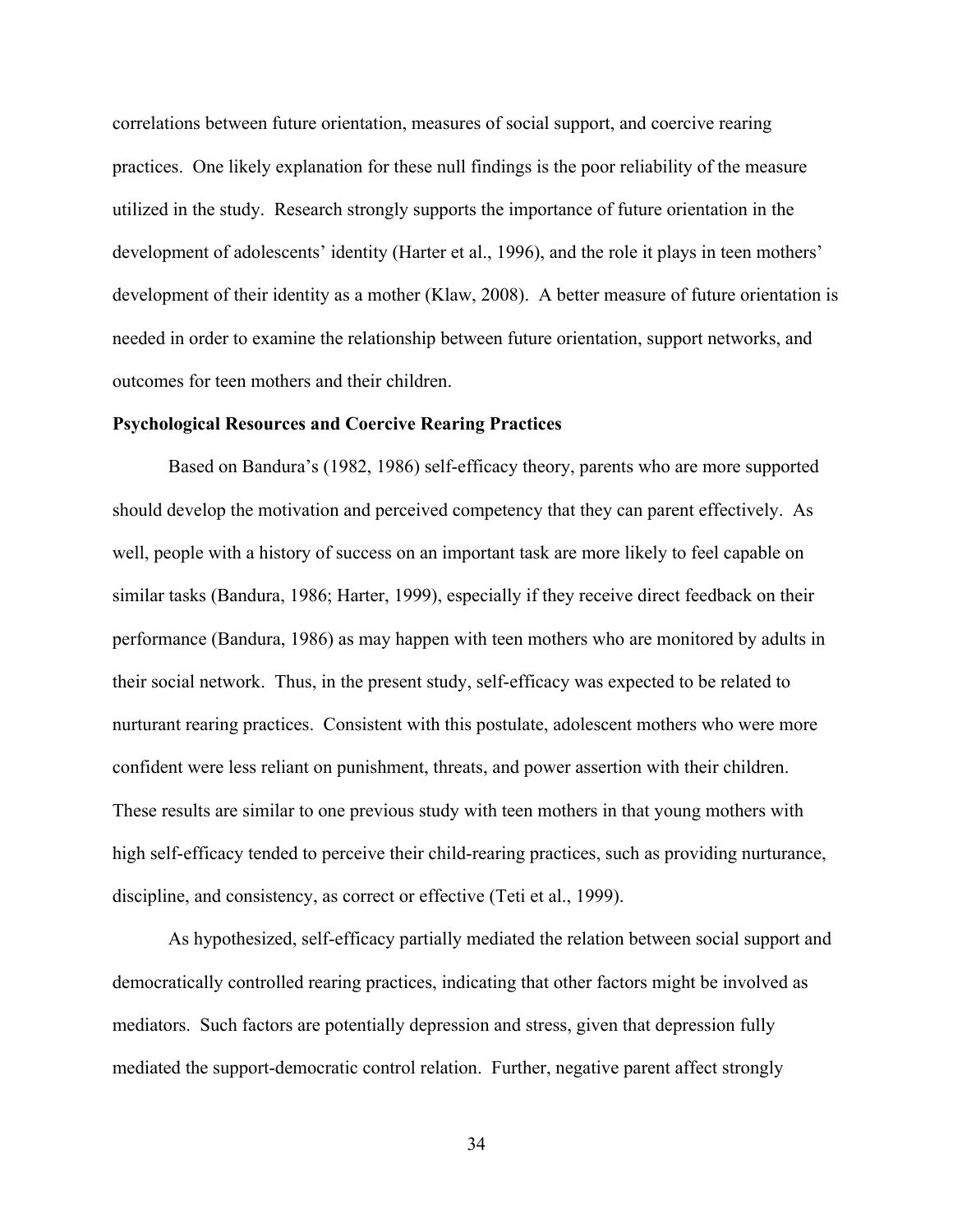correlations between future orientation, measures of social support, and coercive rearing practices. One likely explanation for these null findings is the poor reliability of the measure utilized in the study. Research strongly supports the importance of future orientation in the development of adolescents' identity (Harter et al., 1996), and the role it plays in teen mothers' development of their identity as a mother (Klaw, 2008). A better measure of future orientation is needed in order to examine the relationship between future orientation, support networks, and outcomes for teen mothers and their children.

**Psychological Resources and Coercive Rearing Practices**

Based on Bandura's (1982, 1986) self-efficacy theory, parents who are more supported should develop the motivation and perceived competency that they can parent effectively. As well, people with a history of success on an important task are more likely to feel capable on similar tasks (Bandura, 1986; Harter, 1999), especially if they receive direct feedback on their performance (Bandura, 1986) as may happen with teen mothers who are monitored by adults in their social network. Thus, in the present study, self-efficacy was expected to be related to nurturant rearing practices. Consistent with this postulate, adolescent mothers who were more confident were less reliant on punishment, threats, and power assertion with their children. These results are similar to one previous study with teen mothers in that young mothers with high self-efficacy tended to perceive their child-rearing practices, such as providing nurturance, discipline, and consistency, as correct or effective (Teti et al., 1999).

As hypothesized, self-efficacy partially mediated the relation between social support and democratically controlled rearing practices, indicating that other factors might be involved as mediators. Such factors are potentially depression and stress, given that depression fully mediated the support-democratic control relation. Further, negative parent affect strongly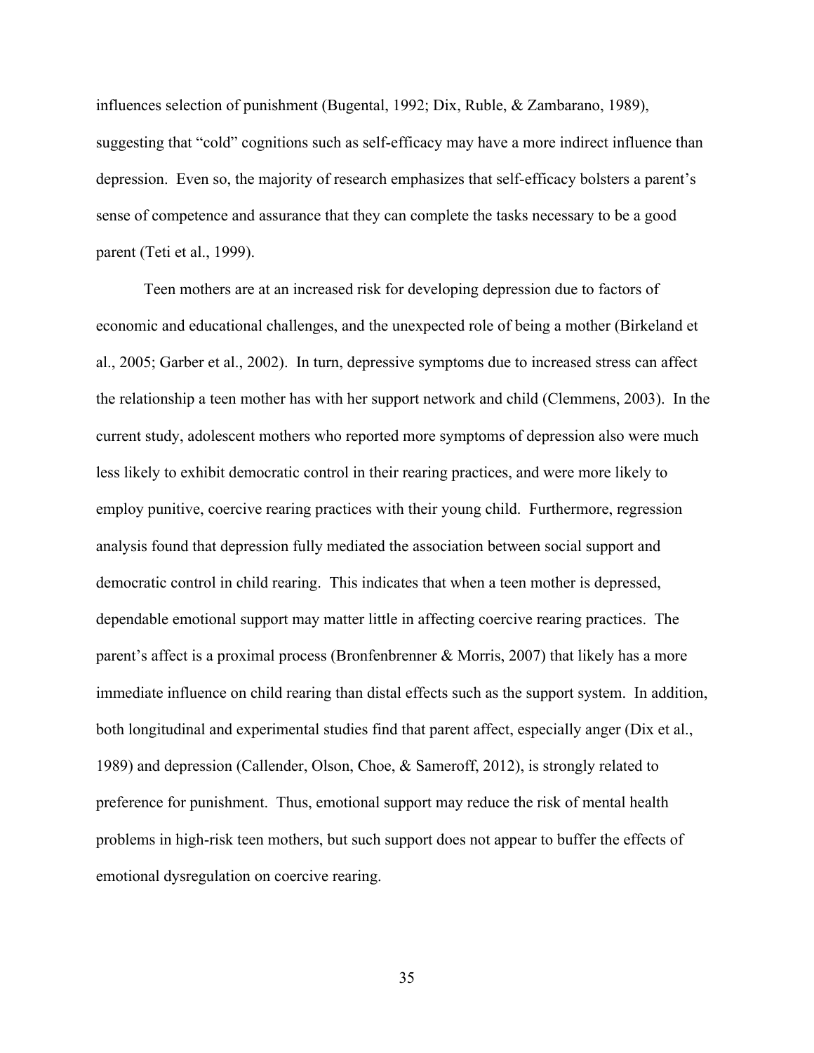influences selection of punishment (Bugental, 1992; Dix, Ruble, & Zambarano, 1989), suggesting that "cold" cognitions such as self-efficacy may have a more indirect influence than depression. Even so, the majority of research emphasizes that self-efficacy bolsters a parent's sense of competence and assurance that they can complete the tasks necessary to be a good parent (Teti et al., 1999).

Teen mothers are at an increased risk for developing depression due to factors of economic and educational challenges, and the unexpected role of being a mother (Birkeland et al., 2005; Garber et al., 2002). In turn, depressive symptoms due to increased stress can affect the relationship a teen mother has with her support network and child (Clemmens, 2003). In the current study, adolescent mothers who reported more symptoms of depression also were much less likely to exhibit democratic control in their rearing practices, and were more likely to employ punitive, coercive rearing practices with their young child. Furthermore, regression analysis found that depression fully mediated the association between social support and democratic control in child rearing. This indicates that when a teen mother is depressed, dependable emotional support may matter little in affecting coercive rearing practices. The parent's affect is a proximal process (Bronfenbrenner & Morris, 2007) that likely has a more immediate influence on child rearing than distal effects such as the support system. In addition, both longitudinal and experimental studies find that parent affect, especially anger (Dix et al., 1989) and depression (Callender, Olson, Choe, & Sameroff, 2012), is strongly related to preference for punishment. Thus, emotional support may reduce the risk of mental health problems in high-risk teen mothers, but such support does not appear to buffer the effects of emotional dysregulation on coercive rearing.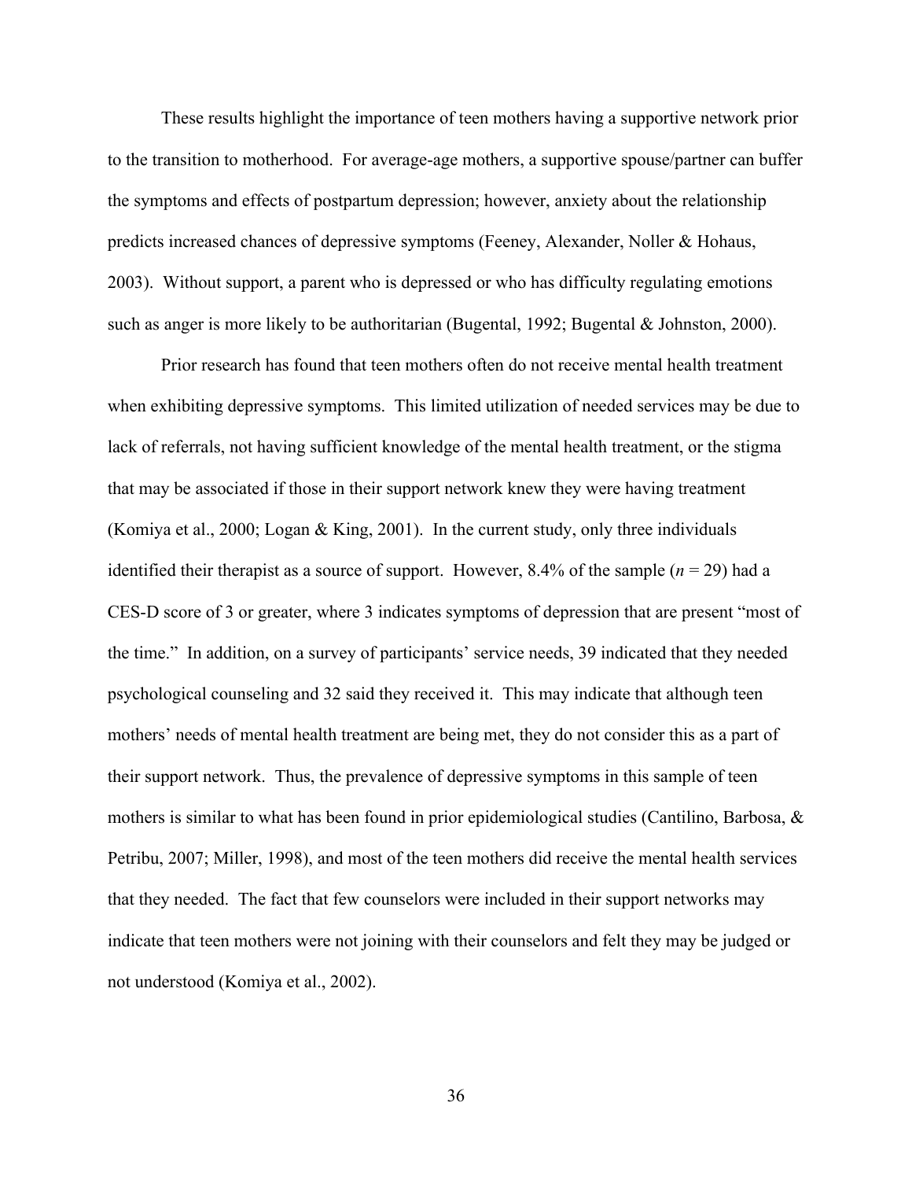These results highlight the importance of teen mothers having a supportive network prior to the transition to motherhood. For average-age mothers, a supportive spouse/partner can buffer the symptoms and effects of postpartum depression; however, anxiety about the relationship predicts increased chances of depressive symptoms (Feeney, Alexander, Noller & Hohaus, 2003). Without support, a parent who is depressed or who has difficulty regulating emotions such as anger is more likely to be authoritarian (Bugental, 1992; Bugental & Johnston, 2000).

Prior research has found that teen mothers often do not receive mental health treatment when exhibiting depressive symptoms. This limited utilization of needed services may be due to lack of referrals, not having sufficient knowledge of the mental health treatment, or the stigma that may be associated if those in their support network knew they were having treatment (Komiya et al., 2000; Logan & King, 2001). In the current study, only three individuals identified their therapist as a source of support. However, 8.4% of the sample (*n* = 29) had a CES-D score of 3 or greater, where 3 indicates symptoms of depression that are present "most of the time." In addition, on a survey of participants' service needs, 39 indicated that they needed psychological counseling and 32 said they received it. This may indicate that although teen mothers' needs of mental health treatment are being met, they do not consider this as a part of their support network. Thus, the prevalence of depressive symptoms in this sample of teen mothers is similar to what has been found in prior epidemiological studies (Cantilino, Barbosa, & Petribu, 2007; Miller, 1998), and most of the teen mothers did receive the mental health services that they needed. The fact that few counselors were included in their support networks may indicate that teen mothers were not joining with their counselors and felt they may be judged or not understood (Komiya et al., 2002).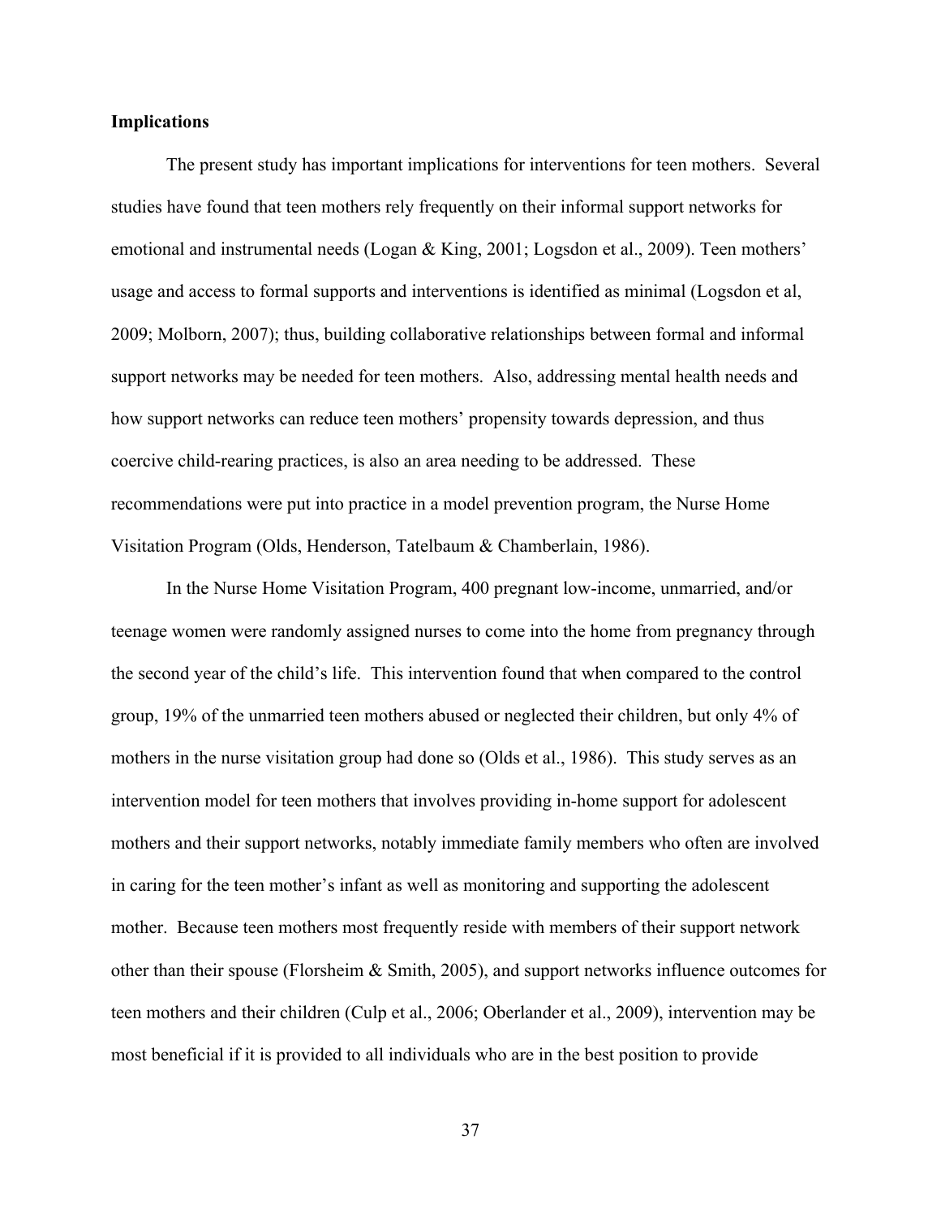**Implications**

The present study has important implications for interventions for teen mothers. Several studies have found that teen mothers rely frequently on their informal support networks for emotional and instrumental needs (Logan & King, 2001; Logsdon et al., 2009). Teen mothers' usage and access to formal supports and interventions is identified as minimal (Logsdon et al, 2009; Molborn, 2007); thus, building collaborative relationships between formal and informal support networks may be needed for teen mothers. Also, addressing mental health needs and how support networks can reduce teen mothers' propensity towards depression, and thus coercive child-rearing practices, is also an area needing to be addressed. These recommendations were put into practice in a model prevention program, the Nurse Home Visitation Program (Olds, Henderson, Tatelbaum & Chamberlain, 1986).

In the Nurse Home Visitation Program, 400 pregnant low-income, unmarried, and/or teenage women were randomly assigned nurses to come into the home from pregnancy through the second year of the child's life. This intervention found that when compared to the control group, 19% of the unmarried teen mothers abused or neglected their children, but only 4% of mothers in the nurse visitation group had done so (Olds et al., 1986). This study serves as an intervention model for teen mothers that involves providing in-home support for adolescent mothers and their support networks, notably immediate family members who often are involved in caring for the teen mother's infant as well as monitoring and supporting the adolescent mother. Because teen mothers most frequently reside with members of their support network other than their spouse (Florsheim & Smith, 2005), and support networks influence outcomes for teen mothers and their children (Culp et al., 2006; Oberlander et al., 2009), intervention may be most beneficial if it is provided to all individuals who are in the best position to provide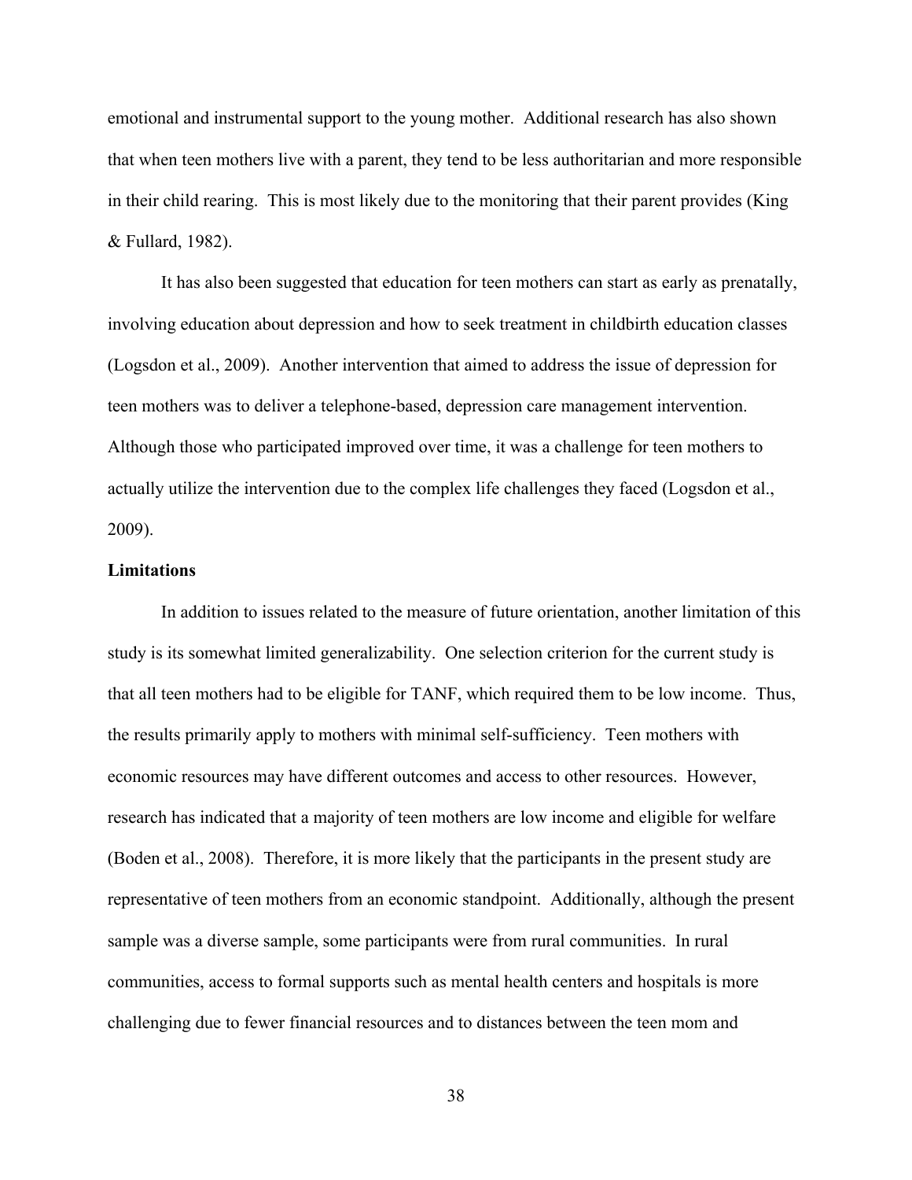emotional and instrumental support to the young mother. Additional research has also shown that when teen mothers live with a parent, they tend to be less authoritarian and more responsible in their child rearing. This is most likely due to the monitoring that their parent provides (King & Fullard, 1982).

It has also been suggested that education for teen mothers can start as early as prenatally, involving education about depression and how to seek treatment in childbirth education classes (Logsdon et al., 2009). Another intervention that aimed to address the issue of depression for teen mothers was to deliver a telephone-based, depression care management intervention. Although those who participated improved over time, it was a challenge for teen mothers to actually utilize the intervention due to the complex life challenges they faced (Logsdon et al., 2009).

**Limitations**

In addition to issues related to the measure of future orientation, another limitation of this study is its somewhat limited generalizability. One selection criterion for the current study is that all teen mothers had to be eligible for TANF, which required them to be low income. Thus, the results primarily apply to mothers with minimal self-sufficiency. Teen mothers with economic resources may have different outcomes and access to other resources. However, research has indicated that a majority of teen mothers are low income and eligible for welfare (Boden et al., 2008). Therefore, it is more likely that the participants in the present study are representative of teen mothers from an economic standpoint. Additionally, although the present sample was a diverse sample, some participants were from rural communities. In rural communities, access to formal supports such as mental health centers and hospitals is more challenging due to fewer financial resources and to distances between the teen mom and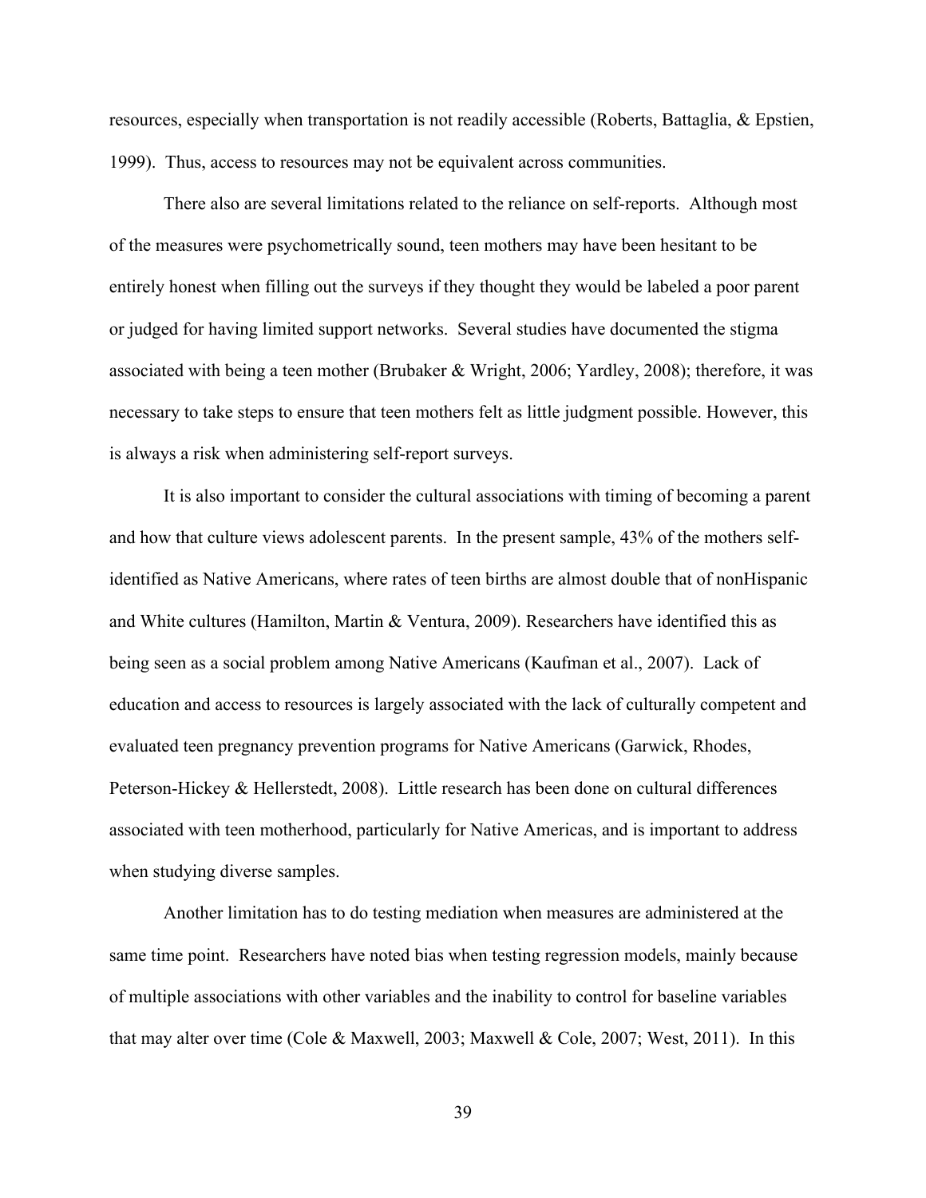resources, especially when transportation is not readily accessible (Roberts, Battaglia, & Epstien, 1999). Thus, access to resources may not be equivalent across communities.

There also are several limitations related to the reliance on self-reports. Although most of the measures were psychometrically sound, teen mothers may have been hesitant to be entirely honest when filling out the surveys if they thought they would be labeled a poor parent or judged for having limited support networks. Several studies have documented the stigma associated with being a teen mother (Brubaker & Wright, 2006; Yardley, 2008); therefore, it was necessary to take steps to ensure that teen mothers felt as little judgment possible. However, this is always a risk when administering self-report surveys.

It is also important to consider the cultural associations with timing of becoming a parent and how that culture views adolescent parents. In the present sample, 43% of the mothers self-identified as Native Americans, where rates of teen births are almost double that of nonHispanic and White cultures (Hamilton, Martin & Ventura, 2009). Researchers have identified this as being seen as a social problem among Native Americans (Kaufman et al., 2007). Lack of education and access to resources is largely associated with the lack of culturally competent and evaluated teen pregnancy prevention programs for Native Americans (Garwick, Rhodes, Peterson-Hickey & Hellerstedt, 2008). Little research has been done on cultural differences associated with teen motherhood, particularly for Native Americas, and is important to address when studying diverse samples.

Another limitation has to do testing mediation when measures are administered at the same time point. Researchers have noted bias when testing regression models, mainly because of multiple associations with other variables and the inability to control for baseline variables that may alter over time (Cole & Maxwell, 2003; Maxwell & Cole, 2007; West, 2011). In this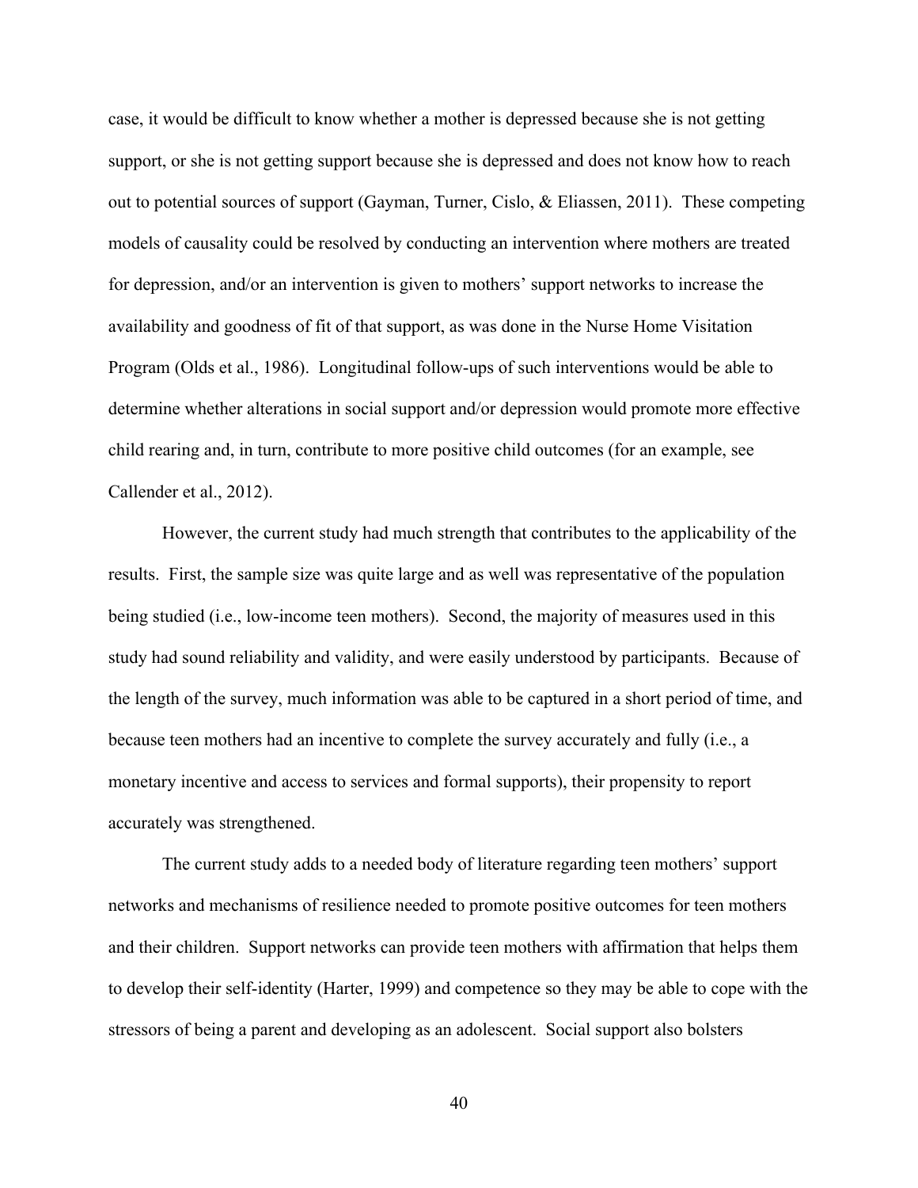case, it would be difficult to know whether a mother is depressed because she is not getting support, or she is not getting support because she is depressed and does not know how to reach out to potential sources of support (Gayman, Turner, Cislo, & Eliassen, 2011). These competing models of causality could be resolved by conducting an intervention where mothers are treated for depression, and/or an intervention is given to mothers' support networks to increase the availability and goodness of fit of that support, as was done in the Nurse Home Visitation Program (Olds et al., 1986). Longitudinal follow-ups of such interventions would be able to determine whether alterations in social support and/or depression would promote more effective child rearing and, in turn, contribute to more positive child outcomes (for an example, see Callender et al., 2012).

However, the current study had much strength that contributes to the applicability of the results. First, the sample size was quite large and as well was representative of the population being studied (i.e., low-income teen mothers). Second, the majority of measures used in this study had sound reliability and validity, and were easily understood by participants. Because of the length of the survey, much information was able to be captured in a short period of time, and because teen mothers had an incentive to complete the survey accurately and fully (i.e., a monetary incentive and access to services and formal supports), their propensity to report accurately was strengthened.

The current study adds to a needed body of literature regarding teen mothers' support networks and mechanisms of resilience needed to promote positive outcomes for teen mothers and their children. Support networks can provide teen mothers with affirmation that helps them to develop their self-identity (Harter, 1999) and competence so they may be able to cope with the stressors of being a parent and developing as an adolescent. Social support also bolsters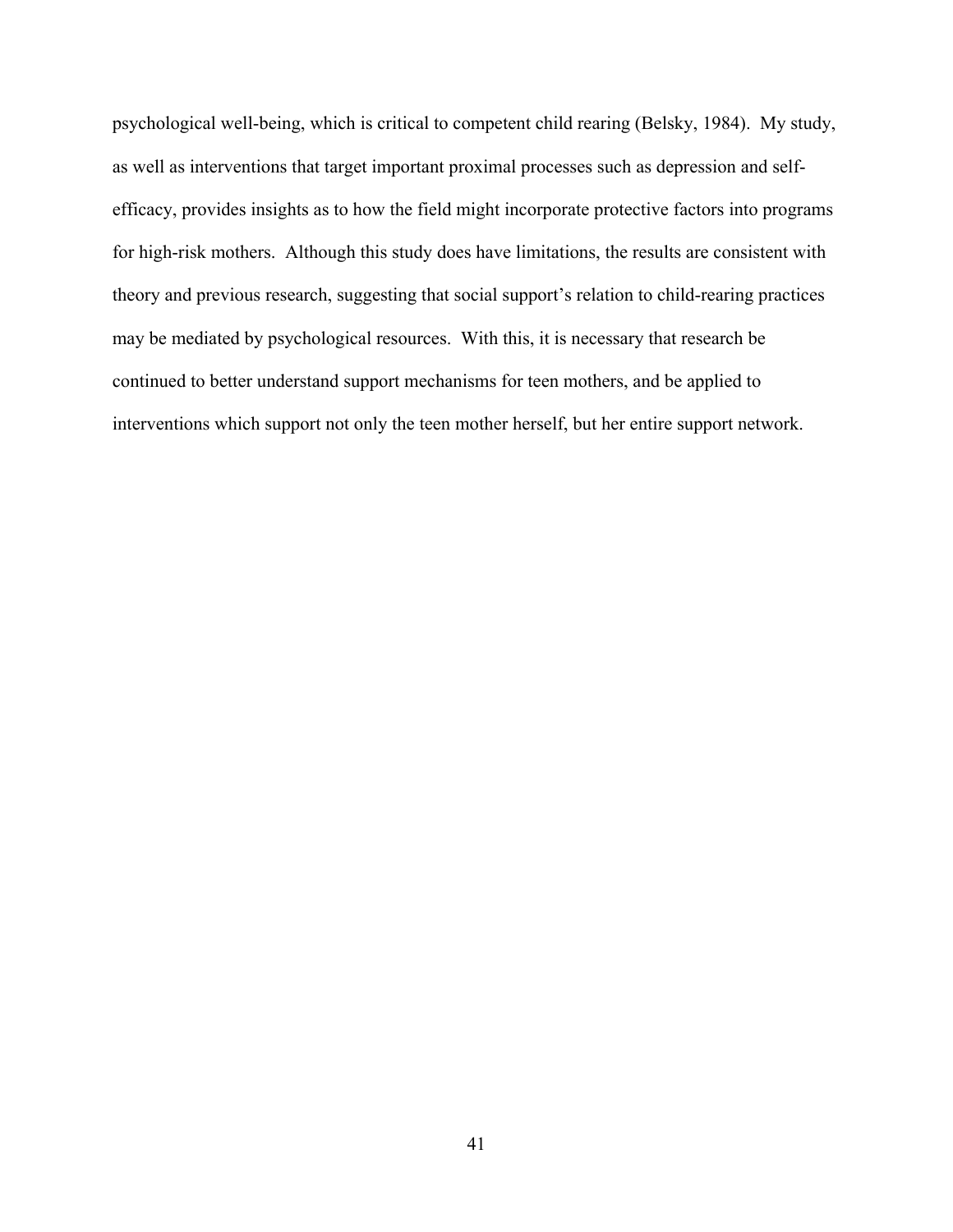psychological well-being, which is critical to competent child rearing (Belsky, 1984). My study, as well as interventions that target important proximal processes such as depression and self-efficacy, provides insights as to how the field might incorporate protective factors into programs for high-risk mothers. Although this study does have limitations, the results are consistent with theory and previous research, suggesting that social support's relation to child-rearing practices may be mediated by psychological resources. With this, it is necessary that research be continued to better understand support mechanisms for teen mothers, and be applied to interventions which support not only the teen mother herself, but her entire support network.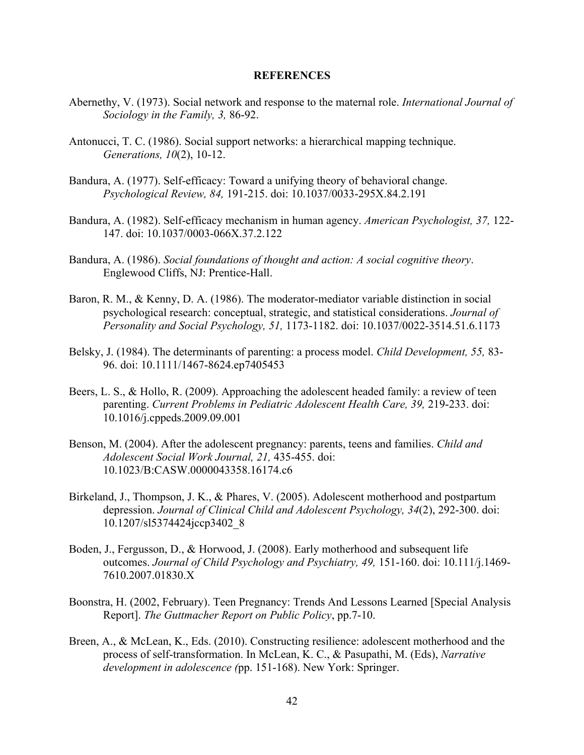# REFERENCES

Abernethy, V. (1973). Social network and response to the maternal role. *International Journal of Sociology in the Family, 3,* 86-92.

Antonucci, T. C. (1986). Social support networks: a hierarchical mapping technique. *Generations, 10*(2), 10-12.

Bandura, A. (1977). Self-efficacy: Toward a unifying theory of behavioral change. *Psychological Review, 84,* 191-215. doi: 10.1037/0033-295X.84.2.191

Bandura, A. (1982). Self-efficacy mechanism in human agency. *American Psychologist, 37,* 122-147. doi: 10.1037/0003-066X.37.2.122

Bandura, A. (1986). *Social foundations of thought and action: A social cognitive theory*. Englewood Cliffs, NJ: Prentice-Hall.

Baron, R. M., & Kenny, D. A. (1986). The moderator-mediator variable distinction in social psychological research: conceptual, strategic, and statistical considerations. *Journal of Personality and Social Psychology, 51,* 1173-1182. doi: 10.1037/0022-3514.51.6.1173

Belsky, J. (1984). The determinants of parenting: a process model. *Child Development, 55,* 83-96. doi: 10.1111/1467-8624.ep7405453

Beers, L. S., & Hollo, R. (2009). Approaching the adolescent headed family: a review of teen parenting. *Current Problems in Pediatric Adolescent Health Care, 39,* 219-233. doi: 10.1016/j.cppeds.2009.09.001

Benson, M. (2004). After the adolescent pregnancy: parents, teens and families. *Child and Adolescent Social Work Journal, 21,* 435-455. doi: 10.1023/B:CASW.0000043358.16174.c6

Birkeland, J., Thompson, J. K., & Phares, V. (2005). Adolescent motherhood and postpartum depression. *Journal of Clinical Child and Adolescent Psychology, 34*(2), 292-300. doi: 10.1207/sl5374424jccp3402_8

Boden, J., Fergusson, D., & Horwood, J. (2008). Early motherhood and subsequent life outcomes. *Journal of Child Psychology and Psychiatry, 49,* 151-160. doi: 10.111/j.1469-7610.2007.01830.X

Boonstra, H. (2002, February). Teen Pregnancy: Trends And Lessons Learned [Special Analysis Report]. *The Guttmacher Report on Public Policy*, pp.7-10.

Breen, A., & McLean, K., Eds. (2010). Constructing resilience: adolescent motherhood and the process of self-transformation. In McLean, K. C., & Pasupathi, M. (Eds), *Narrative development in adolescence (*pp. 151-168). New York: Springer.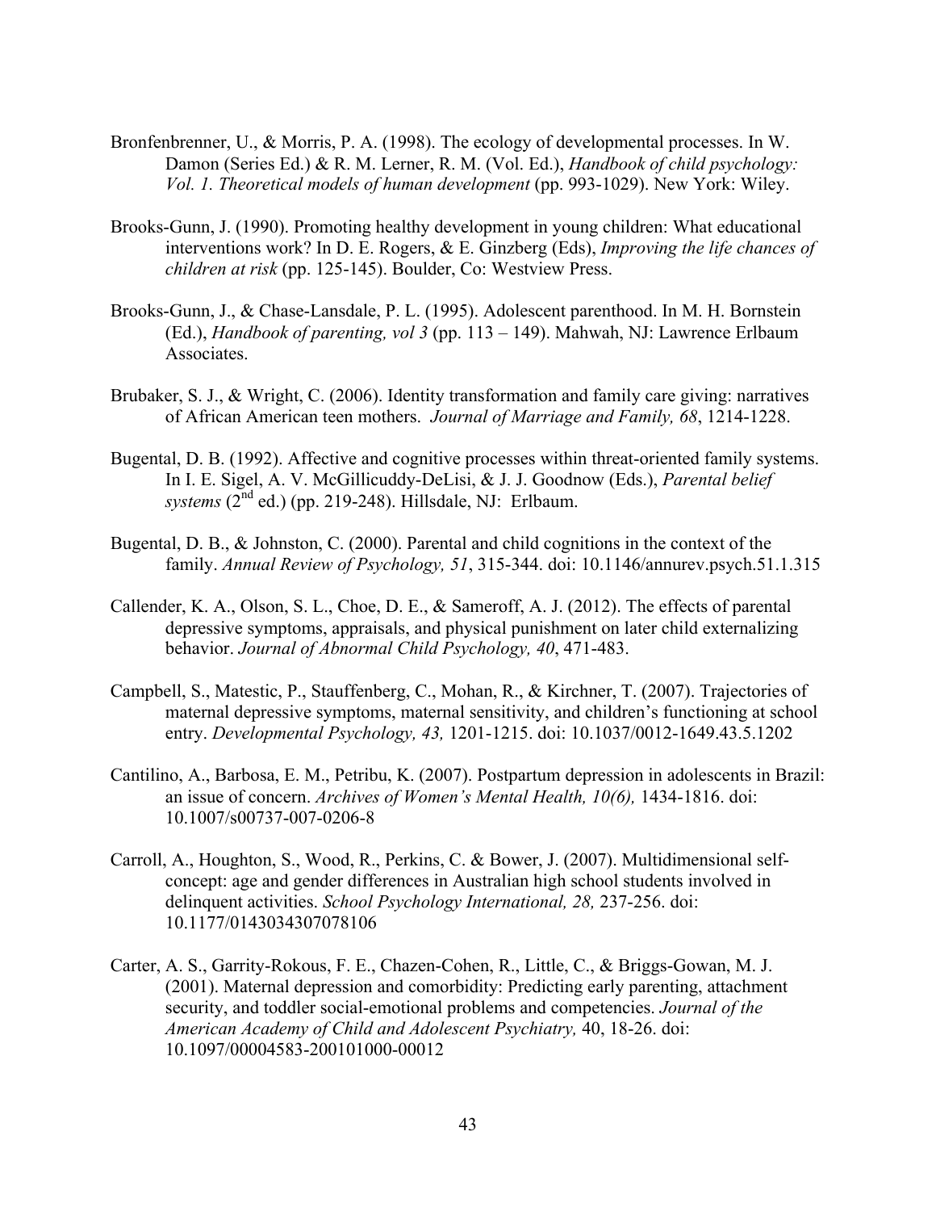Bronfenbrenner, U., & Morris, P. A. (1998). The ecology of developmental processes. In W. Damon (Series Ed.) & R. M. Lerner, R. M. (Vol. Ed.), *Handbook of child psychology: Vol. 1. Theoretical models of human development* (pp. 993-1029). New York: Wiley.

Brooks-Gunn, J. (1990). Promoting healthy development in young children: What educational interventions work? In D. E. Rogers, & E. Ginzberg (Eds), *Improving the life chances of children at risk* (pp. 125-145). Boulder, Co: Westview Press.

Brooks-Gunn, J., & Chase-Lansdale, P. L. (1995). Adolescent parenthood. In M. H. Bornstein (Ed.), *Handbook of parenting, vol 3* (pp. 113 – 149). Mahwah, NJ: Lawrence Erlbaum Associates.

Brubaker, S. J., & Wright, C. (2006). Identity transformation and family care giving: narratives of African American teen mothers. *Journal of Marriage and Family, 68*, 1214-1228.

Bugental, D. B. (1992). Affective and cognitive processes within threat-oriented family systems. In I. E. Sigel, A. V. McGillicuddy-DeLisi, & J. J. Goodnow (Eds.), *Parental belief systems* (2nd ed.) (pp. 219-248). Hillsdale, NJ: Erlbaum.

Bugental, D. B., & Johnston, C. (2000). Parental and child cognitions in the context of the family. *Annual Review of Psychology, 51*, 315-344. doi: 10.1146/annurev.psych.51.1.315

Callender, K. A., Olson, S. L., Choe, D. E., & Sameroff, A. J. (2012). The effects of parental depressive symptoms, appraisals, and physical punishment on later child externalizing behavior. *Journal of Abnormal Child Psychology, 40*, 471-483.

Campbell, S., Matestic, P., Stauffenberg, C., Mohan, R., & Kirchner, T. (2007). Trajectories of maternal depressive symptoms, maternal sensitivity, and children's functioning at school entry. *Developmental Psychology, 43,* 1201-1215. doi: 10.1037/0012-1649.43.5.1202

Cantilino, A., Barbosa, E. M., Petribu, K. (2007). Postpartum depression in adolescents in Brazil: an issue of concern. *Archives of Women's Mental Health, 10(6),* 1434-1816. doi: 10.1007/s00737-007-0206-8

Carroll, A., Houghton, S., Wood, R., Perkins, C. & Bower, J. (2007). Multidimensional self-concept: age and gender differences in Australian high school students involved in delinquent activities. *School Psychology International, 28,* 237-256. doi: 10.1177/0143034307078106

Carter, A. S., Garrity-Rokous, F. E., Chazen-Cohen, R., Little, C., & Briggs-Gowan, M. J. (2001). Maternal depression and comorbidity: Predicting early parenting, attachment security, and toddler social-emotional problems and competencies. *Journal of the American Academy of Child and Adolescent Psychiatry,* 40, 18-26. doi: 10.1097/00004583-200101000-00012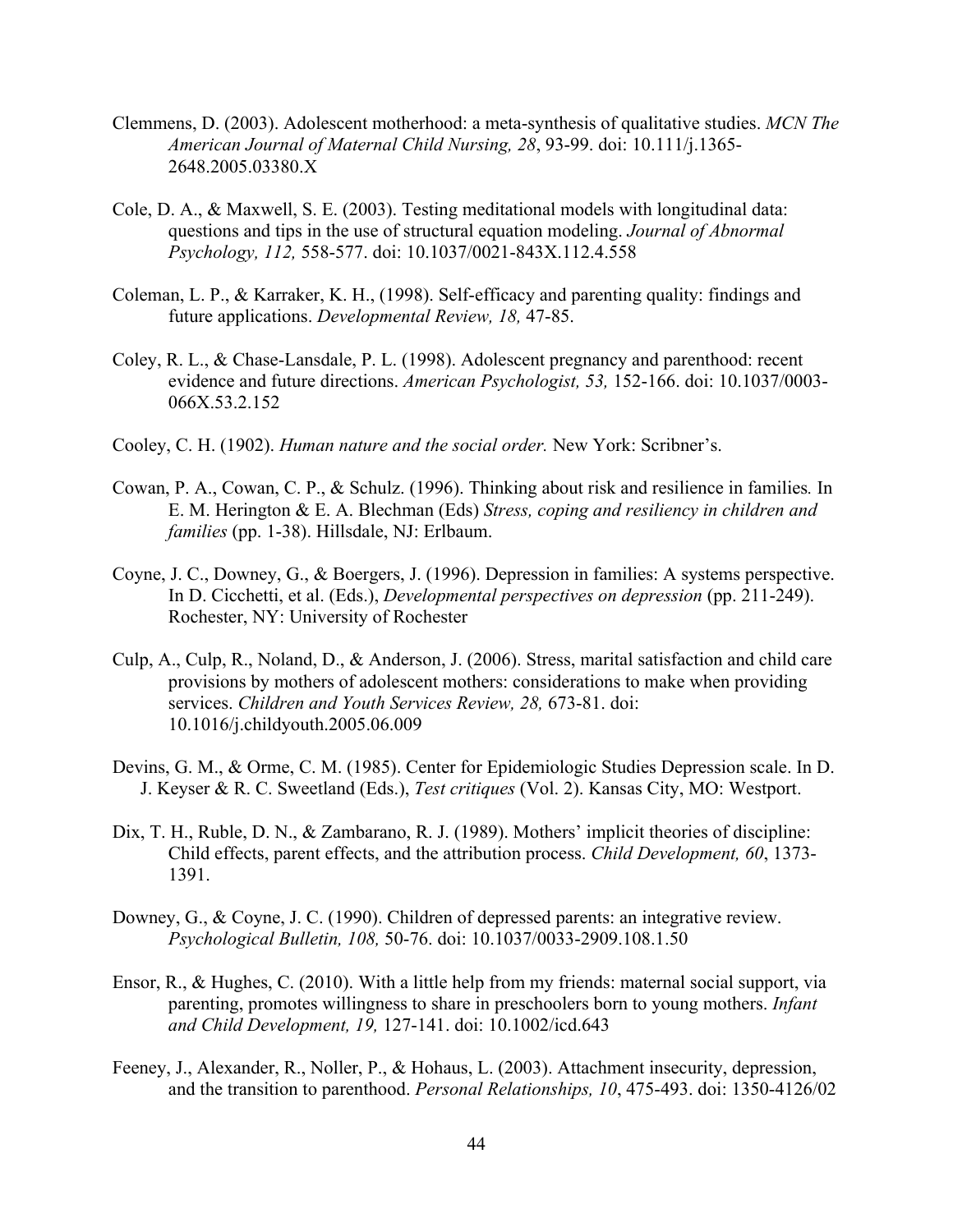Clemmens, D. (2003). Adolescent motherhood: a meta-synthesis of qualitative studies. *MCN The American Journal of Maternal Child Nursing, 28*, 93-99. doi: 10.111/j.1365-2648.2005.03380.X

Cole, D. A., & Maxwell, S. E. (2003). Testing meditational models with longitudinal data: questions and tips in the use of structural equation modeling. *Journal of Abnormal Psychology, 112,* 558-577. doi: 10.1037/0021-843X.112.4.558

Coleman, L. P., & Karraker, K. H., (1998). Self-efficacy and parenting quality: findings and future applications. *Developmental Review, 18,* 47-85.

Coley, R. L., & Chase-Lansdale, P. L. (1998). Adolescent pregnancy and parenthood: recent evidence and future directions. *American Psychologist, 53,* 152-166. doi: 10.1037/0003-066X.53.2.152

Cooley, C. H. (1902). *Human nature and the social order.* New York: Scribner's.

Cowan, P. A., Cowan, C. P., & Schulz. (1996). Thinking about risk and resilience in families*.* In E. M. Herington & E. A. Blechman (Eds) *Stress, coping and resiliency in children and families* (pp. 1-38). Hillsdale, NJ: Erlbaum.

Coyne, J. C., Downey, G., & Boergers, J. (1996). Depression in families: A systems perspective. In D. Cicchetti, et al. (Eds.), *Developmental perspectives on depression* (pp. 211-249). Rochester, NY: University of Rochester

Culp, A., Culp, R., Noland, D., & Anderson, J. (2006). Stress, marital satisfaction and child care provisions by mothers of adolescent mothers: considerations to make when providing services. *Children and Youth Services Review, 28,* 673-81. doi: 10.1016/j.childyouth.2005.06.009

Devins, G. M., & Orme, C. M. (1985). Center for Epidemiologic Studies Depression scale. In D. J. Keyser & R. C. Sweetland (Eds.), *Test critiques* (Vol. 2). Kansas City, MO: Westport.

Dix, T. H., Ruble, D. N., & Zambarano, R. J. (1989). Mothers' implicit theories of discipline: Child effects, parent effects, and the attribution process. *Child Development, 60*, 1373-1391.

Downey, G., & Coyne, J. C. (1990). Children of depressed parents: an integrative review. *Psychological Bulletin, 108,* 50-76. doi: 10.1037/0033-2909.108.1.50

Ensor, R., & Hughes, C. (2010). With a little help from my friends: maternal social support, via parenting, promotes willingness to share in preschoolers born to young mothers. *Infant and Child Development, 19,* 127-141. doi: 10.1002/icd.643

Feeney, J., Alexander, R., Noller, P., & Hohaus, L. (2003). Attachment insecurity, depression, and the transition to parenthood. *Personal Relationships, 10*, 475-493. doi: 1350-4126/02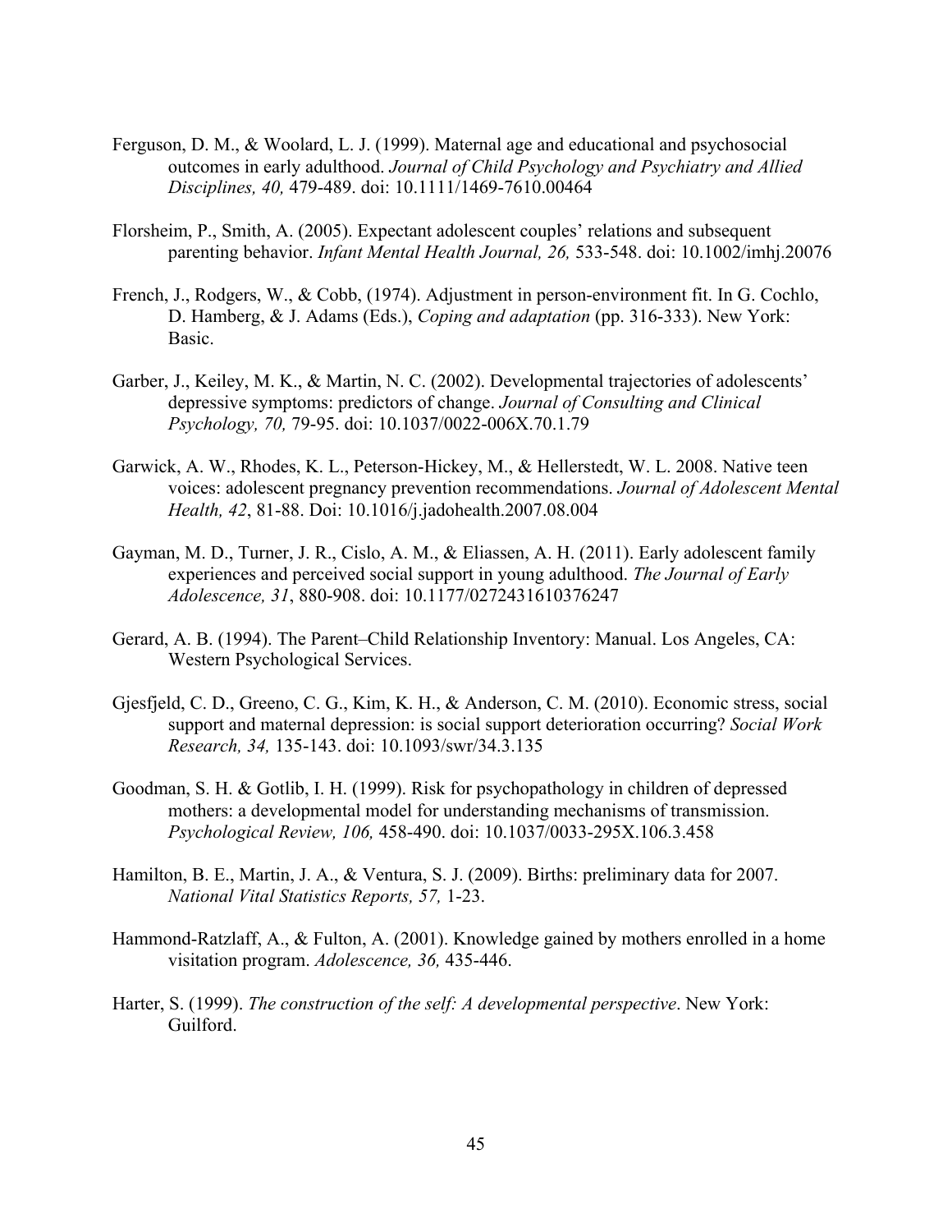Ferguson, D. M., & Woolard, L. J. (1999). Maternal age and educational and psychosocial outcomes in early adulthood. *Journal of Child Psychology and Psychiatry and Allied Disciplines, 40,* 479-489. doi: 10.1111/1469-7610.00464

Florsheim, P., Smith, A. (2005). Expectant adolescent couples' relations and subsequent parenting behavior. *Infant Mental Health Journal, 26,* 533-548. doi: 10.1002/imhj.20076

French, J., Rodgers, W., & Cobb, (1974). Adjustment in person-environment fit. In G. Cochlo, D. Hamberg, & J. Adams (Eds.), *Coping and adaptation* (pp. 316-333). New York: Basic.

Garber, J., Keiley, M. K., & Martin, N. C. (2002). Developmental trajectories of adolescents' depressive symptoms: predictors of change. *Journal of Consulting and Clinical Psychology, 70,* 79-95. doi: 10.1037/0022-006X.70.1.79

Garwick, A. W., Rhodes, K. L., Peterson-Hickey, M., & Hellerstedt, W. L. 2008. Native teen voices: adolescent pregnancy prevention recommendations. *Journal of Adolescent Mental Health, 42*, 81-88. Doi: 10.1016/j.jadohealth.2007.08.004

Gayman, M. D., Turner, J. R., Cislo, A. M., & Eliassen, A. H. (2011). Early adolescent family experiences and perceived social support in young adulthood. *The Journal of Early Adolescence, 31*, 880-908. doi: 10.1177/0272431610376247

Gerard, A. B. (1994). The Parent–Child Relationship Inventory: Manual. Los Angeles, CA: Western Psychological Services.

Gjesfjeld, C. D., Greeno, C. G., Kim, K. H., & Anderson, C. M. (2010). Economic stress, social support and maternal depression: is social support deterioration occurring? *Social Work Research, 34,* 135-143. doi: 10.1093/swr/34.3.135

Goodman, S. H. & Gotlib, I. H. (1999). Risk for psychopathology in children of depressed mothers: a developmental model for understanding mechanisms of transmission. *Psychological Review, 106,* 458-490. doi: 10.1037/0033-295X.106.3.458

Hamilton, B. E., Martin, J. A., & Ventura, S. J. (2009). Births: preliminary data for 2007. *National Vital Statistics Reports, 57,* 1-23.

Hammond-Ratzlaff, A., & Fulton, A. (2001). Knowledge gained by mothers enrolled in a home visitation program. *Adolescence, 36,* 435-446.

Harter, S. (1999). *The construction of the self: A developmental perspective*. New York: Guilford.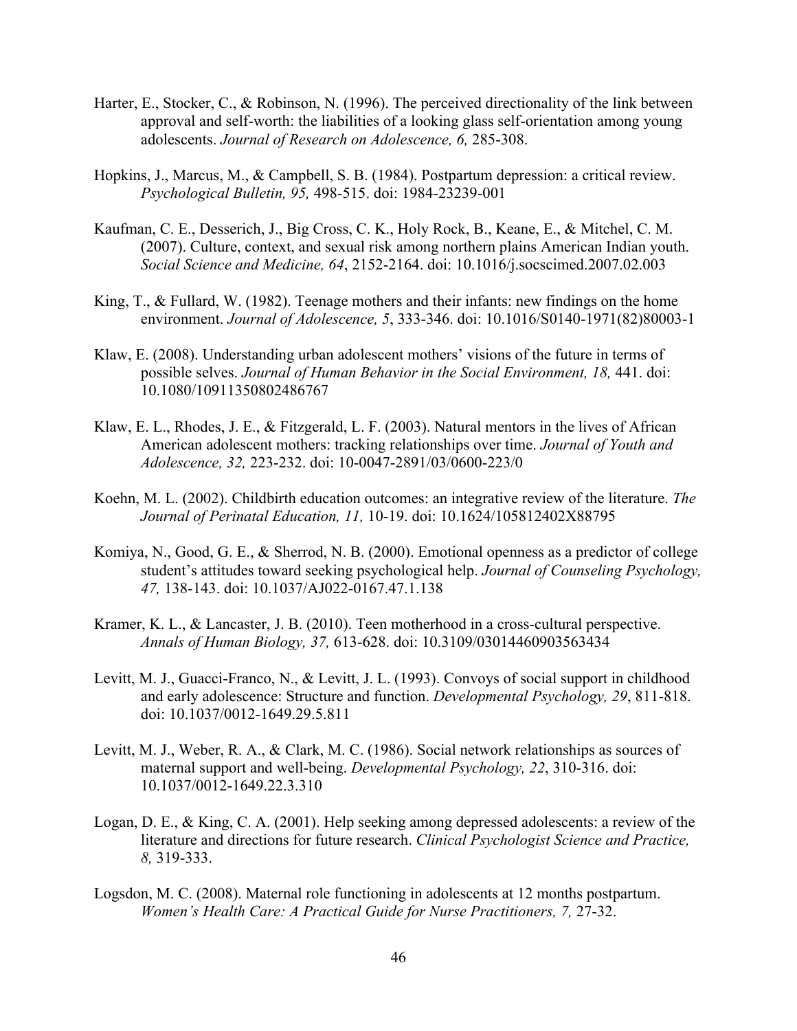Harter, E., Stocker, C., & Robinson, N. (1996). The perceived directionality of the link between approval and self-worth: the liabilities of a looking glass self-orientation among young adolescents. *Journal of Research on Adolescence, 6,* 285-308.

Hopkins, J., Marcus, M., & Campbell, S. B. (1984). Postpartum depression: a critical review. *Psychological Bulletin, 95,* 498-515. doi: 1984-23239-001

Kaufman, C. E., Desserich, J., Big Cross, C. K., Holy Rock, B., Keane, E., & Mitchel, C. M. (2007). Culture, context, and sexual risk among northern plains American Indian youth. *Social Science and Medicine, 64*, 2152-2164. doi: 10.1016/j.socscimed.2007.02.003

King, T., & Fullard, W. (1982). Teenage mothers and their infants: new findings on the home environment. *Journal of Adolescence, 5*, 333-346. doi: 10.1016/S0140-1971(82)80003-1

Klaw, E. (2008). Understanding urban adolescent mothers' visions of the future in terms of possible selves. *Journal of Human Behavior in the Social Environment, 18,* 441. doi: 10.1080/10911350802486767

Klaw, E. L., Rhodes, J. E., & Fitzgerald, L. F. (2003). Natural mentors in the lives of African American adolescent mothers: tracking relationships over time. *Journal of Youth and Adolescence, 32,* 223-232. doi: 10-0047-2891/03/0600-223/0

Koehn, M. L. (2002). Childbirth education outcomes: an integrative review of the literature. *The Journal of Perinatal Education, 11,* 10-19. doi: 10.1624/105812402X88795

Komiya, N., Good, G. E., & Sherrod, N. B. (2000). Emotional openness as a predictor of college student's attitudes toward seeking psychological help. *Journal of Counseling Psychology, 47,* 138-143. doi: 10.1037/AJ022-0167.47.1.138

Kramer, K. L., & Lancaster, J. B. (2010). Teen motherhood in a cross-cultural perspective. *Annals of Human Biology, 37,* 613-628. doi: 10.3109/03014460903563434

Levitt, M. J., Guacci-Franco, N., & Levitt, J. L. (1993). Convoys of social support in childhood and early adolescence: Structure and function. *Developmental Psychology, 29*, 811-818. doi: 10.1037/0012-1649.29.5.811

Levitt, M. J., Weber, R. A., & Clark, M. C. (1986). Social network relationships as sources of maternal support and well-being. *Developmental Psychology, 22*, 310-316. doi: 10.1037/0012-1649.22.3.310

Logan, D. E., & King, C. A. (2001). Help seeking among depressed adolescents: a review of the literature and directions for future research. *Clinical Psychologist Science and Practice, 8,* 319-333.

Logsdon, M. C. (2008). Maternal role functioning in adolescents at 12 months postpartum. *Women's Health Care: A Practical Guide for Nurse Practitioners, 7,* 27-32.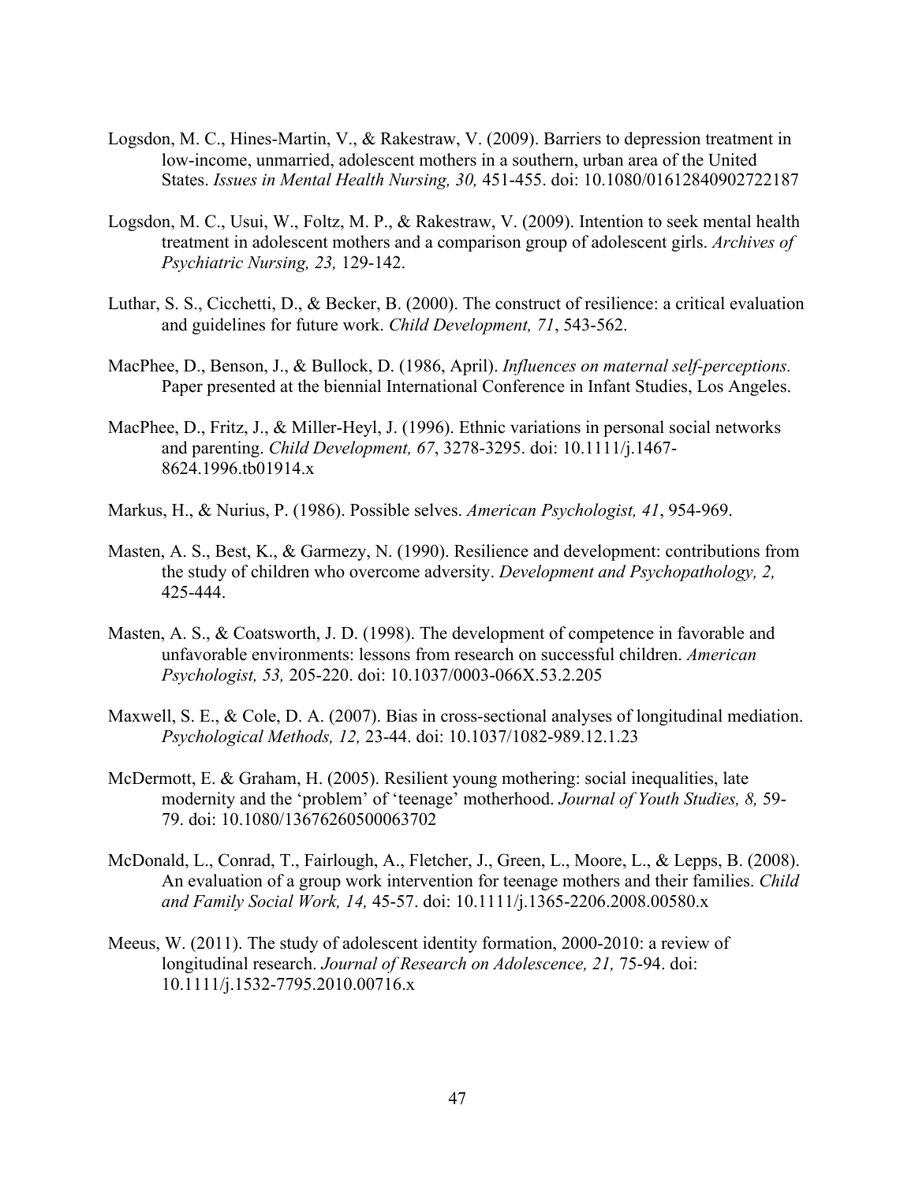Logsdon, M. C., Hines-Martin, V., & Rakestraw, V. (2009). Barriers to depression treatment in low-income, unmarried, adolescent mothers in a southern, urban area of the United States. *Issues in Mental Health Nursing, 30,* 451-455. doi: 10.1080/01612840902722187

Logsdon, M. C., Usui, W., Foltz, M. P., & Rakestraw, V. (2009). Intention to seek mental health treatment in adolescent mothers and a comparison group of adolescent girls. *Archives of Psychiatric Nursing, 23,* 129-142.

Luthar, S. S., Cicchetti, D., & Becker, B. (2000). The construct of resilience: a critical evaluation and guidelines for future work. *Child Development, 71*, 543-562.

MacPhee, D., Benson, J., & Bullock, D. (1986, April). *Influences on maternal self-perceptions.* Paper presented at the biennial International Conference in Infant Studies, Los Angeles.

MacPhee, D., Fritz, J., & Miller-Heyl, J. (1996). Ethnic variations in personal social networks and parenting. *Child Development, 67*, 3278-3295. doi: 10.1111/j.1467-8624.1996.tb01914.x

Markus, H., & Nurius, P. (1986). Possible selves. *American Psychologist, 41*, 954-969.

Masten, A. S., Best, K., & Garmezy, N. (1990). Resilience and development: contributions from the study of children who overcome adversity. *Development and Psychopathology, 2,* 425-444.

Masten, A. S., & Coatsworth, J. D. (1998). The development of competence in favorable and unfavorable environments: lessons from research on successful children. *American Psychologist, 53,* 205-220. doi: 10.1037/0003-066X.53.2.205

Maxwell, S. E., & Cole, D. A. (2007). Bias in cross-sectional analyses of longitudinal mediation. *Psychological Methods, 12,* 23-44. doi: 10.1037/1082-989.12.1.23

McDermott, E. & Graham, H. (2005). Resilient young mothering: social inequalities, late modernity and the 'problem' of 'teenage' motherhood. *Journal of Youth Studies, 8,* 59-79. doi: 10.1080/13676260500063702

McDonald, L., Conrad, T., Fairlough, A., Fletcher, J., Green, L., Moore, L., & Lepps, B. (2008). An evaluation of a group work intervention for teenage mothers and their families. *Child and Family Social Work, 14,* 45-57. doi: 10.1111/j.1365-2206.2008.00580.x

Meeus, W. (2011). The study of adolescent identity formation, 2000-2010: a review of longitudinal research. *Journal of Research on Adolescence, 21,* 75-94. doi: 10.1111/j.1532-7795.2010.00716.x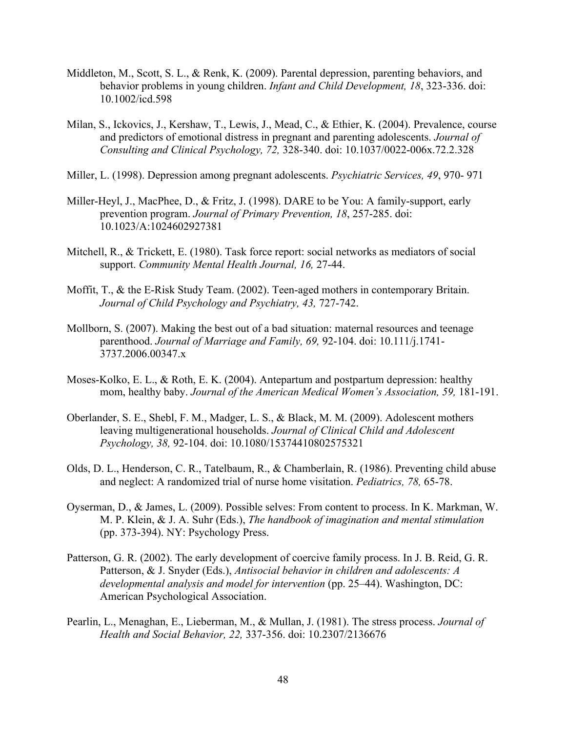Middleton, M., Scott, S. L., & Renk, K. (2009). Parental depression, parenting behaviors, and behavior problems in young children. *Infant and Child Development, 18*, 323-336. doi: 10.1002/icd.598

Milan, S., Ickovics, J., Kershaw, T., Lewis, J., Mead, C., & Ethier, K. (2004). Prevalence, course and predictors of emotional distress in pregnant and parenting adolescents. *Journal of Consulting and Clinical Psychology, 72,* 328-340. doi: 10.1037/0022-006x.72.2.328

Miller, L. (1998). Depression among pregnant adolescents. *Psychiatric Services, 49*, 970- 971

Miller-Heyl, J., MacPhee, D., & Fritz, J. (1998). DARE to be You: A family-support, early prevention program. *Journal of Primary Prevention, 18*, 257-285. doi: 10.1023/A:1024602927381

Mitchell, R., & Trickett, E. (1980). Task force report: social networks as mediators of social support. *Community Mental Health Journal, 16,* 27-44.

Moffit, T., & the E-Risk Study Team. (2002). Teen-aged mothers in contemporary Britain. *Journal of Child Psychology and Psychiatry, 43,* 727-742.

Mollborn, S. (2007). Making the best out of a bad situation: maternal resources and teenage parenthood. *Journal of Marriage and Family, 69,* 92-104. doi: 10.111/j.1741-3737.2006.00347.x

Moses-Kolko, E. L., & Roth, E. K. (2004). Antepartum and postpartum depression: healthy mom, healthy baby. *Journal of the American Medical Women's Association, 59,* 181-191.

Oberlander, S. E., Shebl, F. M., Madger, L. S., & Black, M. M. (2009). Adolescent mothers leaving multigenerational households. *Journal of Clinical Child and Adolescent Psychology, 38,* 92-104. doi: 10.1080/15374410802575321

Olds, D. L., Henderson, C. R., Tatelbaum, R., & Chamberlain, R. (1986). Preventing child abuse and neglect: A randomized trial of nurse home visitation. *Pediatrics, 78,* 65-78.

Oyserman, D., & James, L. (2009). Possible selves: From content to process. In K. Markman, W. M. P. Klein, & J. A. Suhr (Eds.), *The handbook of imagination and mental stimulation* (pp. 373-394). NY: Psychology Press.

Patterson, G. R. (2002). The early development of coercive family process. In J. B. Reid, G. R. Patterson, & J. Snyder (Eds.), *Antisocial behavior in children and adolescents: A developmental analysis and model for intervention* (pp. 25–44). Washington, DC: American Psychological Association.

Pearlin, L., Menaghan, E., Lieberman, M., & Mullan, J. (1981). The stress process. *Journal of Health and Social Behavior, 22,* 337-356. doi: 10.2307/2136676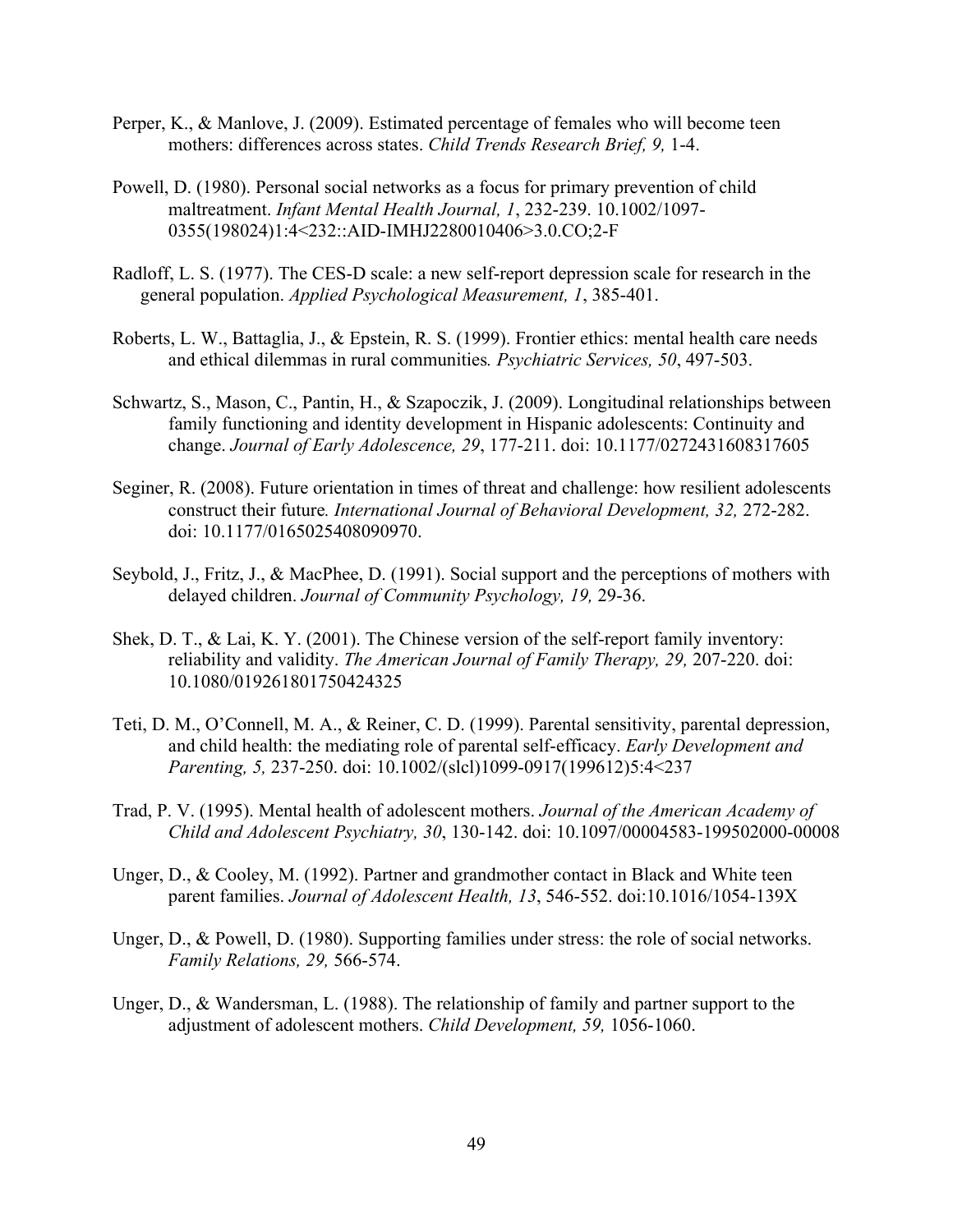Perper, K., & Manlove, J. (2009). Estimated percentage of females who will become teen mothers: differences across states. *Child Trends Research Brief, 9,* 1-4.

Powell, D. (1980). Personal social networks as a focus for primary prevention of child maltreatment. *Infant Mental Health Journal, 1*, 232-239. 10.1002/1097-0355(198024)1:4<232::AID-IMHJ2280010406>3.0.CO;2-F

Radloff, L. S. (1977). The CES-D scale: a new self-report depression scale for research in the general population. *Applied Psychological Measurement, 1*, 385-401.

Roberts, L. W., Battaglia, J., & Epstein, R. S. (1999). Frontier ethics: mental health care needs and ethical dilemmas in rural communities*. Psychiatric Services, 50*, 497-503.

Schwartz, S., Mason, C., Pantin, H., & Szapoczik, J. (2009). Longitudinal relationships between family functioning and identity development in Hispanic adolescents: Continuity and change. *Journal of Early Adolescence, 29*, 177-211. doi: 10.1177/0272431608317605

Seginer, R. (2008). Future orientation in times of threat and challenge: how resilient adolescents construct their future*. International Journal of Behavioral Development, 32,* 272-282. doi: 10.1177/0165025408090970.

Seybold, J., Fritz, J., & MacPhee, D. (1991). Social support and the perceptions of mothers with delayed children. *Journal of Community Psychology, 19,* 29-36.

Shek, D. T., & Lai, K. Y. (2001). The Chinese version of the self-report family inventory: reliability and validity. *The American Journal of Family Therapy, 29,* 207-220. doi: 10.1080/019261801750424325

Teti, D. M., O'Connell, M. A., & Reiner, C. D. (1999). Parental sensitivity, parental depression, and child health: the mediating role of parental self-efficacy. *Early Development and Parenting, 5,* 237-250. doi: 10.1002/(slcl)1099-0917(199612)5:4<237

Trad, P. V. (1995). Mental health of adolescent mothers. *Journal of the American Academy of Child and Adolescent Psychiatry, 30*, 130-142. doi: 10.1097/00004583-199502000-00008

Unger, D., & Cooley, M. (1992). Partner and grandmother contact in Black and White teen parent families. *Journal of Adolescent Health, 13*, 546-552. doi:10.1016/1054-139X

Unger, D., & Powell, D. (1980). Supporting families under stress: the role of social networks. *Family Relations, 29,* 566-574.

Unger, D., & Wandersman, L. (1988). The relationship of family and partner support to the adjustment of adolescent mothers. *Child Development, 59,* 1056-1060.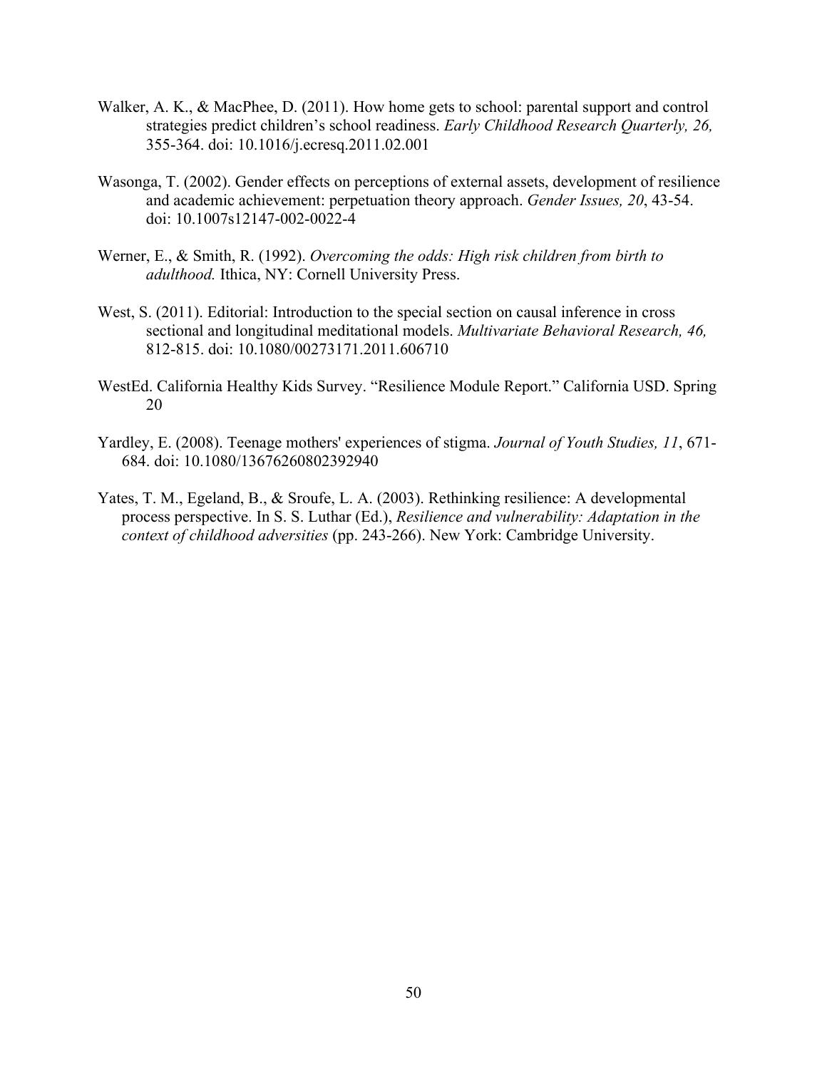Walker, A. K., & MacPhee, D. (2011). How home gets to school: parental support and control strategies predict children's school readiness. *Early Childhood Research Quarterly, 26,* 355-364. doi: 10.1016/j.ecresq.2011.02.001

Wasonga, T. (2002). Gender effects on perceptions of external assets, development of resilience and academic achievement: perpetuation theory approach. *Gender Issues, 20*, 43-54. doi: 10.1007s12147-002-0022-4

Werner, E., & Smith, R. (1992). *Overcoming the odds: High risk children from birth to adulthood.* Ithica, NY: Cornell University Press.

West, S. (2011). Editorial: Introduction to the special section on causal inference in cross sectional and longitudinal meditational models. *Multivariate Behavioral Research, 46,* 812-815. doi: 10.1080/00273171.2011.606710

WestEd. California Healthy Kids Survey. "Resilience Module Report." California USD. Spring 20

Yardley, E. (2008). Teenage mothers' experiences of stigma. *Journal of Youth Studies, 11*, 671-684. doi: 10.1080/13676260802392940

Yates, T. M., Egeland, B., & Sroufe, L. A. (2003). Rethinking resilience: A developmental process perspective. In S. S. Luthar (Ed.), *Resilience and vulnerability: Adaptation in the context of childhood adversities* (pp. 243-266). New York: Cambridge University.